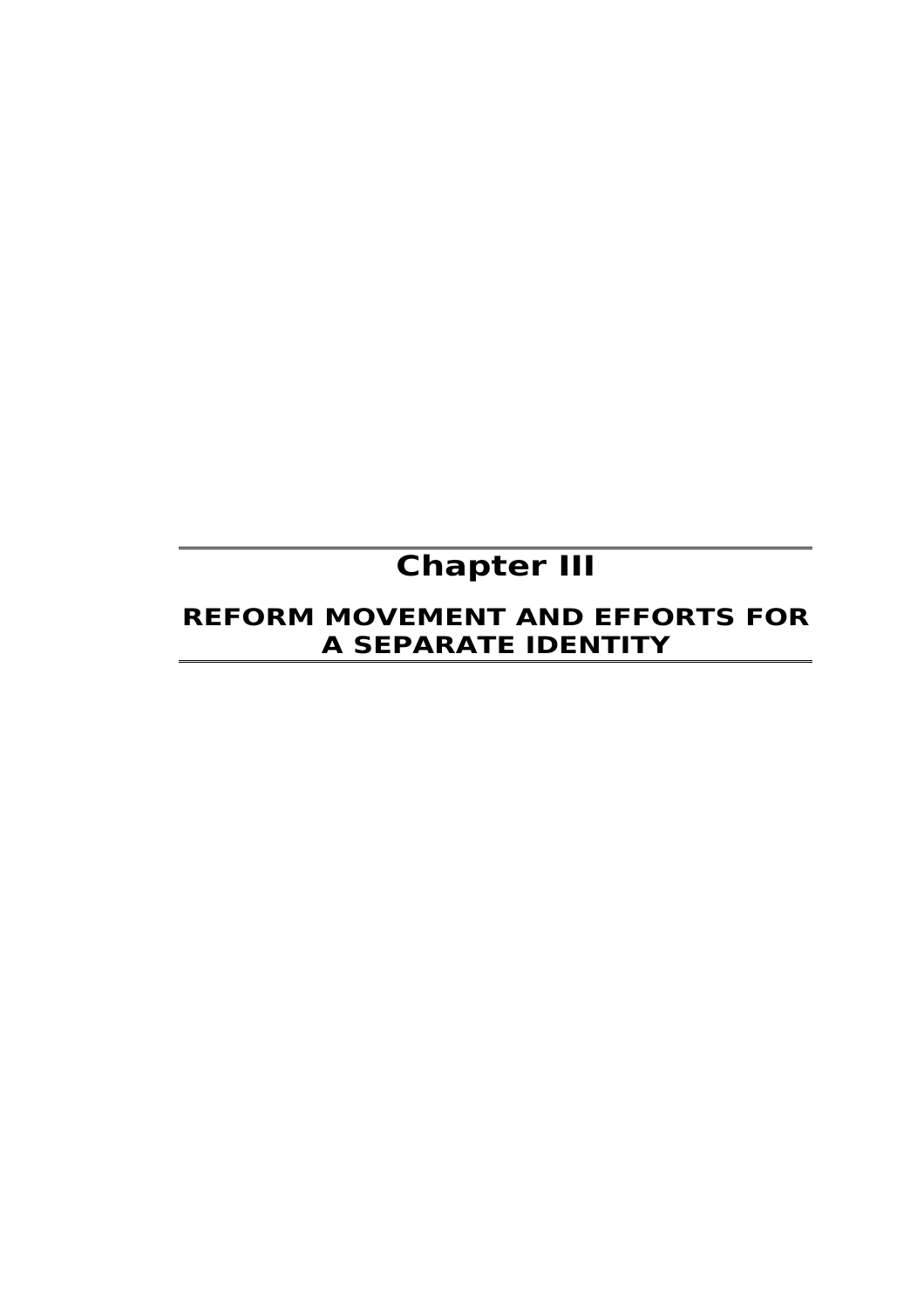# Chapter III

## REFORM MOVEMENT AND EFFORTS FOR A SEPARATE IDENTITY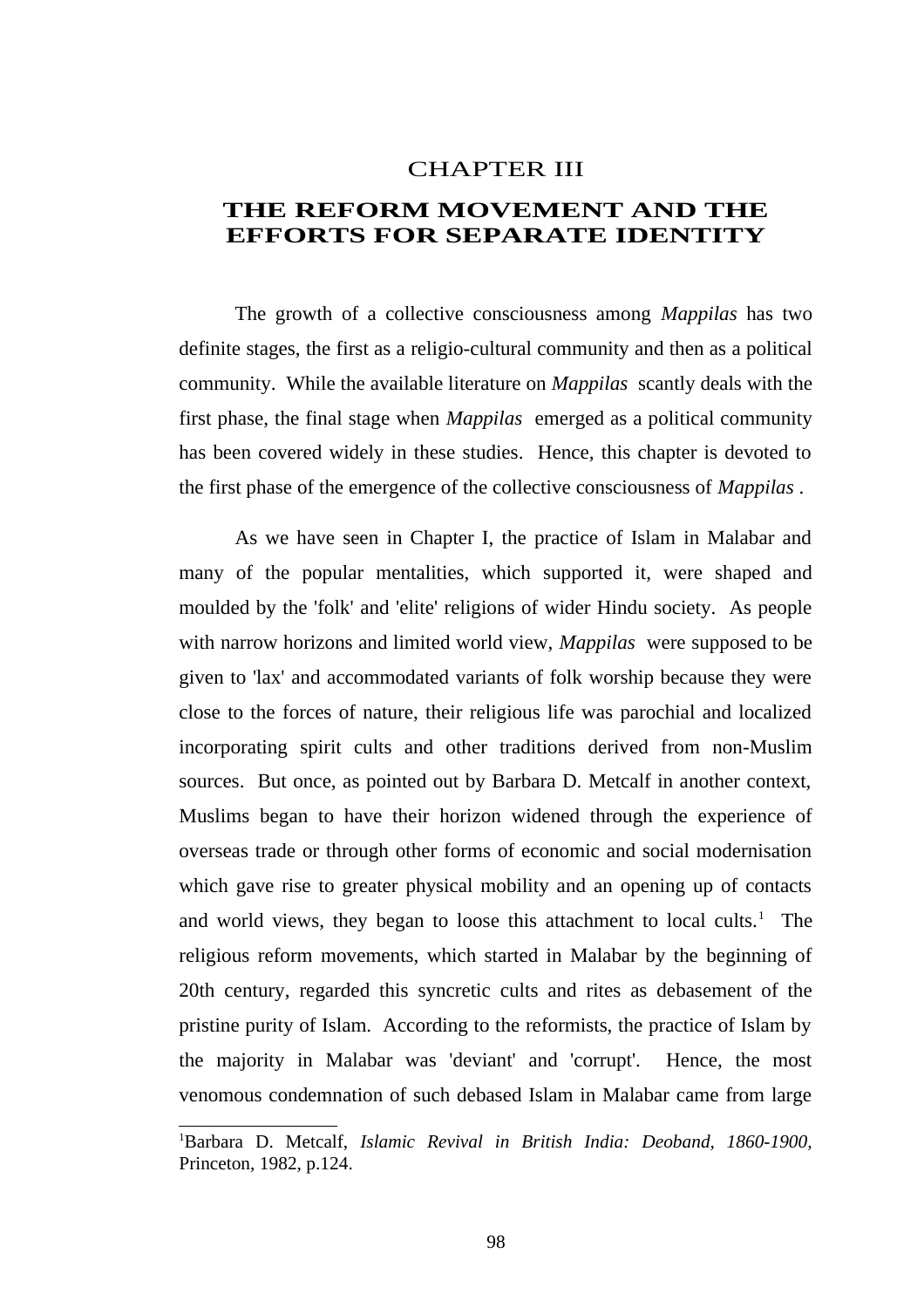# CHAPTER III

# THE REFORM MOVEMENT AND THE EFFORTS FOR SEPARATE IDENTITY

The growth of a collective consciousness among *Mappilas* has two definite stages, the first as a religio-cultural community and then as a political community. While the available literature on *Mappilas* scantly deals with the first phase, the final stage when *Mappilas* emerged as a political community has been covered widely in these studies. Hence, this chapter is devoted to the first phase of the emergence of the collective consciousness of *Mappilas* .

As we have seen in Chapter I, the practice of Islam in Malabar and many of the popular mentalities, which supported it, were shaped and moulded by the 'folk' and 'elite' religions of wider Hindu society. As people with narrow horizons and limited world view, *Mappilas* were supposed to be given to 'lax' and accommodated variants of folk worship because they were close to the forces of nature, their religious life was parochial and localized incorporating spirit cults and other traditions derived from non-Muslim sources. But once, as pointed out by Barbara D. Metcalf in another context, Muslims began to have their horizon widened through the experience of overseas trade or through other forms of economic and social modernisation which gave rise to greater physical mobility and an opening up of contacts and world views, they began to loose this attachment to local cults.[1] The religious reform movements, which started in Malabar by the beginning of 20th century, regarded this syncretic cults and rites as debasement of the pristine purity of Islam. According to the reformists, the practice of Islam by the majority in Malabar was 'deviant' and 'corrupt'. Hence, the most venomous condemnation of such debased Islam in Malabar came from large

---

[1] Barbara D. Metcalf, *Islamic Revival in British India: Deoband, 1860-1900,* Princeton, 1982, p.124.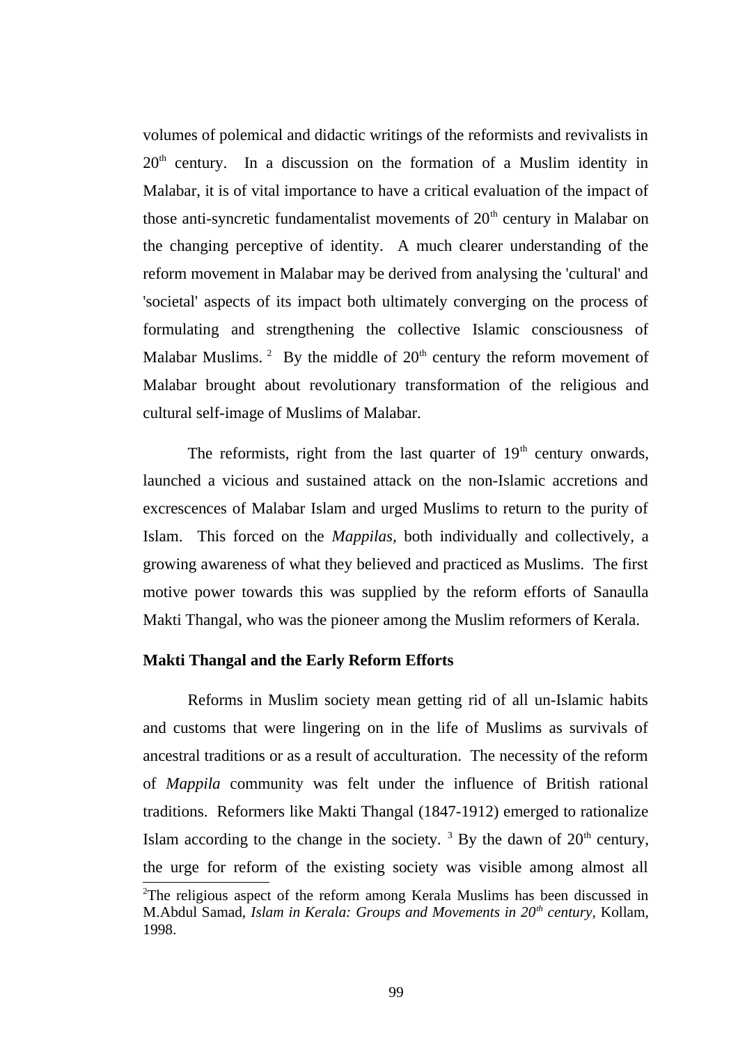volumes of polemical and didactic writings of the reformists and revivalists in 20th century. In a discussion on the formation of a Muslim identity in Malabar, it is of vital importance to have a critical evaluation of the impact of those anti-syncretic fundamentalist movements of 20th century in Malabar on the changing perceptive of identity. A much clearer understanding of the reform movement in Malabar may be derived from analysing the 'cultural' and 'societal' aspects of its impact both ultimately converging on the process of formulating and strengthening the collective Islamic consciousness of Malabar Muslims. [2] By the middle of 20th century the reform movement of Malabar brought about revolutionary transformation of the religious and cultural self-image of Muslims of Malabar.

The reformists, right from the last quarter of 19th century onwards, launched a vicious and sustained attack on the non-Islamic accretions and excrescences of Malabar Islam and urged Muslims to return to the purity of Islam. This forced on the *Mappilas*, both individually and collectively, a growing awareness of what they believed and practiced as Muslims. The first motive power towards this was supplied by the reform efforts of Sanaulla Makti Thangal, who was the pioneer among the Muslim reformers of Kerala.

**Makti Thangal and the Early Reform Efforts**

Reforms in Muslim society mean getting rid of all un-Islamic habits and customs that were lingering on in the life of Muslims as survivals of ancestral traditions or as a result of acculturation. The necessity of the reform of *Mappila* community was felt under the influence of British rational traditions. Reformers like Makti Thangal (1847-1912) emerged to rationalize Islam according to the change in the society. [3] By the dawn of 20th century, the urge for reform of the existing society was visible among almost all

---

[2] The religious aspect of the reform among Kerala Muslims has been discussed in M.Abdul Samad, *Islam in Kerala: Groups and Movements in 20th century*, Kollam, 1998.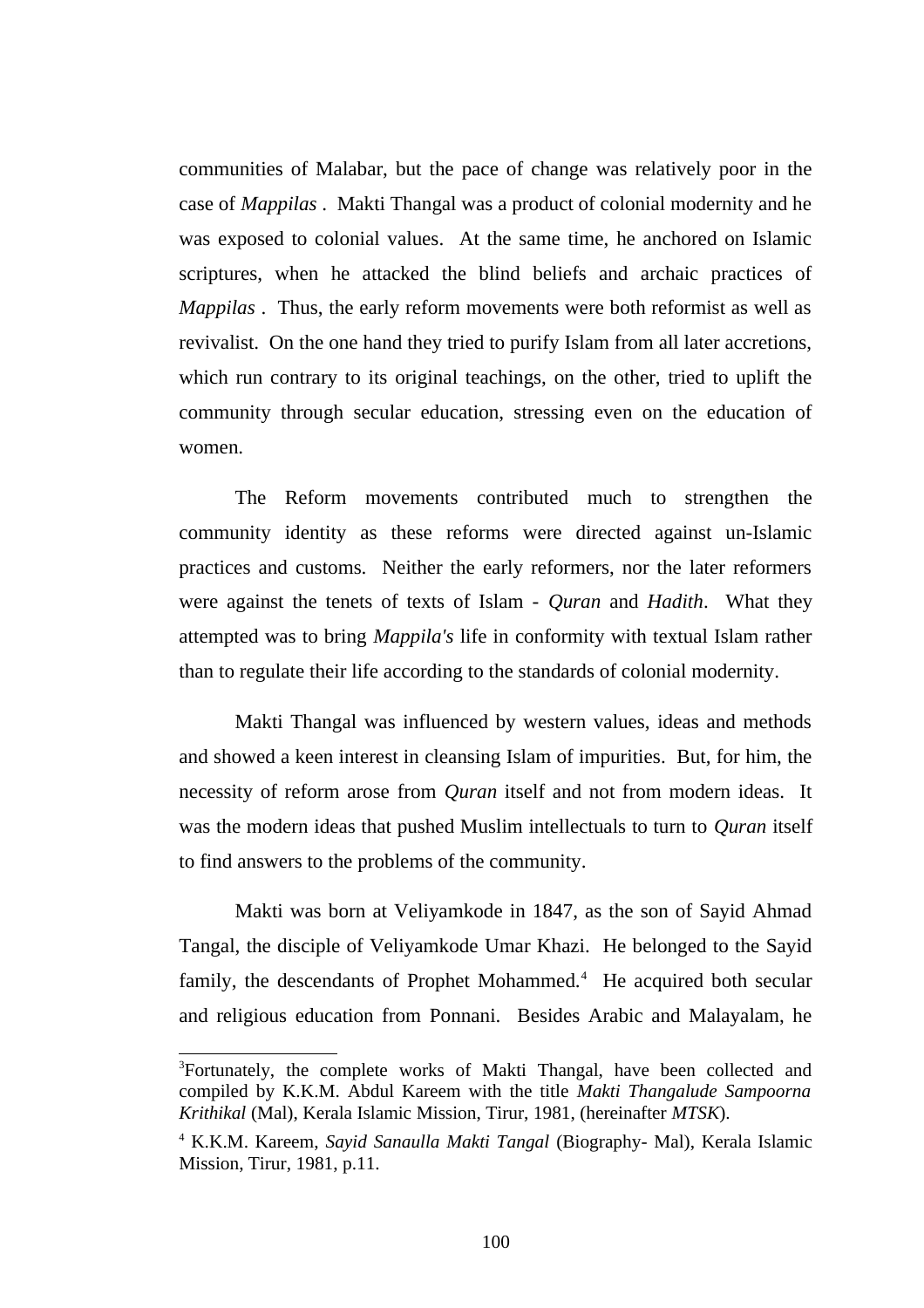communities of Malabar, but the pace of change was relatively poor in the case of *Mappilas* . Makti Thangal was a product of colonial modernity and he was exposed to colonial values. At the same time, he anchored on Islamic scriptures, when he attacked the blind beliefs and archaic practices of *Mappilas* . Thus, the early reform movements were both reformist as well as revivalist. On the one hand they tried to purify Islam from all later accretions, which run contrary to its original teachings, on the other, tried to uplift the community through secular education, stressing even on the education of women.

The Reform movements contributed much to strengthen the community identity as these reforms were directed against un-Islamic practices and customs. Neither the early reformers, nor the later reformers were against the tenets of texts of Islam - *Quran* and *Hadith*. What they attempted was to bring *Mappila's* life in conformity with textual Islam rather than to regulate their life according to the standards of colonial modernity.

Makti Thangal was influenced by western values, ideas and methods and showed a keen interest in cleansing Islam of impurities. But, for him, the necessity of reform arose from *Quran* itself and not from modern ideas. It was the modern ideas that pushed Muslim intellectuals to turn to *Quran* itself to find answers to the problems of the community.

Makti was born at Veliyamkode in 1847, as the son of Sayid Ahmad Tangal, the disciple of Veliyamkode Umar Khazi. He belonged to the Sayid family, the descendants of Prophet Mohammed.[4] He acquired both secular and religious education from Ponnani. Besides Arabic and Malayalam, he

---

[3]Fortunately, the complete works of Makti Thangal, have been collected and compiled by K.K.M. Abdul Kareem with the title *Makti Thangalude Sampoorna Krithikal* (Mal), Kerala Islamic Mission, Tirur, 1981, (hereinafter *MTSK*).

[4] K.K.M. Kareem, *Sayid Sanaulla Makti Tangal* (Biography- Mal), Kerala Islamic Mission, Tirur, 1981, p.11.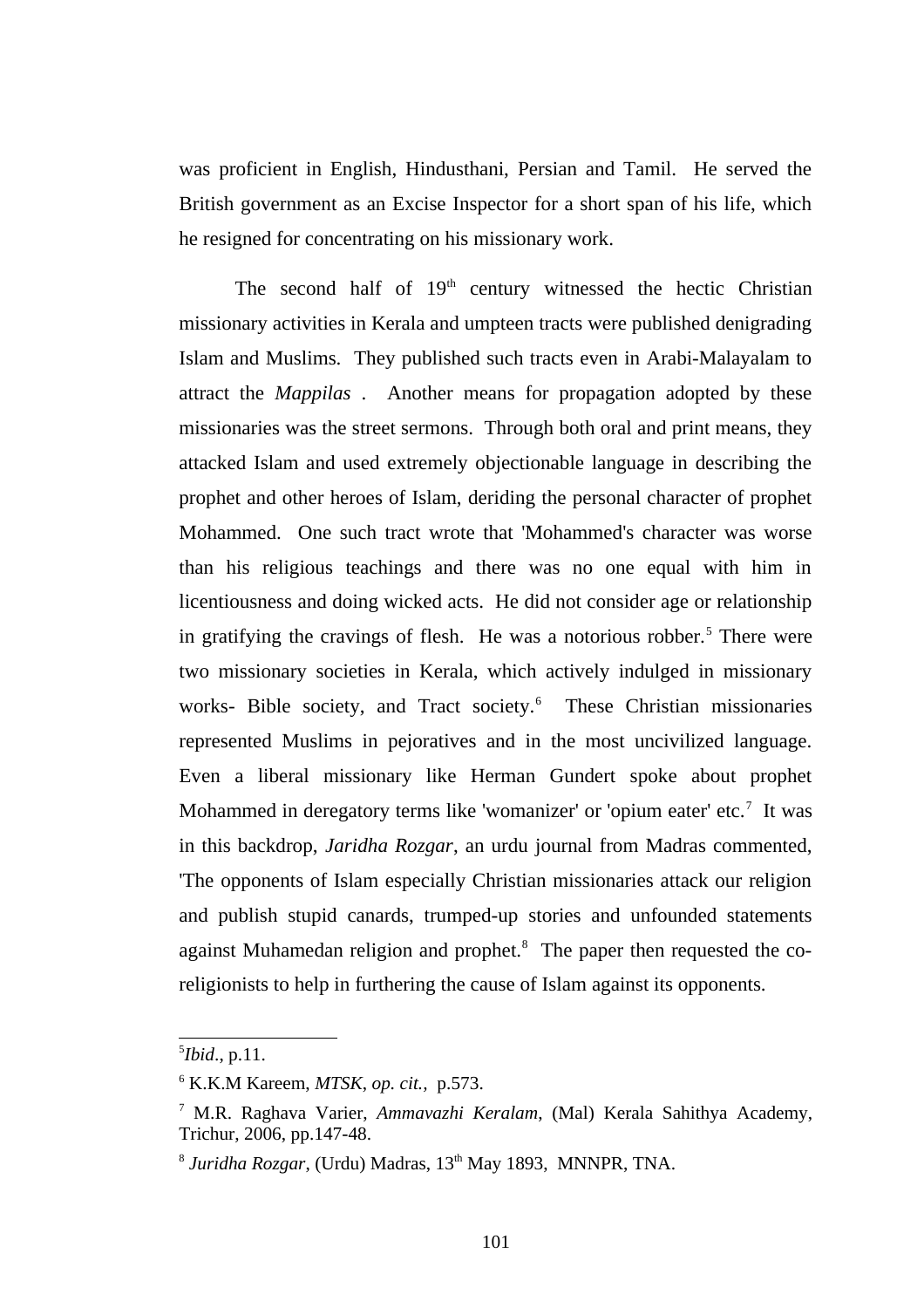was proficient in English, Hindusthani, Persian and Tamil. He served the British government as an Excise Inspector for a short span of his life, which he resigned for concentrating on his missionary work.

The second half of 19th century witnessed the hectic Christian missionary activities in Kerala and umpteen tracts were published denigrading Islam and Muslims. They published such tracts even in Arabi-Malayalam to attract the *Mappilas* . Another means for propagation adopted by these missionaries was the street sermons. Through both oral and print means, they attacked Islam and used extremely objectionable language in describing the prophet and other heroes of Islam, deriding the personal character of prophet Mohammed. One such tract wrote that 'Mohammed's character was worse than his religious teachings and there was no one equal with him in licentiousness and doing wicked acts. He did not consider age or relationship in gratifying the cravings of flesh. He was a notorious robber.[5] There were two missionary societies in Kerala, which actively indulged in missionary works- Bible society, and Tract society.[6] These Christian missionaries represented Muslims in pejoratives and in the most uncivilized language. Even a liberal missionary like Herman Gundert spoke about prophet Mohammed in deregatory terms like 'womanizer' or 'opium eater' etc.[7] It was in this backdrop, *Jaridha Rozgar*, an urdu journal from Madras commented, 'The opponents of Islam especially Christian missionaries attack our religion and publish stupid canards, trumped-up stories and unfounded statements against Muhamedan religion and prophet.[8] The paper then requested the co-religionists to help in furthering the cause of Islam against its opponents.

---

[5] *Ibid*., p.11.

[6] K.K.M Kareem, *MTSK*, *op. cit.,* p.573.

[7] M.R. Raghava Varier, *Ammavazhi Keralam*, (Mal) Kerala Sahithya Academy, Trichur, 2006, pp.147-48.

[8] *Juridha Rozgar*, (Urdu) Madras, 13th May 1893, MNNPR, TNA.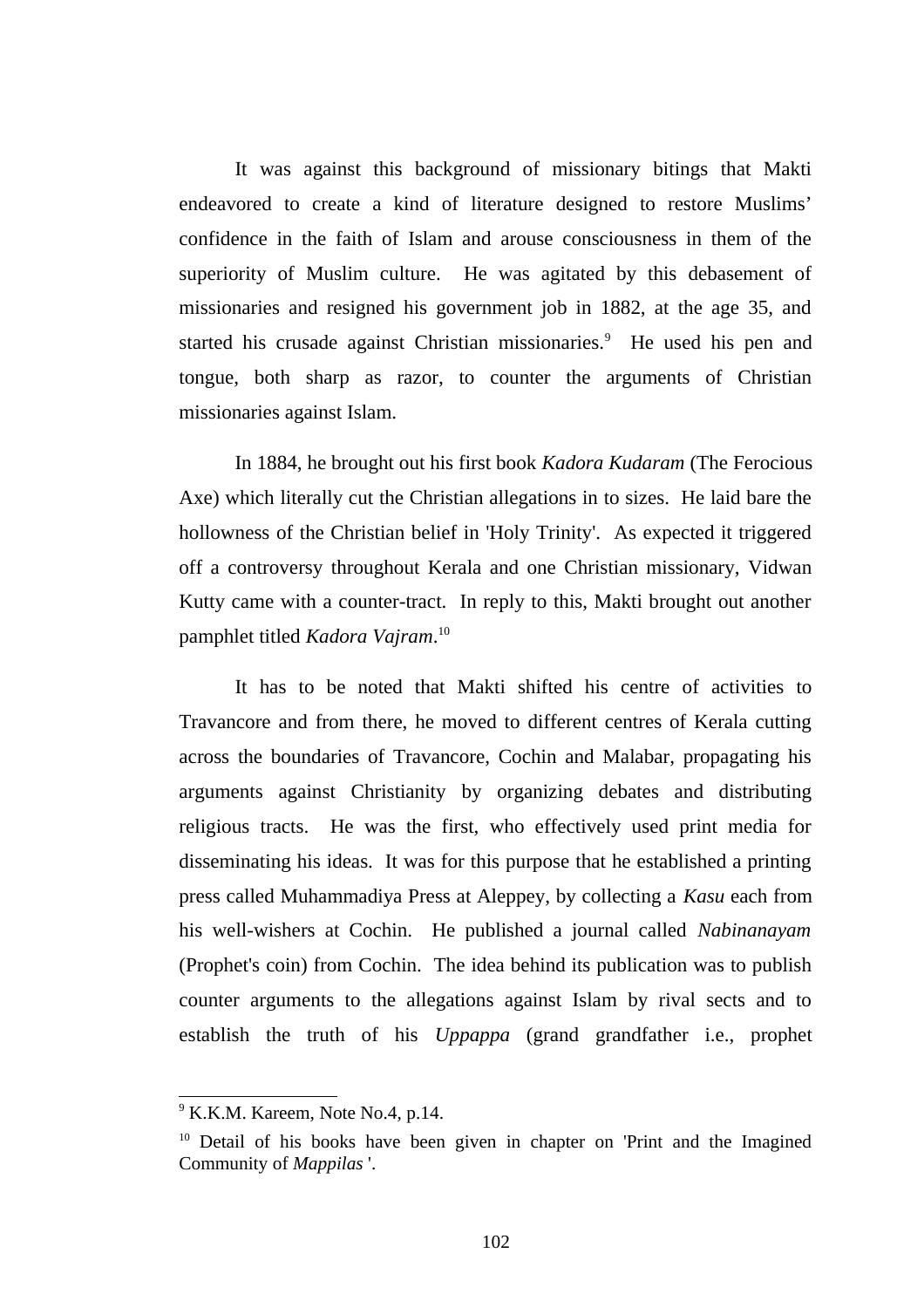It was against this background of missionary bitings that Makti endeavored to create a kind of literature designed to restore Muslims' confidence in the faith of Islam and arouse consciousness in them of the superiority of Muslim culture. He was agitated by this debasement of missionaries and resigned his government job in 1882, at the age 35, and started his crusade against Christian missionaries.[9] He used his pen and tongue, both sharp as razor, to counter the arguments of Christian missionaries against Islam.

In 1884, he brought out his first book *Kadora Kudaram* (The Ferocious Axe) which literally cut the Christian allegations in to sizes. He laid bare the hollowness of the Christian belief in 'Holy Trinity'. As expected it triggered off a controversy throughout Kerala and one Christian missionary, Vidwan Kutty came with a counter-tract. In reply to this, Makti brought out another pamphlet titled *Kadora Vajram*.[10]

It has to be noted that Makti shifted his centre of activities to Travancore and from there, he moved to different centres of Kerala cutting across the boundaries of Travancore, Cochin and Malabar, propagating his arguments against Christianity by organizing debates and distributing religious tracts. He was the first, who effectively used print media for disseminating his ideas. It was for this purpose that he established a printing press called Muhammadiya Press at Aleppey, by collecting a *Kasu* each from his well-wishers at Cochin. He published a journal called *Nabinanayam* (Prophet's coin) from Cochin. The idea behind its publication was to publish counter arguments to the allegations against Islam by rival sects and to establish the truth of his *Uppappa* (grand grandfather i.e., prophet

---

[9] K.K.M. Kareem, Note No.4, p.14.

[10] Detail of his books have been given in chapter on 'Print and the Imagined Community of *Mappilas* '.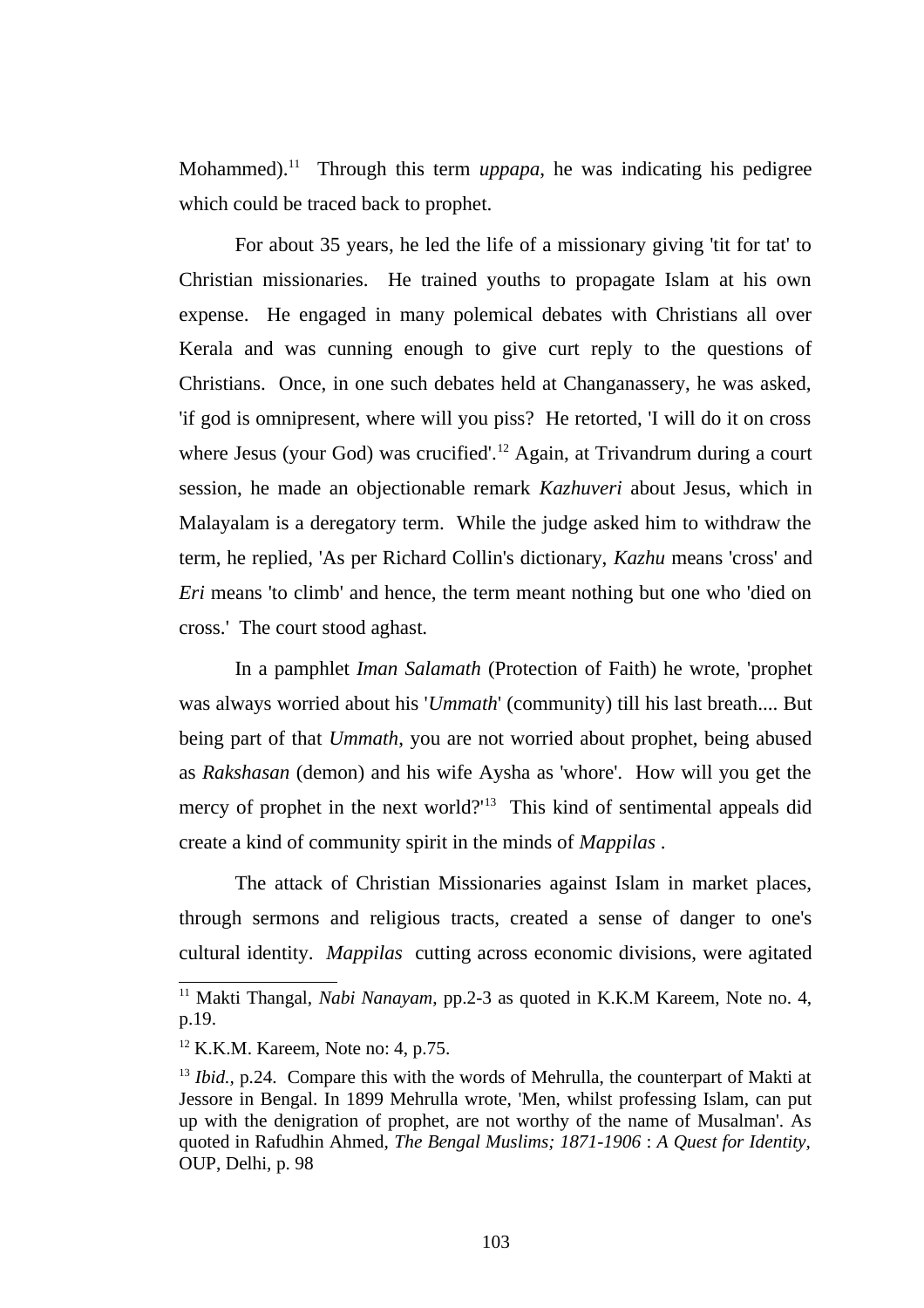Mohammed).[11] Through this term *uppapa*, he was indicating his pedigree which could be traced back to prophet.

For about 35 years, he led the life of a missionary giving 'tit for tat' to Christian missionaries. He trained youths to propagate Islam at his own expense. He engaged in many polemical debates with Christians all over Kerala and was cunning enough to give curt reply to the questions of Christians. Once, in one such debates held at Changanassery, he was asked, 'if god is omnipresent, where will you piss? He retorted, 'I will do it on cross where Jesus (your God) was crucified'.[12] Again, at Trivandrum during a court session, he made an objectionable remark *Kazhuveri* about Jesus, which in Malayalam is a deregatory term. While the judge asked him to withdraw the term, he replied, 'As per Richard Collin's dictionary, *Kazhu* means 'cross' and *Eri* means 'to climb' and hence, the term meant nothing but one who 'died on cross.' The court stood aghast.

In a pamphlet *Iman Salamath* (Protection of Faith) he wrote, 'prophet was always worried about his '*Ummath*' (community) till his last breath.... But being part of that *Ummath*, you are not worried about prophet, being abused as *Rakshasan* (demon) and his wife Aysha as 'whore'. How will you get the mercy of prophet in the next world?'[13] This kind of sentimental appeals did create a kind of community spirit in the minds of *Mappilas* .

The attack of Christian Missionaries against Islam in market places, through sermons and religious tracts, created a sense of danger to one's cultural identity. *Mappilas* cutting across economic divisions, were agitated

---

[11] Makti Thangal, *Nabi Nanayam*, pp.2-3 as quoted in K.K.M Kareem, Note no. 4, p.19.

[12] K.K.M. Kareem, Note no: 4, p.75.

[13] *Ibid.*, p.24. Compare this with the words of Mehrulla, the counterpart of Makti at Jessore in Bengal. In 1899 Mehrulla wrote, 'Men, whilst professing Islam, can put up with the denigration of prophet, are not worthy of the name of Musalman'. As quoted in Rafudhin Ahmed, *The Bengal Muslims; 1871-1906* : *A Quest for Identity*, OUP, Delhi, p. 98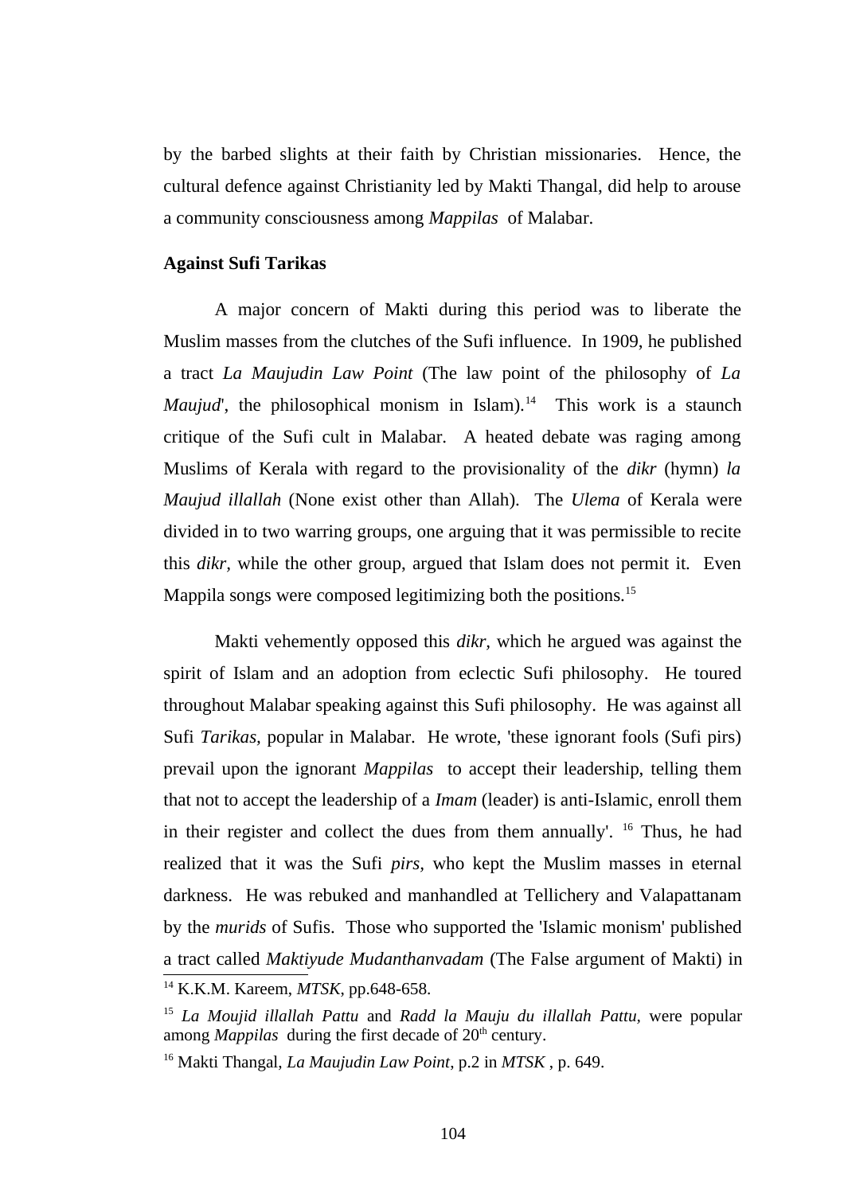by the barbed slights at their faith by Christian missionaries. Hence, the cultural defence against Christianity led by Makti Thangal, did help to arouse a community consciousness among *Mappilas* of Malabar.

**Against Sufi Tarikas**

A major concern of Makti during this period was to liberate the Muslim masses from the clutches of the Sufi influence. In 1909, he published a tract *La Maujudin Law Point* (The law point of the philosophy of *La Maujud*', the philosophical monism in Islam).[14] This work is a staunch critique of the Sufi cult in Malabar. A heated debate was raging among Muslims of Kerala with regard to the provisionality of the *dikr* (hymn) *la Maujud illallah* (None exist other than Allah). The *Ulema* of Kerala were divided in to two warring groups, one arguing that it was permissible to recite this *dikr*, while the other group, argued that Islam does not permit it. Even Mappila songs were composed legitimizing both the positions.[15]

Makti vehemently opposed this *dikr*, which he argued was against the spirit of Islam and an adoption from eclectic Sufi philosophy. He toured throughout Malabar speaking against this Sufi philosophy. He was against all Sufi *Tarikas*, popular in Malabar. He wrote, 'these ignorant fools (Sufi pirs) prevail upon the ignorant *Mappilas* to accept their leadership, telling them that not to accept the leadership of a *Imam* (leader) is anti-Islamic, enroll them in their register and collect the dues from them annually'.[16] Thus, he had realized that it was the Sufi *pirs*, who kept the Muslim masses in eternal darkness. He was rebuked and manhandled at Tellichery and Valapattanam by the *murids* of Sufis. Those who supported the 'Islamic monism' published a tract called *Maktiyude Mudanthanvadam* (The False argument of Makti) in

---

[14] K.K.M. Kareem, *MTSK*, pp.648-658.

[15] *La Moujid illallah Pattu* and *Radd la Mauju du illallah Pattu*, were popular among *Mappilas* during the first decade of 20th century.

[16] Makti Thangal, *La Maujudin Law Point*, p.2 in *MTSK* , p. 649.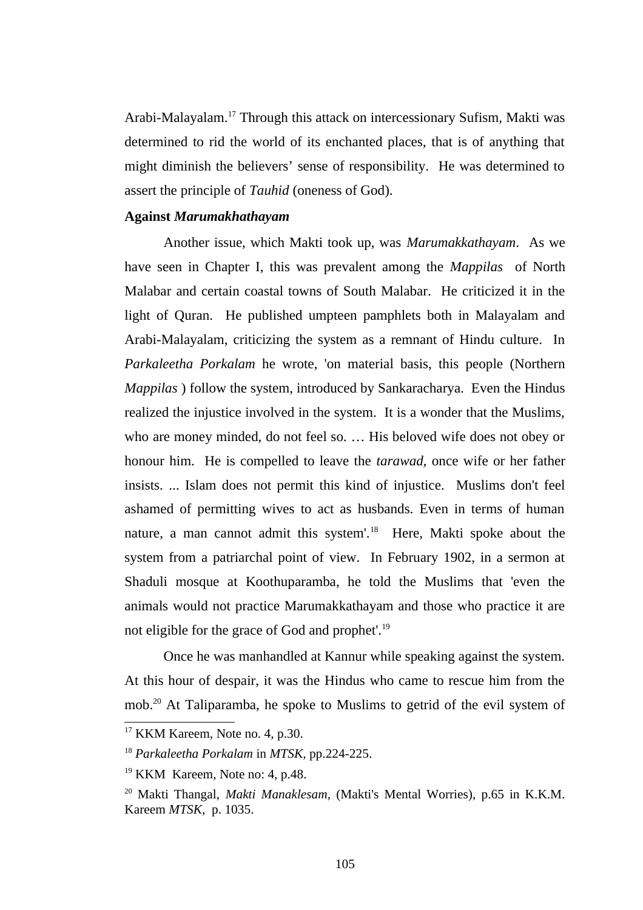Arabi-Malayalam.[17] Through this attack on intercessionary Sufism, Makti was determined to rid the world of its enchanted places, that is of anything that might diminish the believers' sense of responsibility. He was determined to assert the principle of *Tauhid* (oneness of God).

**Against *Marumakhathayam***

Another issue, which Makti took up, was *Marumakkathayam*. As we have seen in Chapter I, this was prevalent among the *Mappilas* of North Malabar and certain coastal towns of South Malabar. He criticized it in the light of Quran. He published umpteen pamphlets both in Malayalam and Arabi-Malayalam, criticizing the system as a remnant of Hindu culture. In *Parkaleetha Porkalam* he wrote, 'on material basis, this people (Northern *Mappilas* ) follow the system, introduced by Sankaracharya. Even the Hindus realized the injustice involved in the system. It is a wonder that the Muslims, who are money minded, do not feel so. … His beloved wife does not obey or honour him. He is compelled to leave the *tarawad,* once wife or her father insists. ... Islam does not permit this kind of injustice. Muslims don't feel ashamed of permitting wives to act as husbands. Even in terms of human nature, a man cannot admit this system'.[18] Here, Makti spoke about the system from a patriarchal point of view. In February 1902, in a sermon at Shaduli mosque at Koothuparamba, he told the Muslims that 'even the animals would not practice Marumakkathayam and those who practice it are not eligible for the grace of God and prophet'.[19]

Once he was manhandled at Kannur while speaking against the system. At this hour of despair, it was the Hindus who came to rescue him from the mob.[20] At Taliparamba, he spoke to Muslims to getrid of the evil system of

---

[17] KKM Kareem, Note no. 4, p.30.

[18] *Parkaleetha Porkalam* in *MTSK,* pp.224-225.

[19] KKM Kareem, Note no: 4, p.48.

[20] Makti Thangal, *Makti Manaklesam,* (Makti's Mental Worries), p.65 in K.K.M. Kareem *MTSK,* p. 1035.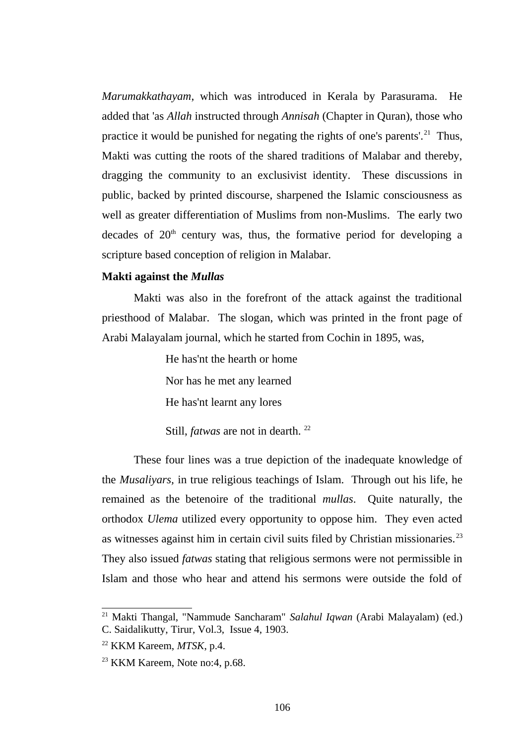*Marumakkathayam*, which was introduced in Kerala by Parasurama. He added that 'as *Allah* instructed through *Annisah* (Chapter in Quran), those who practice it would be punished for negating the rights of one's parents'.[21] Thus, Makti was cutting the roots of the shared traditions of Malabar and thereby, dragging the community to an exclusivist identity. These discussions in public, backed by printed discourse, sharpened the Islamic consciousness as well as greater differentiation of Muslims from non-Muslims. The early two decades of 20th century was, thus, the formative period for developing a scripture based conception of religion in Malabar.

**Makti against the *Mullas***

Makti was also in the forefront of the attack against the traditional priesthood of Malabar. The slogan, which was printed in the front page of Arabi Malayalam journal, which he started from Cochin in 1895, was,

> He has'nt the hearth or home
>
> Nor has he met any learned
>
> He has'nt learnt any lores
>
> Still, *fatwas* are not in dearth. [22]

These four lines was a true depiction of the inadequate knowledge of the *Musaliyars*, in true religious teachings of Islam. Through out his life, he remained as the betenoire of the traditional *mullas*. Quite naturally, the orthodox *Ulema* utilized every opportunity to oppose him. They even acted as witnesses against him in certain civil suits filed by Christian missionaries.[23] They also issued *fatwas* stating that religious sermons were not permissible in Islam and those who hear and attend his sermons were outside the fold of

---

[21] Makti Thangal, "Nammude Sancharam" *Salahul Iqwan* (Arabi Malayalam) (ed.) C. Saidalikutty, Tirur, Vol.3, Issue 4, 1903.

[22] KKM Kareem, *MTSK*, p.4.

[23] KKM Kareem, Note no:4, p.68.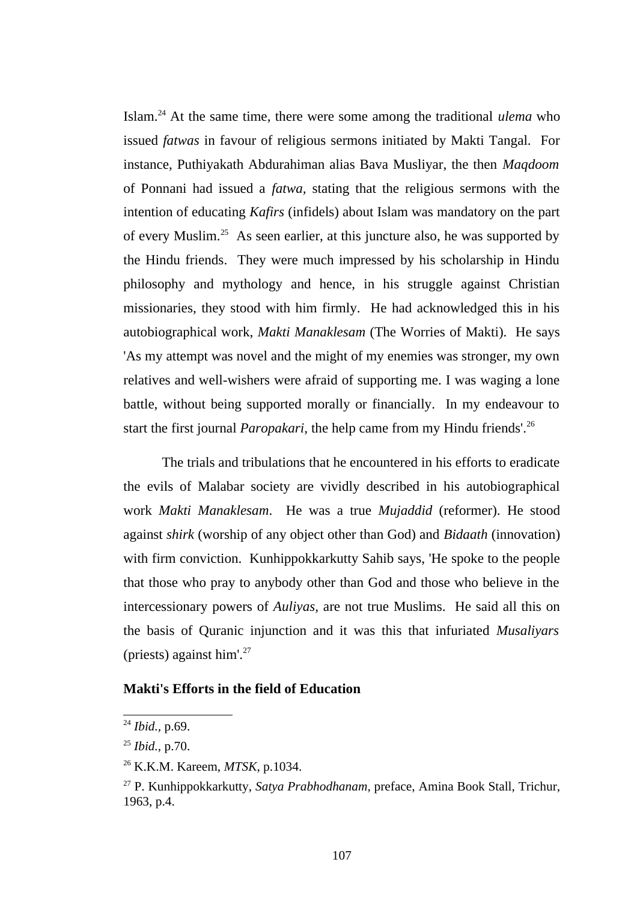Islam.[24] At the same time, there were some among the traditional *ulema* who issued *fatwas* in favour of religious sermons initiated by Makti Tangal. For instance, Puthiyakath Abdurahiman alias Bava Musliyar, the then *Maqdoom* of Ponnani had issued a *fatwa*, stating that the religious sermons with the intention of educating *Kafirs* (infidels) about Islam was mandatory on the part of every Muslim.[25] As seen earlier, at this juncture also, he was supported by the Hindu friends. They were much impressed by his scholarship in Hindu philosophy and mythology and hence, in his struggle against Christian missionaries, they stood with him firmly. He had acknowledged this in his autobiographical work, *Makti Manaklesam* (The Worries of Makti). He says 'As my attempt was novel and the might of my enemies was stronger, my own relatives and well-wishers were afraid of supporting me. I was waging a lone battle, without being supported morally or financially. In my endeavour to start the first journal *Paropakari*, the help came from my Hindu friends'.[26]

The trials and tribulations that he encountered in his efforts to eradicate the evils of Malabar society are vividly described in his autobiographical work *Makti Manaklesam*. He was a true *Mujaddid* (reformer). He stood against *shirk* (worship of any object other than God) and *Bidaath* (innovation) with firm conviction. Kunhippokkarkutty Sahib says, 'He spoke to the people that those who pray to anybody other than God and those who believe in the intercessionary powers of *Auliyas*, are not true Muslims. He said all this on the basis of Quranic injunction and it was this that infuriated *Musaliyars* (priests) against him'.[27]

**Makti's Efforts in the field of Education**

---

[24] *Ibid.*, p.69.

[25] *Ibid.*, p.70.

[26] K.K.M. Kareem, *MTSK*, p.1034.

[27] P. Kunhippokkarkutty, *Satya Prabhodhanam*, preface, Amina Book Stall, Trichur, 1963, p.4.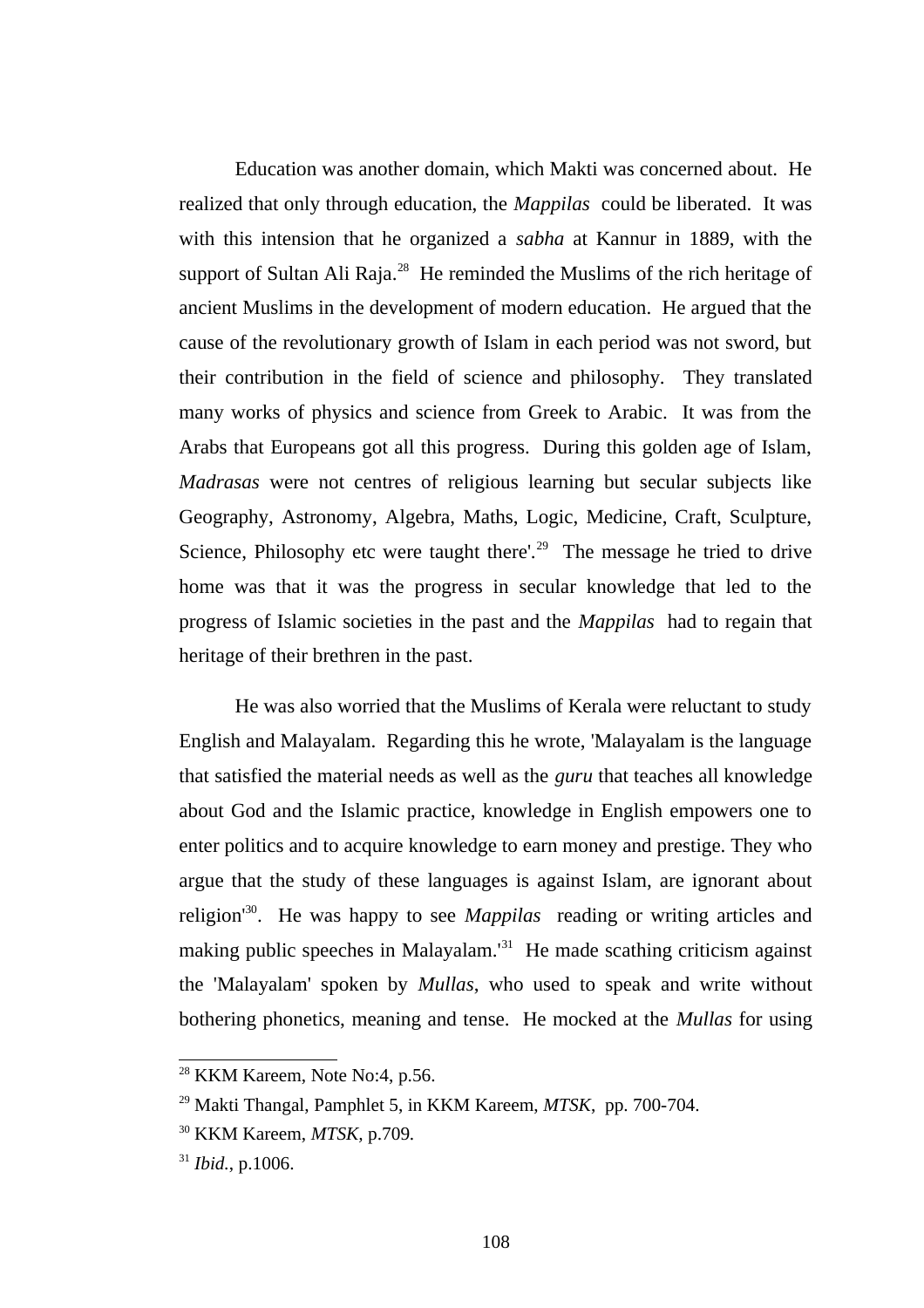Education was another domain, which Makti was concerned about. He realized that only through education, the *Mappilas* could be liberated. It was with this intension that he organized a *sabha* at Kannur in 1889, with the support of Sultan Ali Raja.[28] He reminded the Muslims of the rich heritage of ancient Muslims in the development of modern education. He argued that the cause of the revolutionary growth of Islam in each period was not sword, but their contribution in the field of science and philosophy. They translated many works of physics and science from Greek to Arabic. It was from the Arabs that Europeans got all this progress. During this golden age of Islam, *Madrasas* were not centres of religious learning but secular subjects like Geography, Astronomy, Algebra, Maths, Logic, Medicine, Craft, Sculpture, Science, Philosophy etc were taught there'.[29] The message he tried to drive home was that it was the progress in secular knowledge that led to the progress of Islamic societies in the past and the *Mappilas* had to regain that heritage of their brethren in the past.

He was also worried that the Muslims of Kerala were reluctant to study English and Malayalam. Regarding this he wrote, 'Malayalam is the language that satisfied the material needs as well as the *guru* that teaches all knowledge about God and the Islamic practice, knowledge in English empowers one to enter politics and to acquire knowledge to earn money and prestige. They who argue that the study of these languages is against Islam, are ignorant about religion'[30]. He was happy to see *Mappilas* reading or writing articles and making public speeches in Malayalam.'[31] He made scathing criticism against the 'Malayalam' spoken by *Mullas*, who used to speak and write without bothering phonetics, meaning and tense. He mocked at the *Mullas* for using

---

[28] KKM Kareem, Note No:4, p.56.

[29] Makti Thangal, Pamphlet 5, in KKM Kareem, *MTSK*, pp. 700-704.

[30] KKM Kareem, *MTSK,* p.709.

[31] *Ibid.*, p.1006.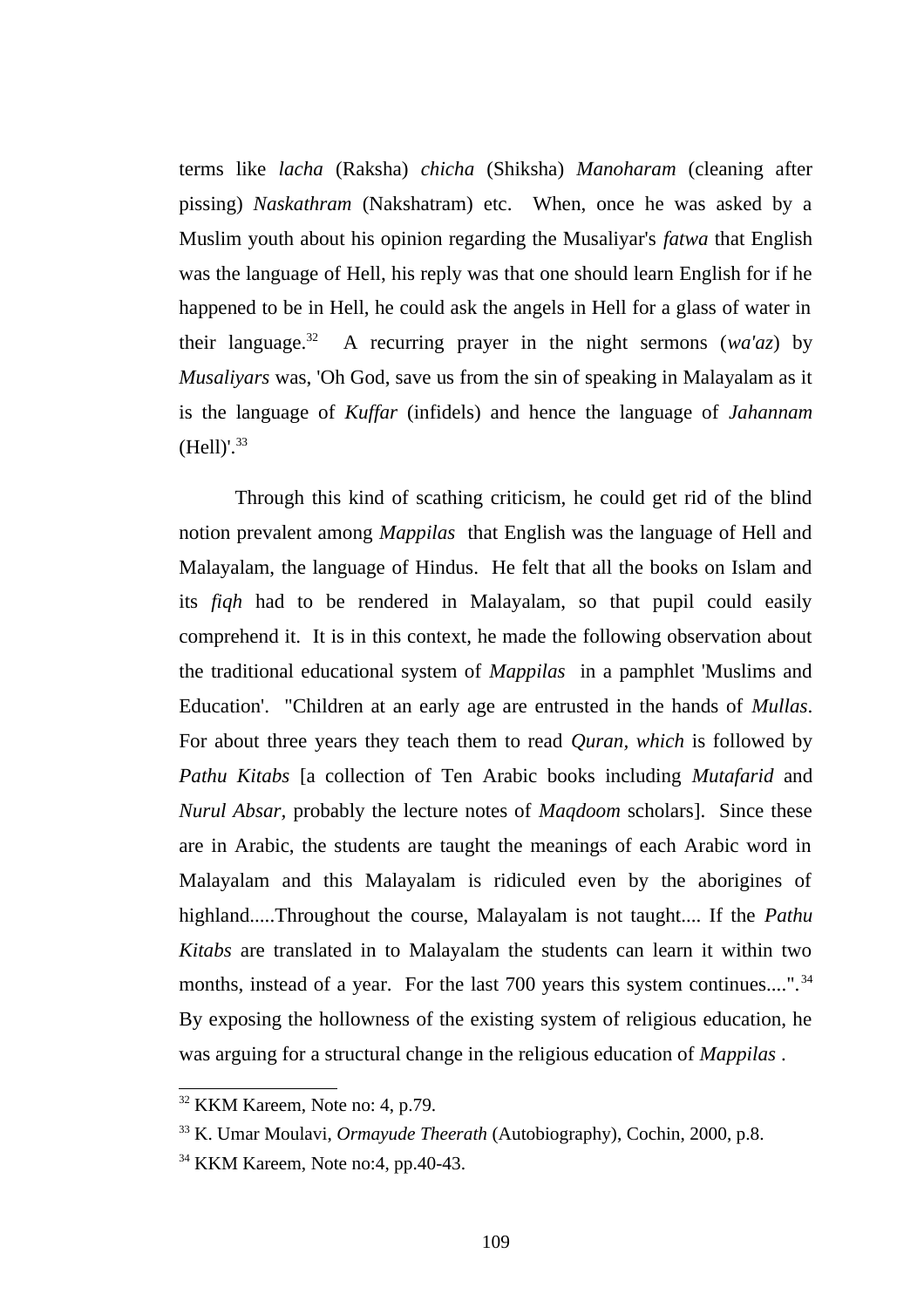terms like *lacha* (Raksha) *chicha* (Shiksha) *Manoharam* (cleaning after pissing) *Naskathram* (Nakshatram) etc. When, once he was asked by a Muslim youth about his opinion regarding the Musaliyar's *fatwa* that English was the language of Hell, his reply was that one should learn English for if he happened to be in Hell, he could ask the angels in Hell for a glass of water in their language.[32] A recurring prayer in the night sermons (*wa'az*) by *Musaliyars* was, 'Oh God, save us from the sin of speaking in Malayalam as it is the language of *Kuffar* (infidels) and hence the language of *Jahannam* (Hell)'.[33]

Through this kind of scathing criticism, he could get rid of the blind notion prevalent among *Mappilas* that English was the language of Hell and Malayalam, the language of Hindus. He felt that all the books on Islam and its *fiqh* had to be rendered in Malayalam, so that pupil could easily comprehend it. It is in this context, he made the following observation about the traditional educational system of *Mappilas* in a pamphlet 'Muslims and Education'. "Children at an early age are entrusted in the hands of *Mullas*. For about three years they teach them to read *Quran, which* is followed by *Pathu Kitabs* [a collection of Ten Arabic books including *Mutafarid* and *Nurul Absar,* probably the lecture notes of *Maqdoom* scholars]. Since these are in Arabic, the students are taught the meanings of each Arabic word in Malayalam and this Malayalam is ridiculed even by the aborigines of highland.....Throughout the course, Malayalam is not taught.... If the *Pathu Kitabs* are translated in to Malayalam the students can learn it within two months, instead of a year. For the last 700 years this system continues....".[34] By exposing the hollowness of the existing system of religious education, he was arguing for a structural change in the religious education of *Mappilas* .

---

[32] KKM Kareem, Note no: 4, p.79.

[33] K. Umar Moulavi, *Ormayude Theerath* (Autobiography), Cochin, 2000, p.8.

[34] KKM Kareem, Note no:4, pp.40-43.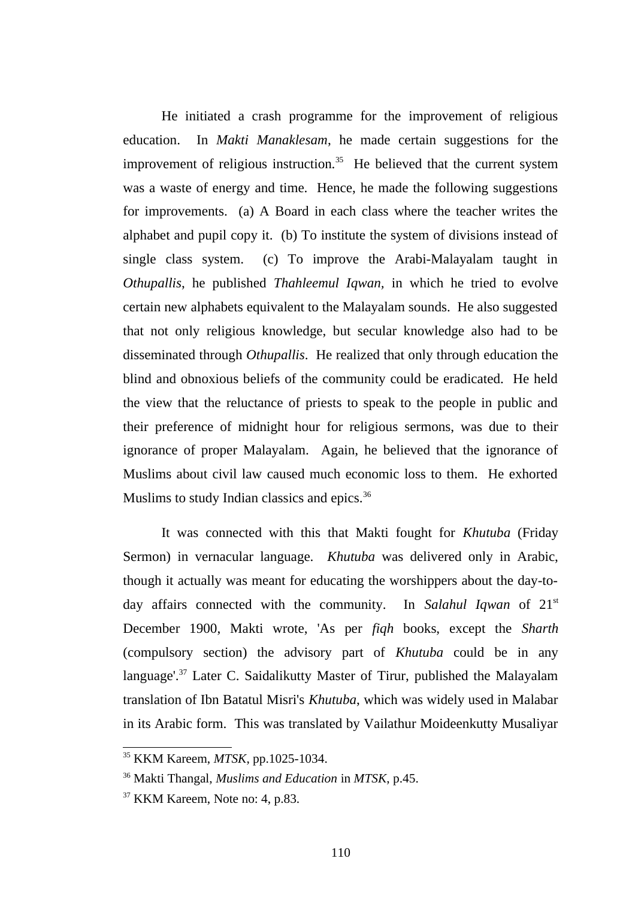He initiated a crash programme for the improvement of religious education. In *Makti Manaklesam*, he made certain suggestions for the improvement of religious instruction.[35] He believed that the current system was a waste of energy and time. Hence, he made the following suggestions for improvements. (a) A Board in each class where the teacher writes the alphabet and pupil copy it. (b) To institute the system of divisions instead of single class system. (c) To improve the Arabi-Malayalam taught in *Othupallis*, he published *Thahleemul Iqwan,* in which he tried to evolve certain new alphabets equivalent to the Malayalam sounds. He also suggested that not only religious knowledge, but secular knowledge also had to be disseminated through *Othupallis*. He realized that only through education the blind and obnoxious beliefs of the community could be eradicated. He held the view that the reluctance of priests to speak to the people in public and their preference of midnight hour for religious sermons, was due to their ignorance of proper Malayalam. Again, he believed that the ignorance of Muslims about civil law caused much economic loss to them. He exhorted Muslims to study Indian classics and epics.[36]

It was connected with this that Makti fought for *Khutuba* (Friday Sermon) in vernacular language. *Khutuba* was delivered only in Arabic, though it actually was meant for educating the worshippers about the day-to-day affairs connected with the community. In *Salahul Iqwan* of 21st December 1900, Makti wrote, 'As per *fiqh* books, except the *Sharth* (compulsory section) the advisory part of *Khutuba* could be in any language'.[37] Later C. Saidalikutty Master of Tirur, published the Malayalam translation of Ibn Batatul Misri's *Khutuba,* which was widely used in Malabar in its Arabic form. This was translated by Vailathur Moideenkutty Musaliyar

---

[35] KKM Kareem, *MTSK*, pp.1025-1034.

[36] Makti Thangal, *Muslims and Education* in *MTSK*, p.45.

[37] KKM Kareem, Note no: 4, p.83.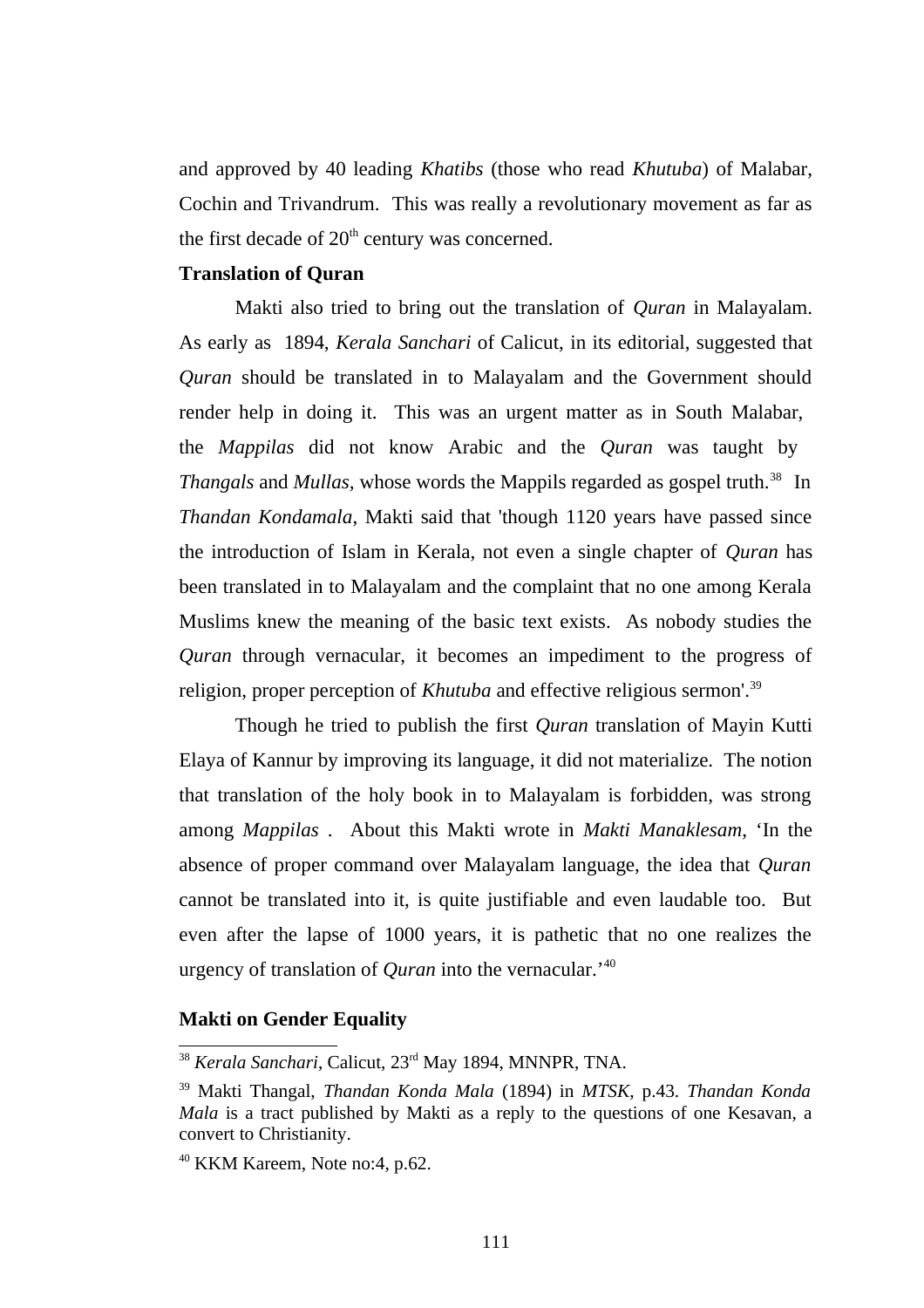and approved by 40 leading *Khatibs* (those who read *Khutuba*) of Malabar, Cochin and Trivandrum. This was really a revolutionary movement as far as the first decade of 20th century was concerned.

**Translation of Quran**

Makti also tried to bring out the translation of *Quran* in Malayalam. As early as 1894, *Kerala Sanchari* of Calicut, in its editorial, suggested that *Quran* should be translated in to Malayalam and the Government should render help in doing it. This was an urgent matter as in South Malabar, the *Mappilas* did not know Arabic and the *Quran* was taught by *Thangals* and *Mullas*, whose words the Mappils regarded as gospel truth.[38] In *Thandan Kondamala*, Makti said that 'though 1120 years have passed since the introduction of Islam in Kerala, not even a single chapter of *Quran* has been translated in to Malayalam and the complaint that no one among Kerala Muslims knew the meaning of the basic text exists. As nobody studies the *Quran* through vernacular, it becomes an impediment to the progress of religion, proper perception of *Khutuba* and effective religious sermon'.[39]

Though he tried to publish the first *Quran* translation of Mayin Kutti Elaya of Kannur by improving its language, it did not materialize. The notion that translation of the holy book in to Malayalam is forbidden, was strong among *Mappilas* . About this Makti wrote in *Makti Manaklesam*, 'In the absence of proper command over Malayalam language, the idea that *Quran* cannot be translated into it, is quite justifiable and even laudable too. But even after the lapse of 1000 years, it is pathetic that no one realizes the urgency of translation of *Quran* into the vernacular.'[40]

**Makti on Gender Equality**

---

[38] *Kerala Sanchari*, Calicut, 23rd May 1894, MNNPR, TNA.

[39] Makti Thangal, *Thandan Konda Mala* (1894) in *MTSK*, p.43. *Thandan Konda Mala* is a tract published by Makti as a reply to the questions of one Kesavan, a convert to Christianity.

[40] KKM Kareem, Note no:4, p.62.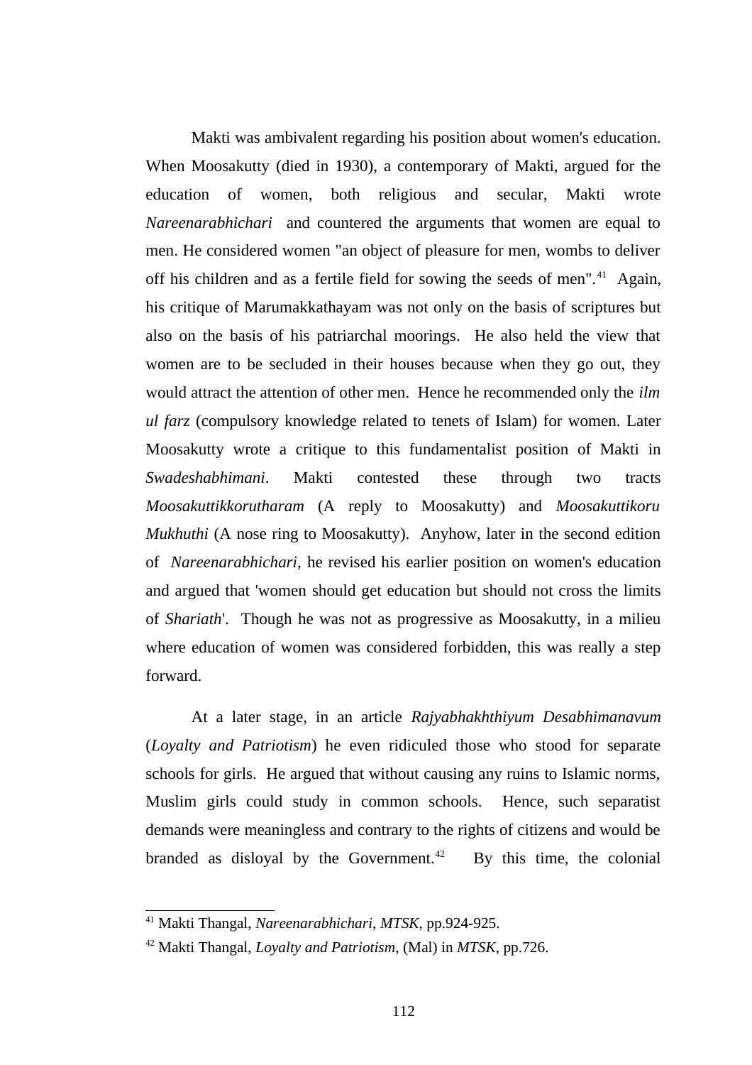Makti was ambivalent regarding his position about women's education. When Moosakutty (died in 1930), a contemporary of Makti, argued for the education of women, both religious and secular, Makti wrote *Nareenarabhichari* and countered the arguments that women are equal to men. He considered women "an object of pleasure for men, wombs to deliver off his children and as a fertile field for sowing the seeds of men".[41] Again, his critique of Marumakkathayam was not only on the basis of scriptures but also on the basis of his patriarchal moorings. He also held the view that women are to be secluded in their houses because when they go out, they would attract the attention of other men. Hence he recommended only the *ilm ul farz* (compulsory knowledge related to tenets of Islam) for women. Later Moosakutty wrote a critique to this fundamentalist position of Makti in *Swadeshabhimani*. Makti contested these through two tracts *Moosakuttikkorutharam* (A reply to Moosakutty) and *Moosakuttikoru Mukhuthi* (A nose ring to Moosakutty). Anyhow, later in the second edition of *Nareenarabhichari,* he revised his earlier position on women's education and argued that 'women should get education but should not cross the limits of *Shariath*'. Though he was not as progressive as Moosakutty, in a milieu where education of women was considered forbidden, this was really a step forward.

At a later stage, in an article *Rajyabhakhthiyum Desabhimanavum* (*Loyalty and Patriotism*) he even ridiculed those who stood for separate schools for girls. He argued that without causing any ruins to Islamic norms, Muslim girls could study in common schools. Hence, such separatist demands were meaningless and contrary to the rights of citizens and would be branded as disloyal by the Government.[42] By this time, the colonial

---

[41] Makti Thangal, *Nareenarabhichari*, *MTSK*, pp.924-925.

[42] Makti Thangal, *Loyalty and Patriotism*, (Mal) in *MTSK*, pp.726.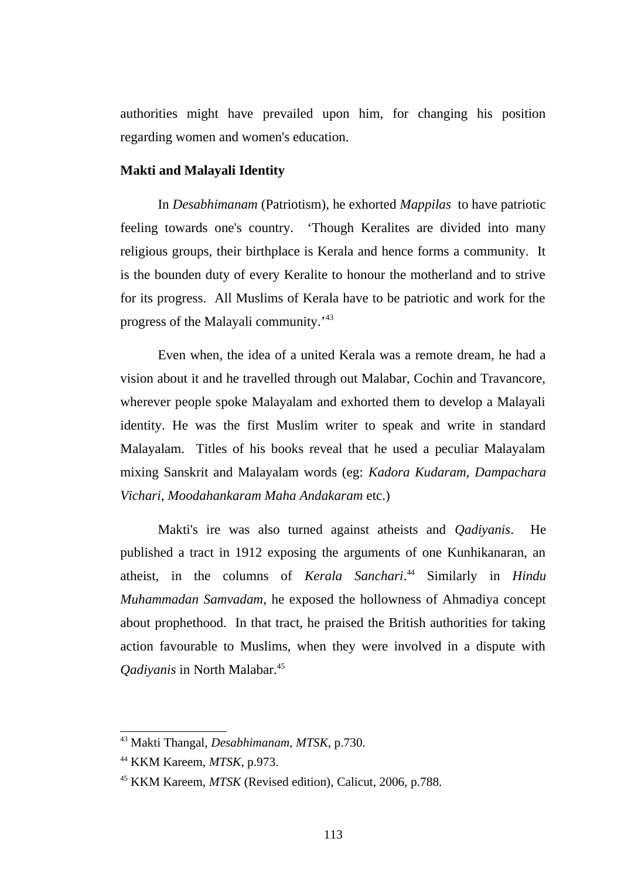authorities might have prevailed upon him, for changing his position regarding women and women's education.

**Makti and Malayali Identity**

In *Desabhimanam* (Patriotism), he exhorted *Mappilas* to have patriotic feeling towards one's country. 'Though Keralites are divided into many religious groups, their birthplace is Kerala and hence forms a community. It is the bounden duty of every Keralite to honour the motherland and to strive for its progress. All Muslims of Kerala have to be patriotic and work for the progress of the Malayali community.'[43]

Even when, the idea of a united Kerala was a remote dream, he had a vision about it and he travelled through out Malabar, Cochin and Travancore, wherever people spoke Malayalam and exhorted them to develop a Malayali identity. He was the first Muslim writer to speak and write in standard Malayalam. Titles of his books reveal that he used a peculiar Malayalam mixing Sanskrit and Malayalam words (eg: *Kadora Kudaram, Dampachara Vichari*, *Moodahankaram Maha Andakaram* etc.)

Makti's ire was also turned against atheists and *Qadiyanis*. He published a tract in 1912 exposing the arguments of one Kunhikanaran, an atheist, in the columns of *Kerala Sanchari*.[44] Similarly in *Hindu Muhammadan Samvadam*, he exposed the hollowness of Ahmadiya concept about prophethood. In that tract, he praised the British authorities for taking action favourable to Muslims, when they were involved in a dispute with *Qadiyanis* in North Malabar.[45]

---

[43] Makti Thangal, *Desabhimanam, MTSK*, p.730.

[44] KKM Kareem, *MTSK*, p.973.

[45] KKM Kareem, *MTSK* (Revised edition), Calicut, 2006, p.788.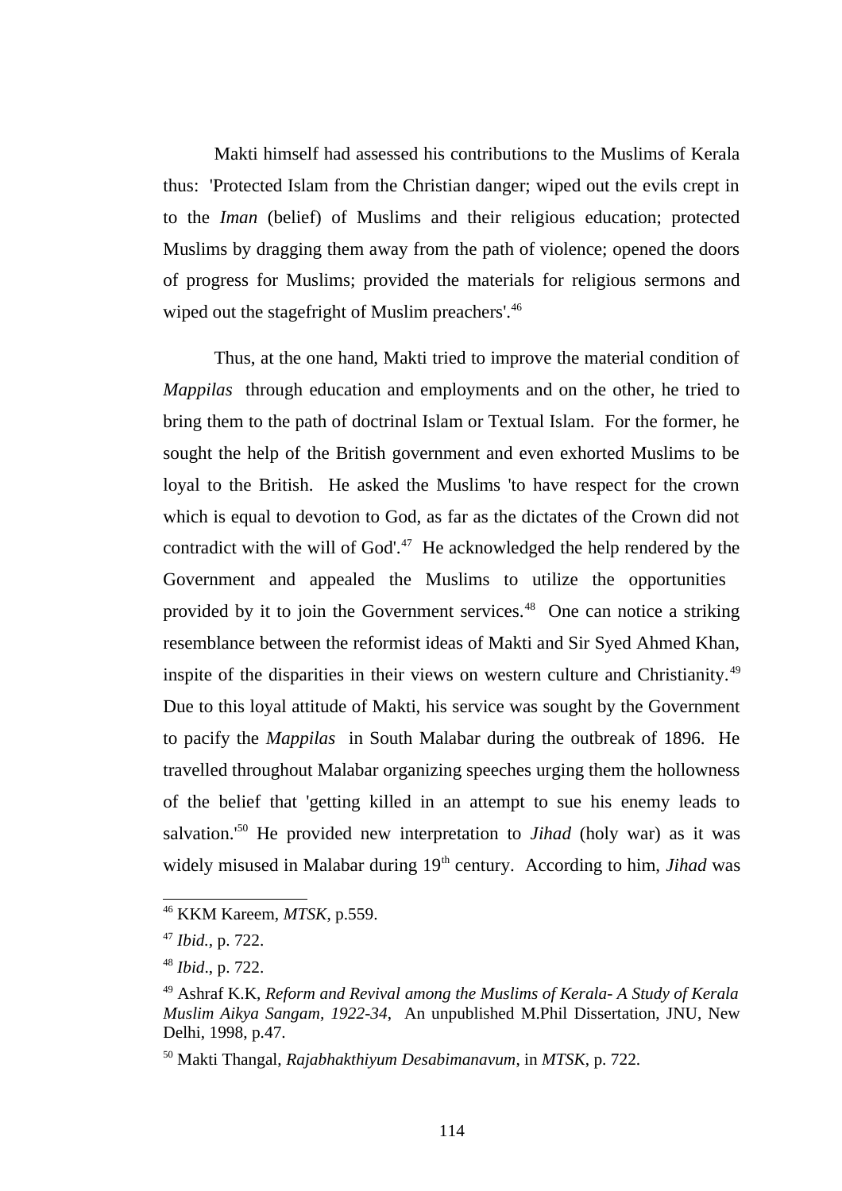Makti himself had assessed his contributions to the Muslims of Kerala thus: 'Protected Islam from the Christian danger; wiped out the evils crept in to the *Iman* (belief) of Muslims and their religious education; protected Muslims by dragging them away from the path of violence; opened the doors of progress for Muslims; provided the materials for religious sermons and wiped out the stagefright of Muslim preachers'.[46]

Thus, at the one hand, Makti tried to improve the material condition of *Mappilas* through education and employments and on the other, he tried to bring them to the path of doctrinal Islam or Textual Islam. For the former, he sought the help of the British government and even exhorted Muslims to be loyal to the British. He asked the Muslims 'to have respect for the crown which is equal to devotion to God, as far as the dictates of the Crown did not contradict with the will of God'.[47] He acknowledged the help rendered by the Government and appealed the Muslims to utilize the opportunities provided by it to join the Government services.[48] One can notice a striking resemblance between the reformist ideas of Makti and Sir Syed Ahmed Khan, inspite of the disparities in their views on western culture and Christianity.[49] Due to this loyal attitude of Makti, his service was sought by the Government to pacify the *Mappilas* in South Malabar during the outbreak of 1896. He travelled throughout Malabar organizing speeches urging them the hollowness of the belief that 'getting killed in an attempt to sue his enemy leads to salvation.'[50] He provided new interpretation to *Jihad* (holy war) as it was widely misused in Malabar during 19th century. According to him, *Jihad* was

---

[46] KKM Kareem, *MTSK*, p.559.

[47] *Ibid.*, p. 722.

[48] *Ibid*., p. 722.

[49] Ashraf K.K, *Reform and Revival among the Muslims of Kerala- A Study of Kerala Muslim Aikya Sangam, 1922-34*, An unpublished M.Phil Dissertation, JNU, New Delhi, 1998, p.47.

[50] Makti Thangal, *Rajabhakthiyum Desabimanavum*, in *MTSK*, p. 722.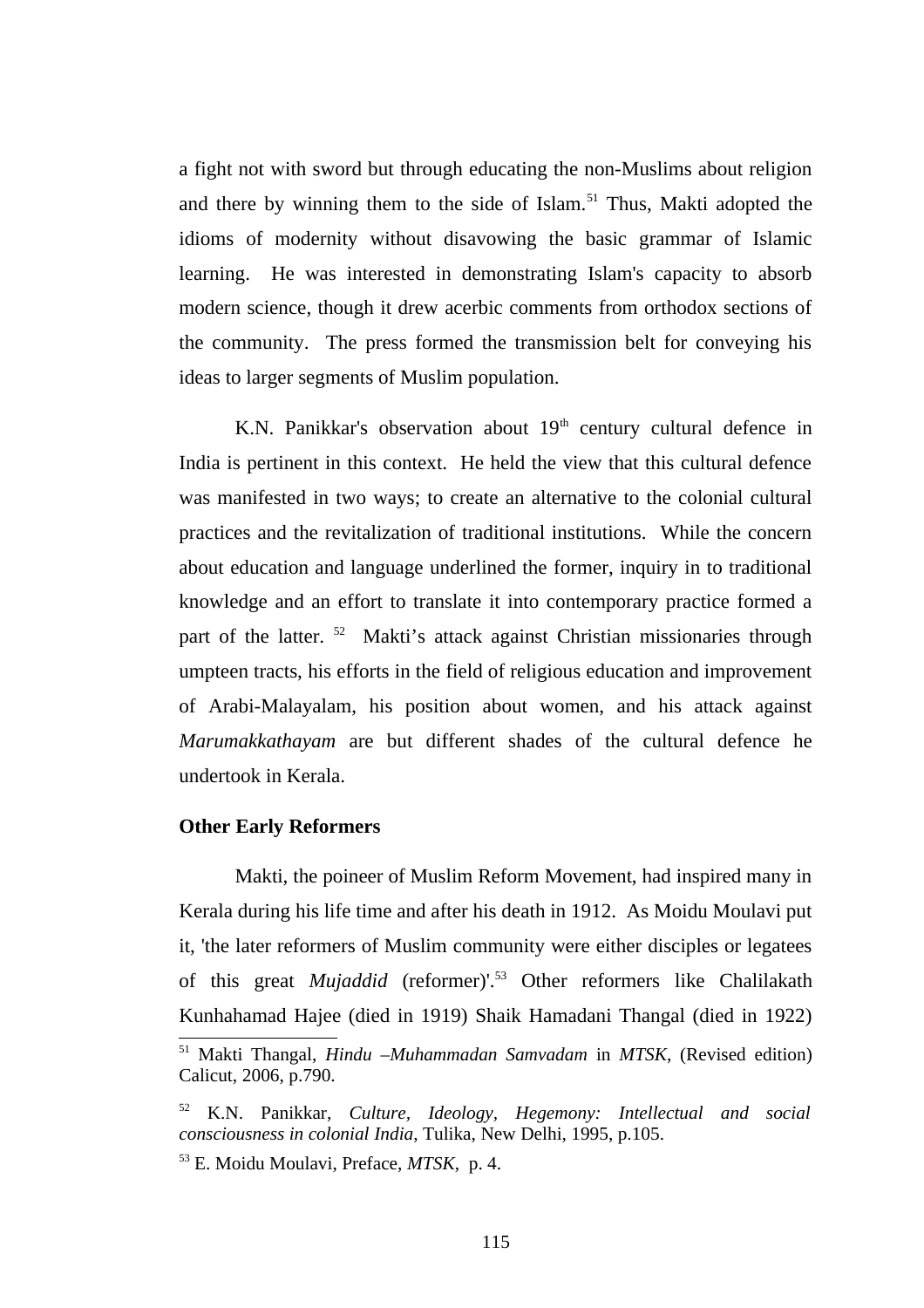a fight not with sword but through educating the non-Muslims about religion and there by winning them to the side of Islam.[51] Thus, Makti adopted the idioms of modernity without disavowing the basic grammar of Islamic learning. He was interested in demonstrating Islam's capacity to absorb modern science, though it drew acerbic comments from orthodox sections of the community. The press formed the transmission belt for conveying his ideas to larger segments of Muslim population.

K.N. Panikkar's observation about 19th century cultural defence in India is pertinent in this context. He held the view that this cultural defence was manifested in two ways; to create an alternative to the colonial cultural practices and the revitalization of traditional institutions. While the concern about education and language underlined the former, inquiry in to traditional knowledge and an effort to translate it into contemporary practice formed a part of the latter. [52] Makti's attack against Christian missionaries through umpteen tracts, his efforts in the field of religious education and improvement of Arabi-Malayalam, his position about women, and his attack against *Marumakkathayam* are but different shades of the cultural defence he undertook in Kerala.

**Other Early Reformers**

Makti, the poineer of Muslim Reform Movement, had inspired many in Kerala during his life time and after his death in 1912. As Moidu Moulavi put it, 'the later reformers of Muslim community were either disciples or legatees of this great *Mujaddid* (reformer)'.[53] Other reformers like Chalilakath Kunhahamad Hajee (died in 1919) Shaik Hamadani Thangal (died in 1922)

---

[51] Makti Thangal, *Hindu –Muhammadan Samvadam* in *MTSK*, (Revised edition) Calicut, 2006, p.790.

[52] K.N. Panikkar, *Culture, Ideology, Hegemony: Intellectual and social consciousness in colonial India*, Tulika, New Delhi, 1995, p.105.

[53] E. Moidu Moulavi, Preface, *MTSK*, p. 4.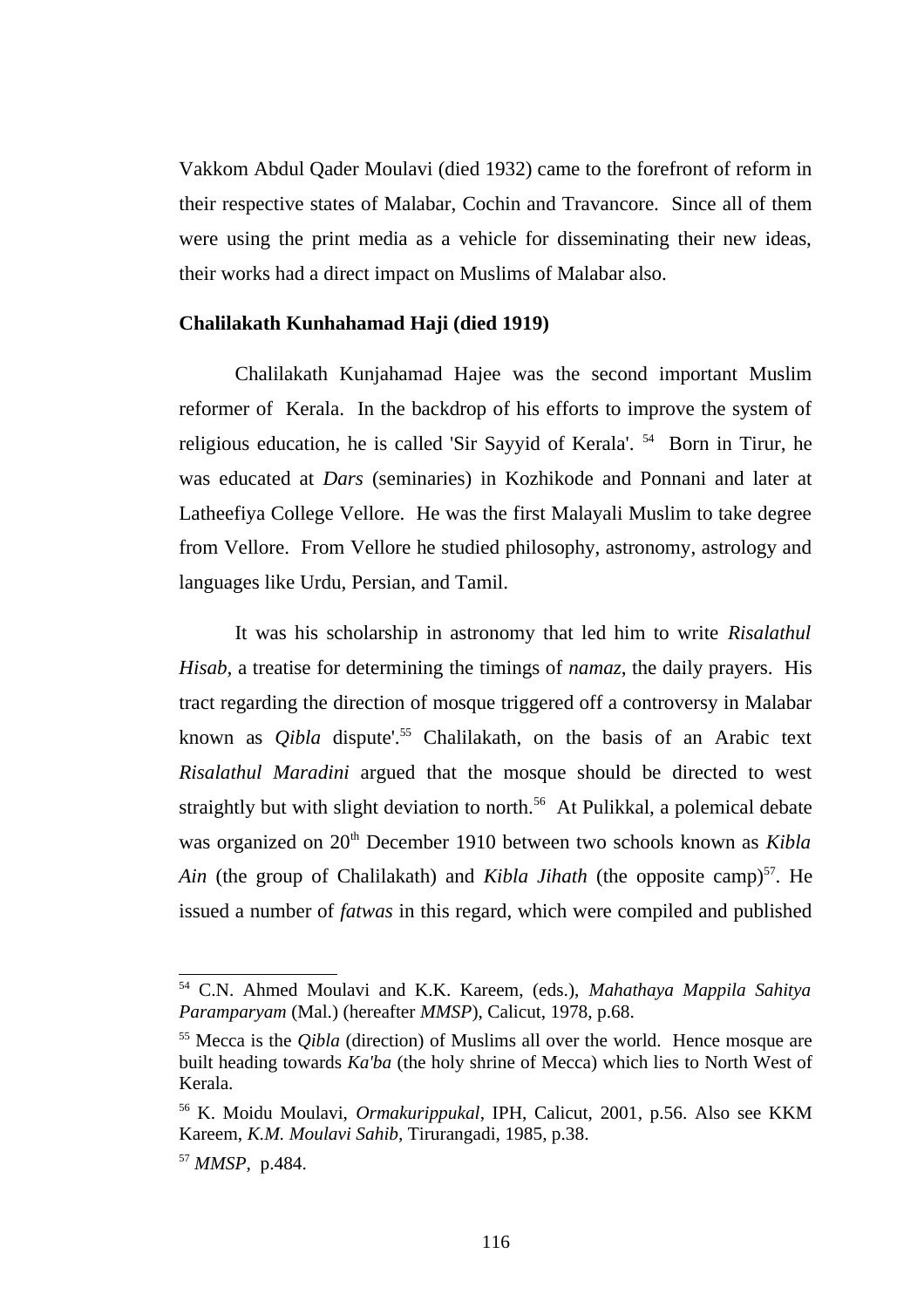Vakkom Abdul Qader Moulavi (died 1932) came to the forefront of reform in their respective states of Malabar, Cochin and Travancore. Since all of them were using the print media as a vehicle for disseminating their new ideas, their works had a direct impact on Muslims of Malabar also.

**Chalilakath Kunhahamad Haji (died 1919)**

Chalilakath Kunjahamad Hajee was the second important Muslim reformer of Kerala. In the backdrop of his efforts to improve the system of religious education, he is called 'Sir Sayyid of Kerala'. [54] Born in Tirur, he was educated at *Dars* (seminaries) in Kozhikode and Ponnani and later at Latheefiya College Vellore. He was the first Malayali Muslim to take degree from Vellore. From Vellore he studied philosophy, astronomy, astrology and languages like Urdu, Persian, and Tamil.

It was his scholarship in astronomy that led him to write *Risalathul Hisab*, a treatise for determining the timings of *namaz*, the daily prayers. His tract regarding the direction of mosque triggered off a controversy in Malabar known as *Qibla* dispute'.[55] Chalilakath, on the basis of an Arabic text *Risalathul Maradini* argued that the mosque should be directed to west straightly but with slight deviation to north.[56] At Pulikkal, a polemical debate was organized on 20th December 1910 between two schools known as *Kibla Ain* (the group of Chalilakath) and *Kibla Jihath* (the opposite camp)[57]. He issued a number of *fatwas* in this regard, which were compiled and published

---

[54] C.N. Ahmed Moulavi and K.K. Kareem, (eds.), *Mahathaya Mappila Sahitya Paramparyam* (Mal.) (hereafter *MMSP*), Calicut, 1978, p.68.

[55] Mecca is the *Qibla* (direction) of Muslims all over the world. Hence mosque are built heading towards *Ka'ba* (the holy shrine of Mecca) which lies to North West of Kerala.

[56] K. Moidu Moulavi, *Ormakurippukal*, IPH, Calicut, 2001, p.56. Also see KKM Kareem, *K.M. Moulavi Sahib*, Tirurangadi, 1985, p.38.

[57] *MMSP*, p.484.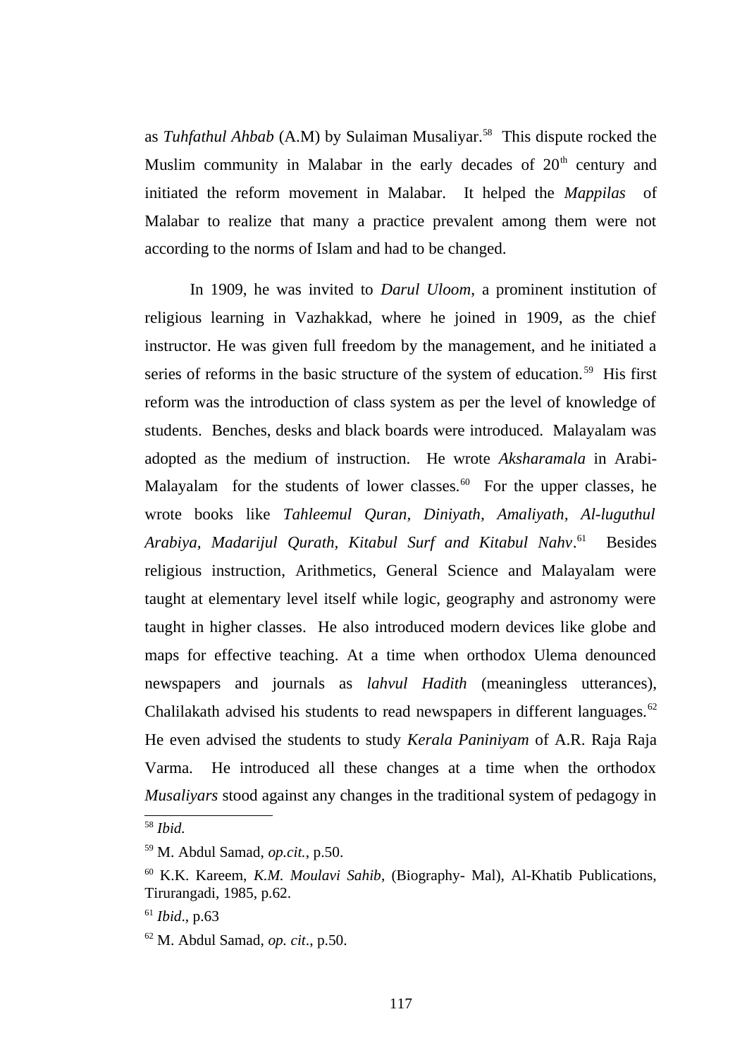as *Tuhfathul Ahbab* (A.M) by Sulaiman Musaliyar.[58] This dispute rocked the Muslim community in Malabar in the early decades of 20th century and initiated the reform movement in Malabar. It helped the *Mappilas* of Malabar to realize that many a practice prevalent among them were not according to the norms of Islam and had to be changed.

In 1909, he was invited to *Darul Uloom*, a prominent institution of religious learning in Vazhakkad, where he joined in 1909, as the chief instructor. He was given full freedom by the management, and he initiated a series of reforms in the basic structure of the system of education.[59] His first reform was the introduction of class system as per the level of knowledge of students. Benches, desks and black boards were introduced. Malayalam was adopted as the medium of instruction. He wrote *Aksharamala* in Arabi-Malayalam for the students of lower classes.[60] For the upper classes, he wrote books like *Tahleemul Quran, Diniyath, Amaliyath, Al-luguthul Arabiya, Madarijul Qurath, Kitabul Surf and Kitabul Nahv*.[61] Besides religious instruction, Arithmetics, General Science and Malayalam were taught at elementary level itself while logic, geography and astronomy were taught in higher classes. He also introduced modern devices like globe and maps for effective teaching. At a time when orthodox Ulema denounced newspapers and journals as *lahvul Hadith* (meaningless utterances), Chalilakath advised his students to read newspapers in different languages.[62] He even advised the students to study *Kerala Paniniyam* of A.R. Raja Raja Varma. He introduced all these changes at a time when the orthodox *Musaliyars* stood against any changes in the traditional system of pedagogy in

---

[58] *Ibid.*

[59] M. Abdul Samad, *op.cit.*, p.50.

[60] K.K. Kareem, *K.M. Moulavi Sahib*, (Biography- Mal), Al-Khatib Publications, Tirurangadi, 1985, p.62.

[61] *Ibid*., p.63

[62] M. Abdul Samad, *op. cit*., p.50.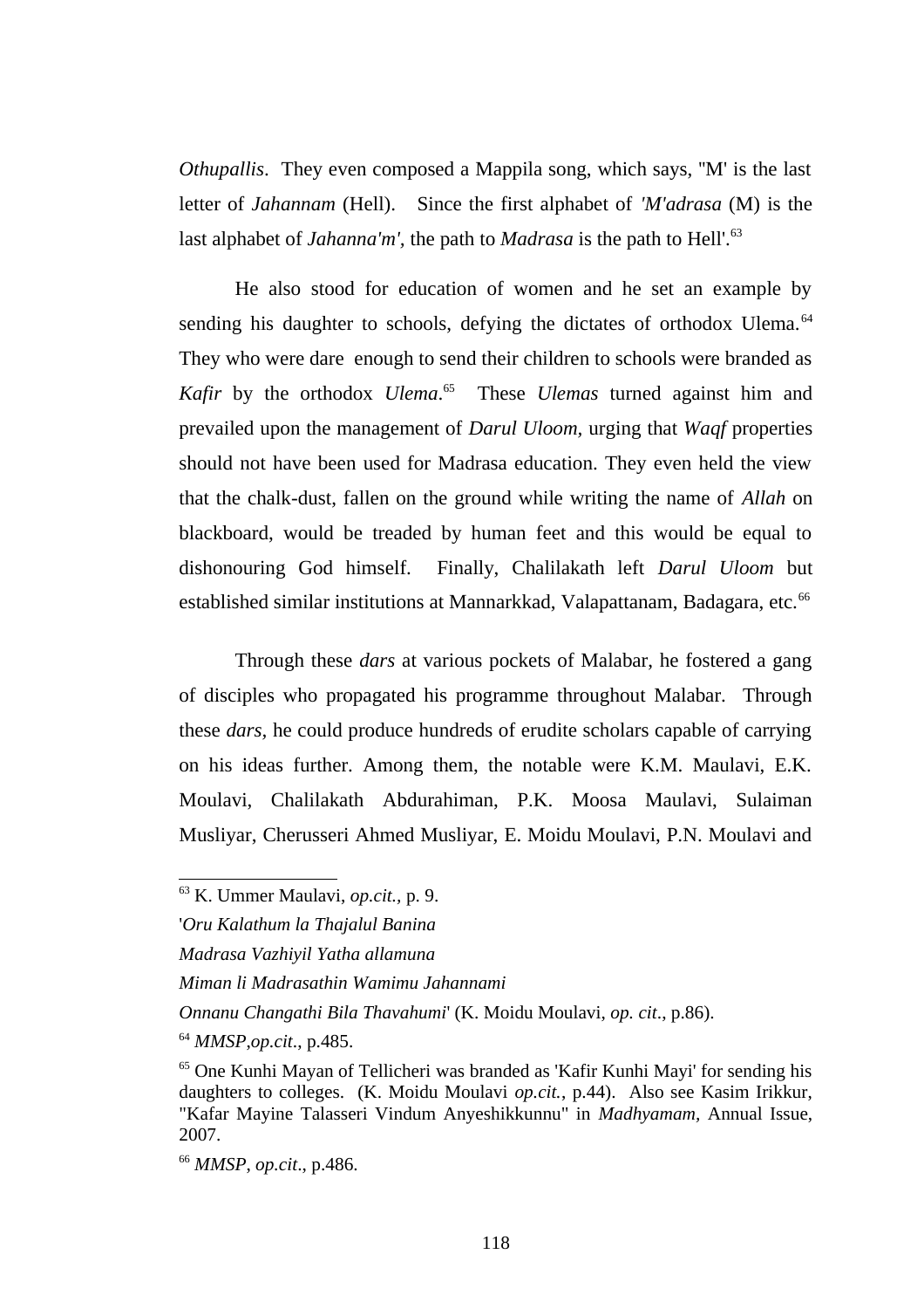*Othupallis*. They even composed a Mappila song, which says, ''M' is the last letter of *Jahannam* (Hell). Since the first alphabet of *'M'adrasa* (M) is the last alphabet of *Jahanna'm'*, the path to *Madrasa* is the path to Hell'.[63]

He also stood for education of women and he set an example by sending his daughter to schools, defying the dictates of orthodox Ulema.[64] They who were dare enough to send their children to schools were branded as *Kafir* by the orthodox *Ulema*.[65] These *Ulemas* turned against him and prevailed upon the management of *Darul Uloom*, urging that *Waqf* properties should not have been used for Madrasa education. They even held the view that the chalk-dust, fallen on the ground while writing the name of *Allah* on blackboard, would be treaded by human feet and this would be equal to dishonouring God himself. Finally, Chalilakath left *Darul Uloom* but established similar institutions at Mannarkkad, Valapattanam, Badagara, etc.[66]

Through these *dars* at various pockets of Malabar, he fostered a gang of disciples who propagated his programme throughout Malabar. Through these *dars*, he could produce hundreds of erudite scholars capable of carrying on his ideas further. Among them, the notable were K.M. Maulavi, E.K. Moulavi, Chalilakath Abdurahiman, P.K. Moosa Maulavi, Sulaiman Musliyar, Cherusseri Ahmed Musliyar, E. Moidu Moulavi, P.N. Moulavi and

---

[63] K. Ummer Maulavi, *op.cit.*, p. 9.

'*Oru Kalathum la Thajalul Banina*

*Madrasa Vazhiyil Yatha allamuna*

*Miman li Madrasathin Wamimu Jahannami*

*Onnanu Changathi Bila Thavahumi*' (K. Moidu Moulavi, *op. cit*., p.86).

[64] *MMSP*,*op.cit*., p.485.

[65] One Kunhi Mayan of Tellicheri was branded as 'Kafir Kunhi Mayi' for sending his daughters to colleges. (K. Moidu Moulavi *op.cit.*, p.44). Also see Kasim Irikkur, "Kafar Mayine Talasseri Vindum Anyeshikkunnu" in *Madhyamam*, Annual Issue, 2007.

[66] *MMSP*, *op.cit*., p.486.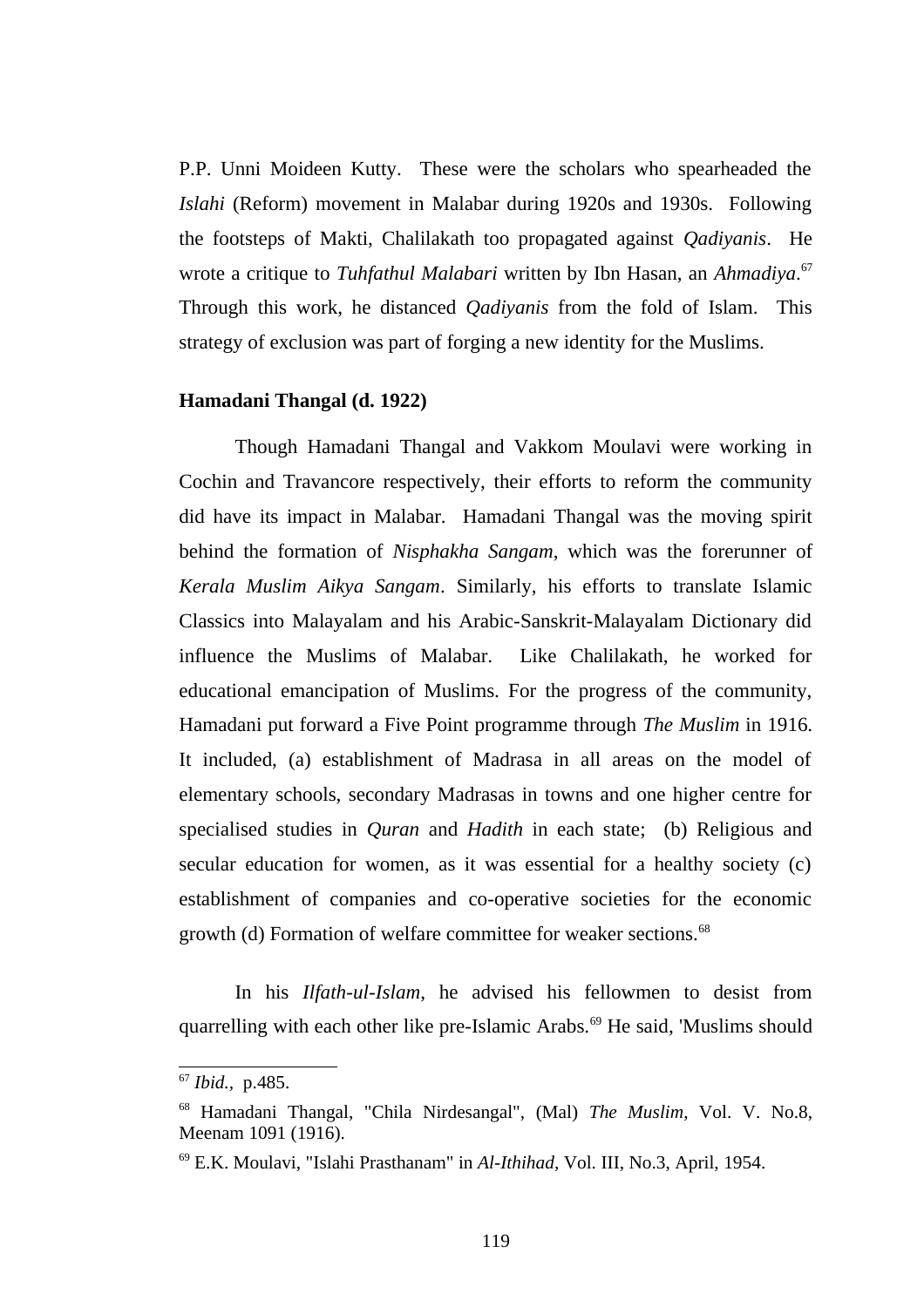P.P. Unni Moideen Kutty. These were the scholars who spearheaded the *Islahi* (Reform) movement in Malabar during 1920s and 1930s. Following the footsteps of Makti, Chalilakath too propagated against *Qadiyanis*. He wrote a critique to *Tuhfathul Malabari* written by Ibn Hasan, an *Ahmadiya*.[67] Through this work, he distanced *Qadiyanis* from the fold of Islam. This strategy of exclusion was part of forging a new identity for the Muslims.

**Hamadani Thangal (d. 1922)**

Though Hamadani Thangal and Vakkom Moulavi were working in Cochin and Travancore respectively, their efforts to reform the community did have its impact in Malabar. Hamadani Thangal was the moving spirit behind the formation of *Nisphakha Sangam*, which was the forerunner of *Kerala Muslim Aikya Sangam*. Similarly, his efforts to translate Islamic Classics into Malayalam and his Arabic-Sanskrit-Malayalam Dictionary did influence the Muslims of Malabar. Like Chalilakath, he worked for educational emancipation of Muslims. For the progress of the community, Hamadani put forward a Five Point programme through *The Muslim* in 1916. It included, (a) establishment of Madrasa in all areas on the model of elementary schools, secondary Madrasas in towns and one higher centre for specialised studies in *Quran* and *Hadith* in each state; (b) Religious and secular education for women, as it was essential for a healthy society (c) establishment of companies and co-operative societies for the economic growth (d) Formation of welfare committee for weaker sections.[68]

In his *Ilfath-ul-Islam*, he advised his fellowmen to desist from quarrelling with each other like pre-Islamic Arabs.[69] He said, 'Muslims should

---

[67] *Ibid.*, p.485.

[68] Hamadani Thangal, "Chila Nirdesangal", (Mal) *The Muslim*, Vol. V. No.8, Meenam 1091 (1916).

[69] E.K. Moulavi, "Islahi Prasthanam" in *Al-Ithihad*, Vol. III, No.3, April, 1954.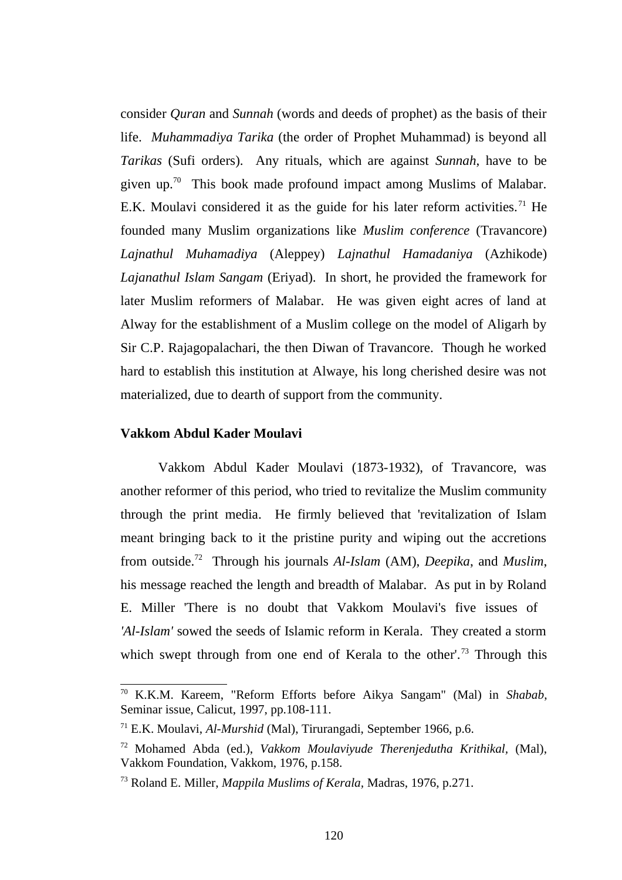consider *Quran* and *Sunnah* (words and deeds of prophet) as the basis of their life. *Muhammadiya Tarika* (the order of Prophet Muhammad) is beyond all *Tarikas* (Sufi orders). Any rituals, which are against *Sunnah*, have to be given up.[70] This book made profound impact among Muslims of Malabar. E.K. Moulavi considered it as the guide for his later reform activities.[71] He founded many Muslim organizations like *Muslim conference* (Travancore) *Lajnathul Muhamadiya* (Aleppey) *Lajnathul Hamadaniya* (Azhikode) *Lajanathul Islam Sangam* (Eriyad). In short, he provided the framework for later Muslim reformers of Malabar. He was given eight acres of land at Alway for the establishment of a Muslim college on the model of Aligarh by Sir C.P. Rajagopalachari, the then Diwan of Travancore. Though he worked hard to establish this institution at Alwaye, his long cherished desire was not materialized, due to dearth of support from the community.

### Vakkom Abdul Kader Moulavi

Vakkom Abdul Kader Moulavi (1873-1932), of Travancore, was another reformer of this period, who tried to revitalize the Muslim community through the print media. He firmly believed that 'revitalization of Islam meant bringing back to it the pristine purity and wiping out the accretions from outside.[72] Through his journals *Al-Islam* (AM), *Deepika*, and *Muslim*, his message reached the length and breadth of Malabar. As put in by Roland E. Miller 'There is no doubt that Vakkom Moulavi's five issues of *'Al-Islam'* sowed the seeds of Islamic reform in Kerala. They created a storm which swept through from one end of Kerala to the other'.[73] Through this

---

[70] K.K.M. Kareem, "Reform Efforts before Aikya Sangam" (Mal) in *Shabab*, Seminar issue, Calicut, 1997, pp.108-111.

[71] E.K. Moulavi, *Al-Murshid* (Mal), Tirurangadi, September 1966, p.6.

[72] Mohamed Abda (ed.), *Vakkom Moulaviyude Therenjedutha Krithikal*, (Mal), Vakkom Foundation, Vakkom, 1976, p.158.

[73] Roland E. Miller, *Mappila Muslims of Kerala*, Madras, 1976, p.271.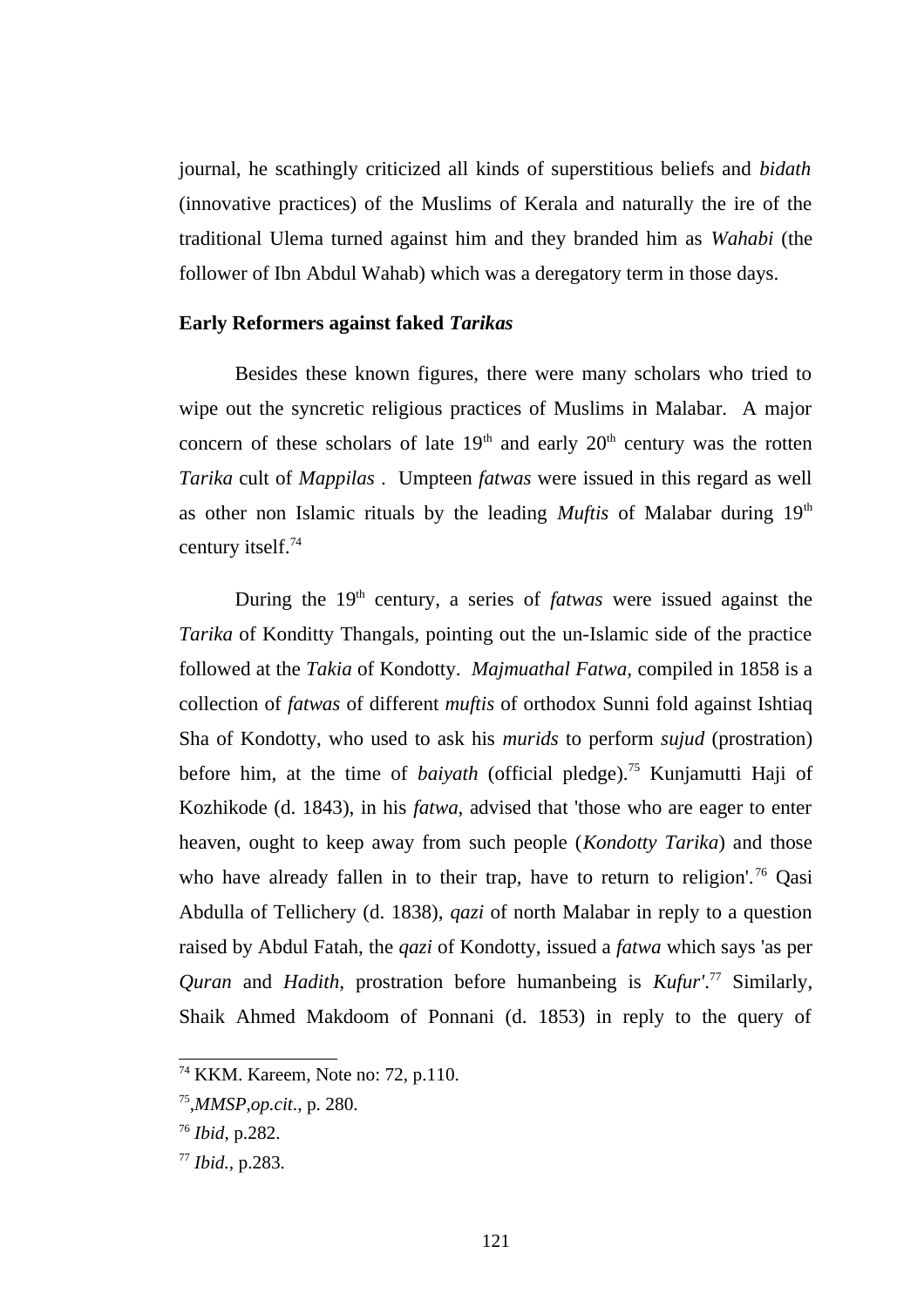journal, he scathingly criticized all kinds of superstitious beliefs and *bidath* (innovative practices) of the Muslims of Kerala and naturally the ire of the traditional Ulema turned against him and they branded him as *Wahabi* (the follower of Ibn Abdul Wahab) which was a deregatory term in those days.

**Early Reformers against faked *Tarikas***

Besides these known figures, there were many scholars who tried to wipe out the syncretic religious practices of Muslims in Malabar. A major concern of these scholars of late 19th and early 20th century was the rotten *Tarika* cult of *Mappilas* . Umpteen *fatwas* were issued in this regard as well as other non Islamic rituals by the leading *Muftis* of Malabar during 19th century itself.[74]

During the 19th century, a series of *fatwas* were issued against the *Tarika* of Konditty Thangals, pointing out the un-Islamic side of the practice followed at the *Takia* of Kondotty. *Majmuathal Fatwa,* compiled in 1858 is a collection of *fatwas* of different *muftis* of orthodox Sunni fold against Ishtiaq Sha of Kondotty, who used to ask his *murids* to perform *sujud* (prostration) before him, at the time of *baiyath* (official pledge).[75] Kunjamutti Haji of Kozhikode (d. 1843), in his *fatwa*, advised that 'those who are eager to enter heaven, ought to keep away from such people (*Kondotty Tarika*) and those who have already fallen in to their trap, have to return to religion'.[76] Qasi Abdulla of Tellichery (d. 1838), *qazi* of north Malabar in reply to a question raised by Abdul Fatah, the *qazi* of Kondotty, issued a *fatwa* which says 'as per *Quran* and *Hadith*, prostration before humanbeing is *Kufur'*.[77] Similarly, Shaik Ahmed Makdoom of Ponnani (d. 1853) in reply to the query of

---

[74] KKM. Kareem, Note no: 72, p.110.

[75] ,*MMSP,op.cit*., p. 280.

[76] *Ibid*, p.282.

[77] *Ibid.,* p.283.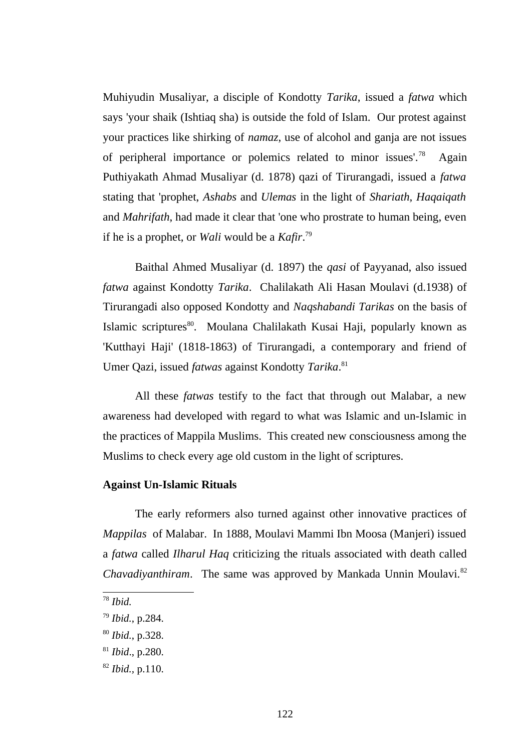Muhiyudin Musaliyar, a disciple of Kondotty *Tarika*, issued a *fatwa* which says 'your shaik (Ishtiaq sha) is outside the fold of Islam. Our protest against your practices like shirking of *namaz*, use of alcohol and ganja are not issues of peripheral importance or polemics related to minor issues'.[78] Again Puthiyakath Ahmad Musaliyar (d. 1878) qazi of Tirurangadi, issued a *fatwa* stating that 'prophet, *Ashabs* and *Ulemas* in the light of *Shariath*, *Haqaiqath* and *Mahrifath*, had made it clear that 'one who prostrate to human being, even if he is a prophet, or *Wali* would be a *Kafir*.[79]

Baithal Ahmed Musaliyar (d. 1897) the *qasi* of Payyanad, also issued *fatwa* against Kondotty *Tarika*. Chalilakath Ali Hasan Moulavi (d.1938) of Tirurangadi also opposed Kondotty and *Naqshabandi Tarikas* on the basis of Islamic scriptures[80]. Moulana Chalilakath Kusai Haji, popularly known as 'Kutthayi Haji' (1818-1863) of Tirurangadi, a contemporary and friend of Umer Qazi, issued *fatwas* against Kondotty *Tarika*.[81]

All these *fatwas* testify to the fact that through out Malabar, a new awareness had developed with regard to what was Islamic and un-Islamic in the practices of Mappila Muslims. This created new consciousness among the Muslims to check every age old custom in the light of scriptures.

**Against Un-Islamic Rituals**

The early reformers also turned against other innovative practices of *Mappilas* of Malabar. In 1888, Moulavi Mammi Ibn Moosa (Manjeri) issued a *fatwa* called *Ilharul Haq* criticizing the rituals associated with death called *Chavadiyanthiram*. The same was approved by Mankada Unnin Moulavi.[82]

---

[78] *Ibid.*

[79] *Ibid.*, p.284.

[80] *Ibid.*, p.328.

[81] *Ibid*., p.280.

[82] *Ibid.*, p.110.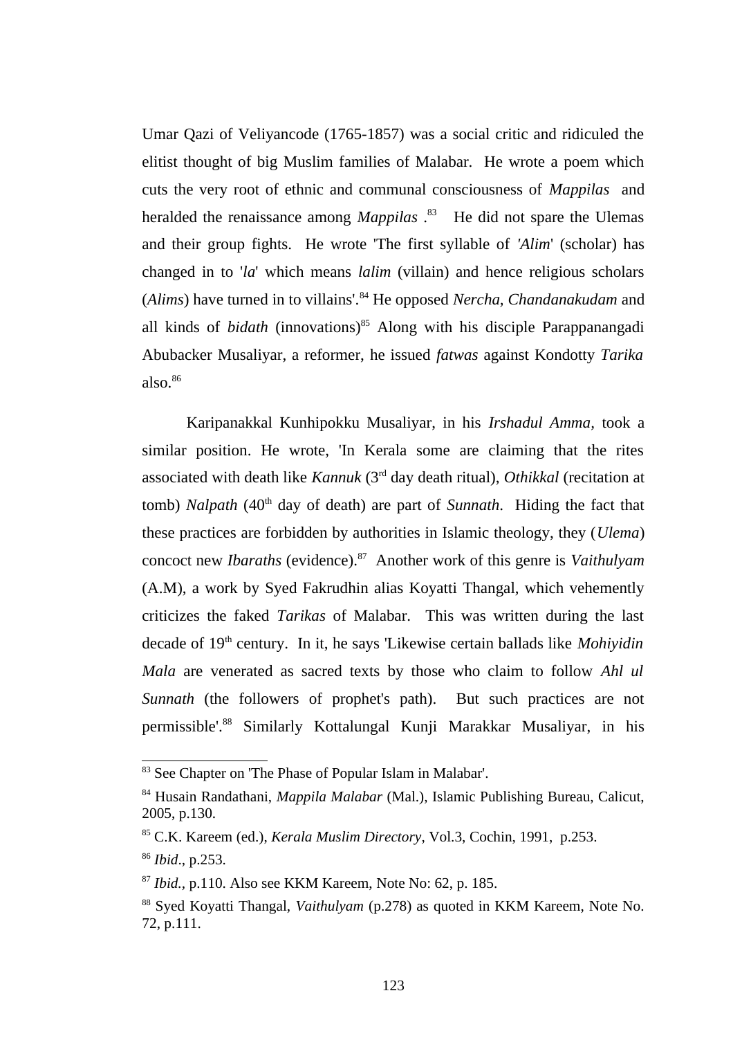Umar Qazi of Veliyancode (1765-1857) was a social critic and ridiculed the elitist thought of big Muslim families of Malabar. He wrote a poem which cuts the very root of ethnic and communal consciousness of *Mappilas* and heralded the renaissance among *Mappilas*.[83] He did not spare the Ulemas and their group fights. He wrote 'The first syllable of '*Alim*' (scholar) has changed in to '*la*' which means *lalim* (villain) and hence religious scholars (*Alims*) have turned in to villains'.[84] He opposed *Nercha, Chandanakudam* and all kinds of *bidath* (innovations)[85] Along with his disciple Parappanangadi Abubacker Musaliyar, a reformer, he issued *fatwas* against Kondotty *Tarika* also.[86]

Karipanakkal Kunhipokku Musaliyar, in his *Irshadul Amma*, took a similar position. He wrote, 'In Kerala some are claiming that the rites associated with death like *Kannuk* (3rd day death ritual), *Othikkal* (recitation at tomb) *Nalpath* (40th day of death) are part of *Sunnath*. Hiding the fact that these practices are forbidden by authorities in Islamic theology, they (*Ulema*) concoct new *Ibaraths* (evidence).[87] Another work of this genre is *Vaithulyam* (A.M), a work by Syed Fakrudhin alias Koyatti Thangal, which vehemently criticizes the faked *Tarikas* of Malabar. This was written during the last decade of 19th century. In it, he says 'Likewise certain ballads like *Mohiyidin Mala* are venerated as sacred texts by those who claim to follow *Ahl ul Sunnath* (the followers of prophet's path). But such practices are not permissible'.[88] Similarly Kottalungal Kunji Marakkar Musaliyar, in his

---

[83] See Chapter on 'The Phase of Popular Islam in Malabar'.

[84] Husain Randathani, *Mappila Malabar* (Mal.), Islamic Publishing Bureau, Calicut, 2005, p.130.

[85] C.K. Kareem (ed.), *Kerala Muslim Directory*, Vol.3, Cochin, 1991, p.253.

[86] *Ibid*., p.253.

[87] *Ibid.*, p.110. Also see KKM Kareem, Note No: 62, p. 185.

[88] Syed Koyatti Thangal, *Vaithulyam* (p.278) as quoted in KKM Kareem, Note No. 72, p.111.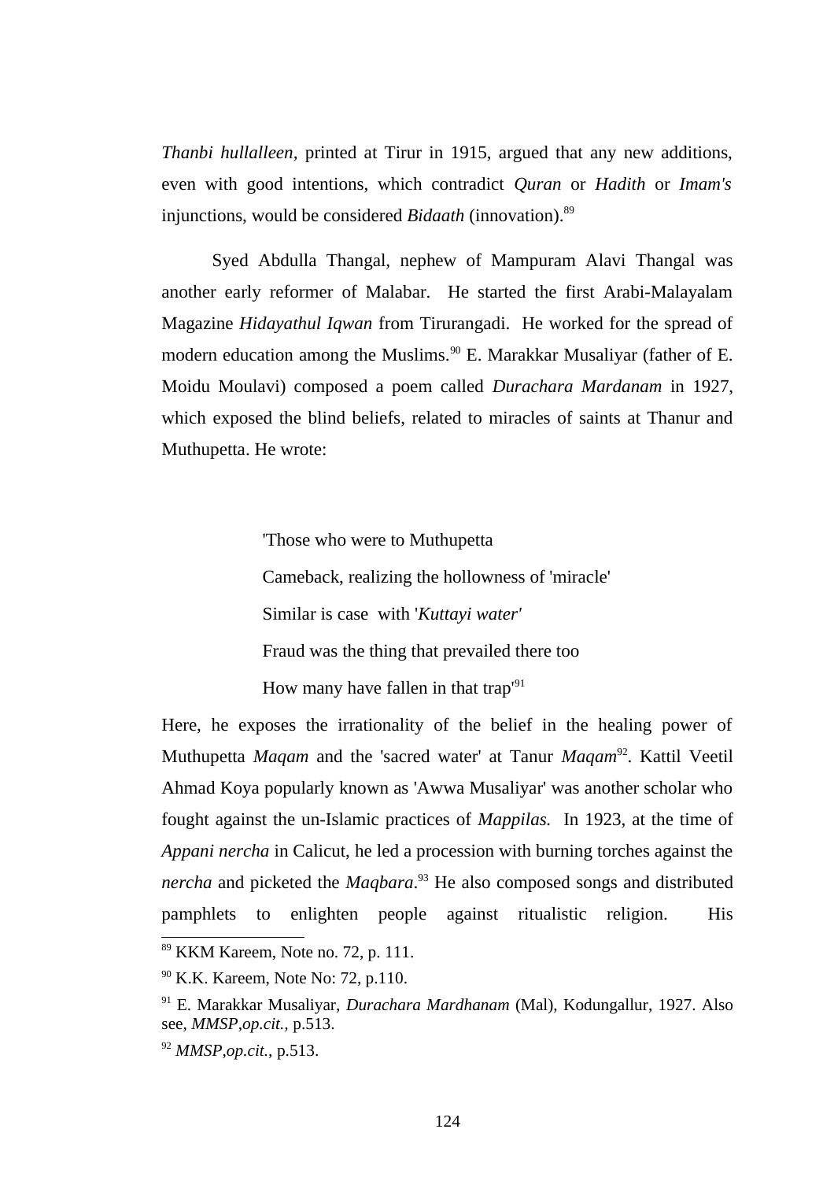*Thanbi hullalleen,* printed at Tirur in 1915, argued that any new additions, even with good intentions, which contradict *Quran* or *Hadith* or *Imam's* injunctions, would be considered *Bidaath* (innovation).[89]

Syed Abdulla Thangal, nephew of Mampuram Alavi Thangal was another early reformer of Malabar. He started the first Arabi-Malayalam Magazine *Hidayathul Iqwan* from Tirurangadi. He worked for the spread of modern education among the Muslims.[90] E. Marakkar Musaliyar (father of E. Moidu Moulavi) composed a poem called *Durachara Mardanam* in 1927, which exposed the blind beliefs, related to miracles of saints at Thanur and Muthupetta. He wrote:

> 'Those who were to Muthupetta
>
> Cameback, realizing the hollowness of 'miracle'
>
> Similar is case with '*Kuttayi water'*
>
> Fraud was the thing that prevailed there too
>
> How many have fallen in that trap'[91]

Here, he exposes the irrationality of the belief in the healing power of Muthupetta *Maqam* and the 'sacred water' at Tanur *Maqam*[92]. Kattil Veetil Ahmad Koya popularly known as 'Awwa Musaliyar' was another scholar who fought against the un-Islamic practices of *Mappilas.* In 1923, at the time of *Appani nercha* in Calicut, he led a procession with burning torches against the *nercha* and picketed the *Maqbara*.[93] He also composed songs and distributed pamphlets to enlighten people against ritualistic religion. His

---

[89] KKM Kareem, Note no. 72, p. 111.

[90] K.K. Kareem, Note No: 72, p.110.

[91] E. Marakkar Musaliyar, *Durachara Mardhanam* (Mal), Kodungallur, 1927. Also see, *MMSP,op.cit.,* p.513.

[92] *MMSP,op.cit.,* p.513.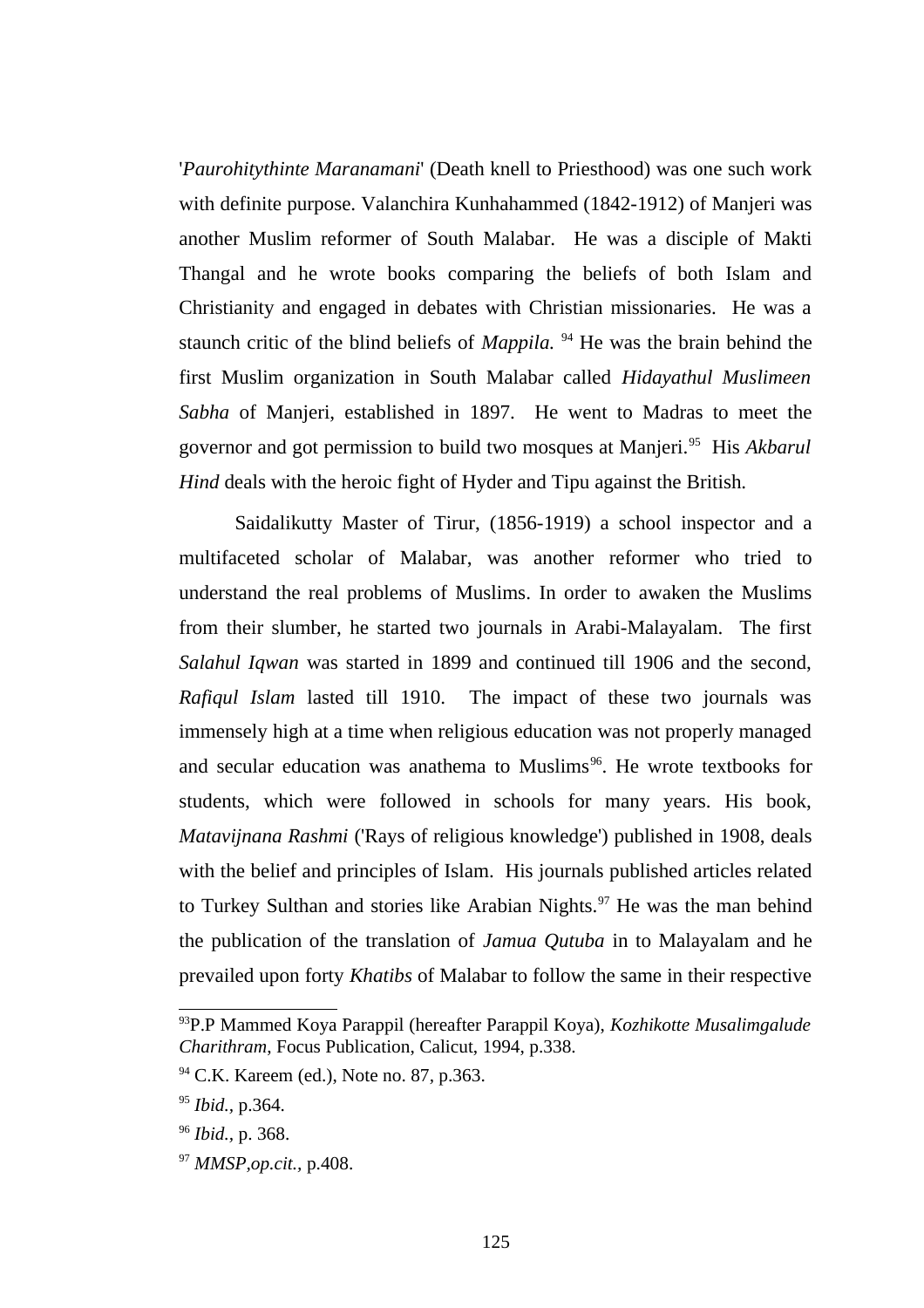'*Paurohitythinte Maranamani*' (Death knell to Priesthood) was one such work with definite purpose. Valanchira Kunhahammed (1842-1912) of Manjeri was another Muslim reformer of South Malabar. He was a disciple of Makti Thangal and he wrote books comparing the beliefs of both Islam and Christianity and engaged in debates with Christian missionaries. He was a staunch critic of the blind beliefs of *Mappila.* [94] He was the brain behind the first Muslim organization in South Malabar called *Hidayathul Muslimeen Sabha* of Manjeri, established in 1897. He went to Madras to meet the governor and got permission to build two mosques at Manjeri.[95] His *Akbarul Hind* deals with the heroic fight of Hyder and Tipu against the British.

Saidalikutty Master of Tirur, (1856-1919) a school inspector and a multifaceted scholar of Malabar, was another reformer who tried to understand the real problems of Muslims. In order to awaken the Muslims from their slumber, he started two journals in Arabi-Malayalam. The first *Salahul Iqwan* was started in 1899 and continued till 1906 and the second, *Rafiqul Islam* lasted till 1910. The impact of these two journals was immensely high at a time when religious education was not properly managed and secular education was anathema to Muslims[96]. He wrote textbooks for students, which were followed in schools for many years. His book, *Matavijnana Rashmi* ('Rays of religious knowledge') published in 1908, deals with the belief and principles of Islam. His journals published articles related to Turkey Sulthan and stories like Arabian Nights.[97] He was the man behind the publication of the translation of *Jamua Qutuba* in to Malayalam and he prevailed upon forty *Khatibs* of Malabar to follow the same in their respective

---

[93] P.P Mammed Koya Parappil (hereafter Parappil Koya), *Kozhikotte Musalimgalude Charithram*, Focus Publication, Calicut, 1994, p.338.

[94] C.K. Kareem (ed.), Note no. 87, p.363.

[95] *Ibid.*, p.364.

[96] *Ibid.*, p. 368.

[97] *MMSP,op.cit.,* p.408.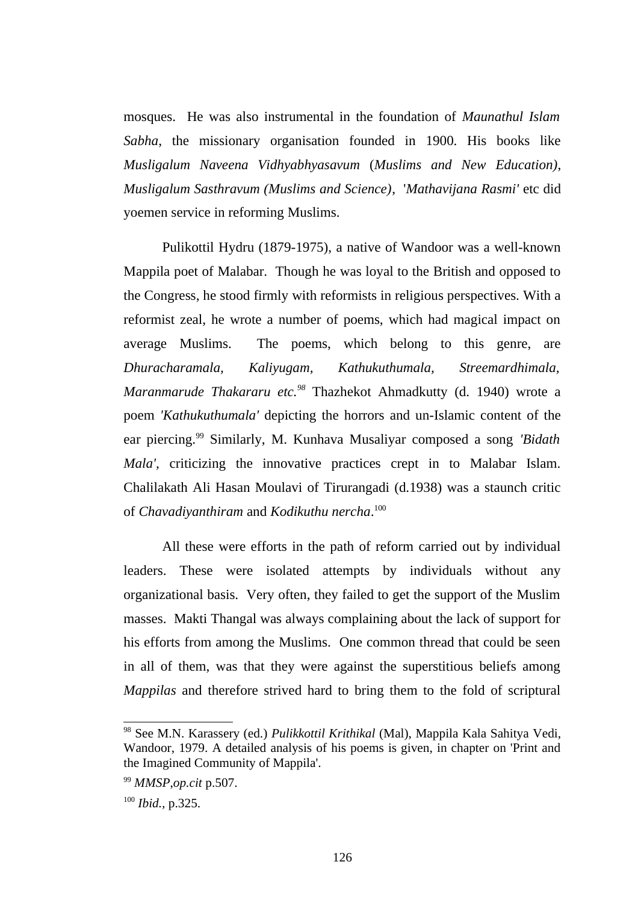mosques. He was also instrumental in the foundation of *Maunathul Islam Sabha*, the missionary organisation founded in 1900. His books like *Musligalum Naveena Vidhyabhyasavum* (*Muslims and New Education)*, *Musligalum Sasthravum (Muslims and Science)*, *'Mathavijana Rasmi'* etc did yoemen service in reforming Muslims.

Pulikottil Hydru (1879-1975), a native of Wandoor was a well-known Mappila poet of Malabar. Though he was loyal to the British and opposed to the Congress, he stood firmly with reformists in religious perspectives. With a reformist zeal, he wrote a number of poems, which had magical impact on average Muslims. The poems, which belong to this genre, are *Dhuracharamala, Kaliyugam, Kathukuthumala, Streemardhimala, Maranmarude Thakararu etc.*[98] Thazhekot Ahmadkutty (d. 1940) wrote a poem *'Kathukuthumala'* depicting the horrors and un-Islamic content of the ear piercing.[99] Similarly, M. Kunhava Musaliyar composed a song *'Bidath Mala'*, criticizing the innovative practices crept in to Malabar Islam. Chalilakath Ali Hasan Moulavi of Tirurangadi (d.1938) was a staunch critic of *Chavadiyanthiram* and *Kodikuthu nercha*.[100]

All these were efforts in the path of reform carried out by individual leaders. These were isolated attempts by individuals without any organizational basis. Very often, they failed to get the support of the Muslim masses. Makti Thangal was always complaining about the lack of support for his efforts from among the Muslims. One common thread that could be seen in all of them, was that they were against the superstitious beliefs among *Mappilas* and therefore strived hard to bring them to the fold of scriptural

---

[98] See M.N. Karassery (ed.) *Pulikkottil Krithikal* (Mal), Mappila Kala Sahitya Vedi, Wandoor, 1979. A detailed analysis of his poems is given, in chapter on 'Print and the Imagined Community of Mappila'.

[99] *MMSP*,*op.cit* p.507.

[100] *Ibid.*, p.325.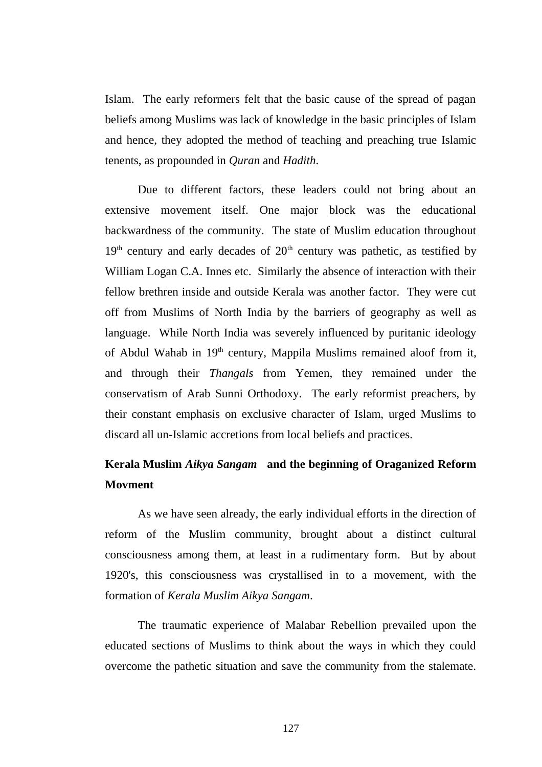Islam. The early reformers felt that the basic cause of the spread of pagan beliefs among Muslims was lack of knowledge in the basic principles of Islam and hence, they adopted the method of teaching and preaching true Islamic tenents, as propounded in *Quran* and *Hadith*.

Due to different factors, these leaders could not bring about an extensive movement itself. One major block was the educational backwardness of the community. The state of Muslim education throughout 19th century and early decades of 20th century was pathetic, as testified by William Logan C.A. Innes etc. Similarly the absence of interaction with their fellow brethren inside and outside Kerala was another factor. They were cut off from Muslims of North India by the barriers of geography as well as language. While North India was severely influenced by puritanic ideology of Abdul Wahab in 19th century, Mappila Muslims remained aloof from it, and through their *Thangals* from Yemen, they remained under the conservatism of Arab Sunni Orthodoxy. The early reformist preachers, by their constant emphasis on exclusive character of Islam, urged Muslims to discard all un-Islamic accretions from local beliefs and practices.

## Kerala Muslim *Aikya Sangam* and the beginning of Oraganized Reform Movment

As we have seen already, the early individual efforts in the direction of reform of the Muslim community, brought about a distinct cultural consciousness among them, at least in a rudimentary form. But by about 1920's, this consciousness was crystallised in to a movement, with the formation of *Kerala Muslim Aikya Sangam*.

The traumatic experience of Malabar Rebellion prevailed upon the educated sections of Muslims to think about the ways in which they could overcome the pathetic situation and save the community from the stalemate.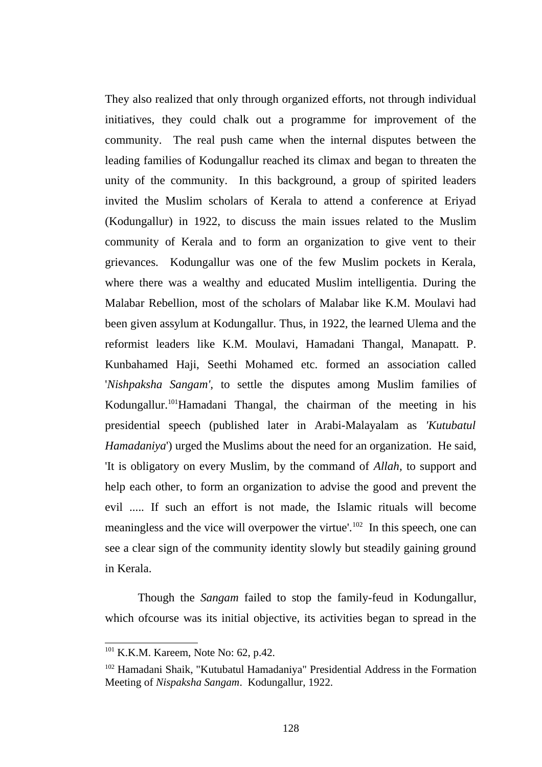They also realized that only through organized efforts, not through individual initiatives, they could chalk out a programme for improvement of the community. The real push came when the internal disputes between the leading families of Kodungallur reached its climax and began to threaten the unity of the community. In this background, a group of spirited leaders invited the Muslim scholars of Kerala to attend a conference at Eriyad (Kodungallur) in 1922, to discuss the main issues related to the Muslim community of Kerala and to form an organization to give vent to their grievances. Kodungallur was one of the few Muslim pockets in Kerala, where there was a wealthy and educated Muslim intelligentia. During the Malabar Rebellion, most of the scholars of Malabar like K.M. Moulavi had been given assylum at Kodungallur. Thus, in 1922, the learned Ulema and the reformist leaders like K.M. Moulavi, Hamadani Thangal, Manapatt. P. Kunbahamed Haji, Seethi Mohamed etc. formed an association called '*Nishpaksha Sangam'*, to settle the disputes among Muslim families of Kodungallur.[101] Hamadani Thangal, the chairman of the meeting in his presidential speech (published later in Arabi-Malayalam as *'Kutubatul Hamadaniya'*) urged the Muslims about the need for an organization. He said, 'It is obligatory on every Muslim, by the command of *Allah,* to support and help each other, to form an organization to advise the good and prevent the evil ..... If such an effort is not made, the Islamic rituals will become meaningless and the vice will overpower the virtue'.[102] In this speech, one can see a clear sign of the community identity slowly but steadily gaining ground in Kerala.

Though the *Sangam* failed to stop the family-feud in Kodungallur, which ofcourse was its initial objective, its activities began to spread in the

---

[101] K.K.M. Kareem, Note No: 62, p.42.

[102] Hamadani Shaik, "Kutubatul Hamadaniya" Presidential Address in the Formation Meeting of *Nispaksha Sangam*. Kodungallur, 1922.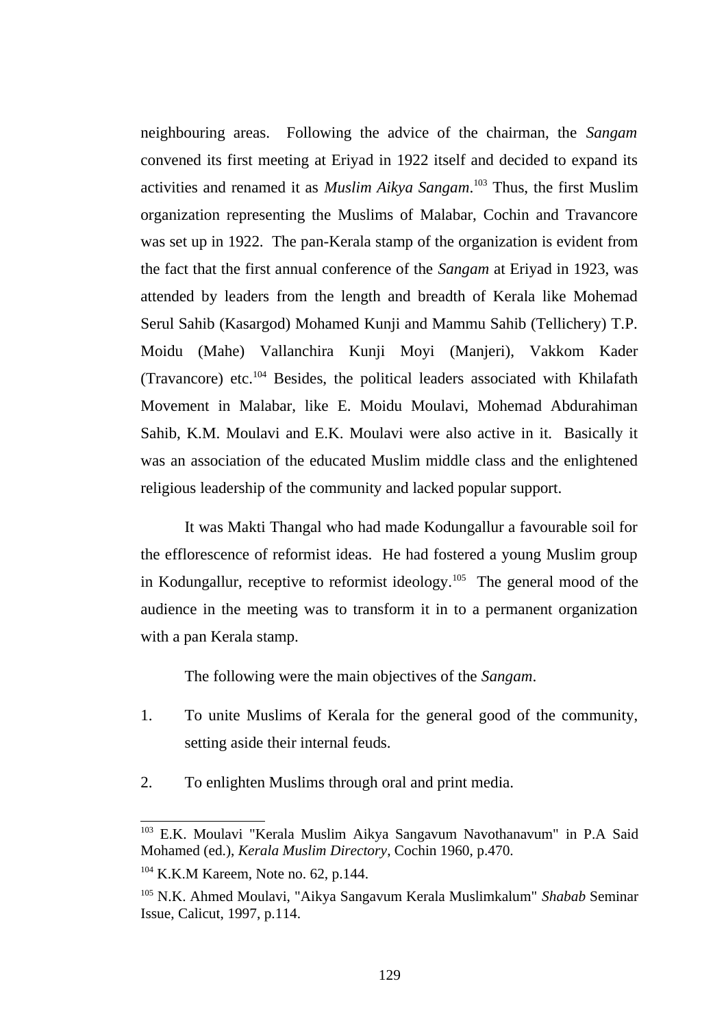neighbouring areas. Following the advice of the chairman, the *Sangam* convened its first meeting at Eriyad in 1922 itself and decided to expand its activities and renamed it as *Muslim Aikya Sangam*.[103] Thus, the first Muslim organization representing the Muslims of Malabar, Cochin and Travancore was set up in 1922. The pan-Kerala stamp of the organization is evident from the fact that the first annual conference of the *Sangam* at Eriyad in 1923, was attended by leaders from the length and breadth of Kerala like Mohemad Serul Sahib (Kasargod) Mohamed Kunji and Mammu Sahib (Tellichery) T.P. Moidu (Mahe) Vallanchira Kunji Moyi (Manjeri), Vakkom Kader (Travancore) etc.[104] Besides, the political leaders associated with Khilafath Movement in Malabar, like E. Moidu Moulavi, Mohemad Abdurahiman Sahib, K.M. Moulavi and E.K. Moulavi were also active in it. Basically it was an association of the educated Muslim middle class and the enlightened religious leadership of the community and lacked popular support.

It was Makti Thangal who had made Kodungallur a favourable soil for the efflorescence of reformist ideas. He had fostered a young Muslim group in Kodungallur, receptive to reformist ideology.[105] The general mood of the audience in the meeting was to transform it in to a permanent organization with a pan Kerala stamp.

The following were the main objectives of the *Sangam*.

1. To unite Muslims of Kerala for the general good of the community, setting aside their internal feuds.
2. To enlighten Muslims through oral and print media.

---

[103] E.K. Moulavi "Kerala Muslim Aikya Sangavum Navothanavum" in P.A Said Mohamed (ed.), *Kerala Muslim Directory*, Cochin 1960, p.470.

[104] K.K.M Kareem, Note no. 62, p.144.

[105] N.K. Ahmed Moulavi, "Aikya Sangavum Kerala Muslimkalum" *Shabab* Seminar Issue, Calicut, 1997, p.114.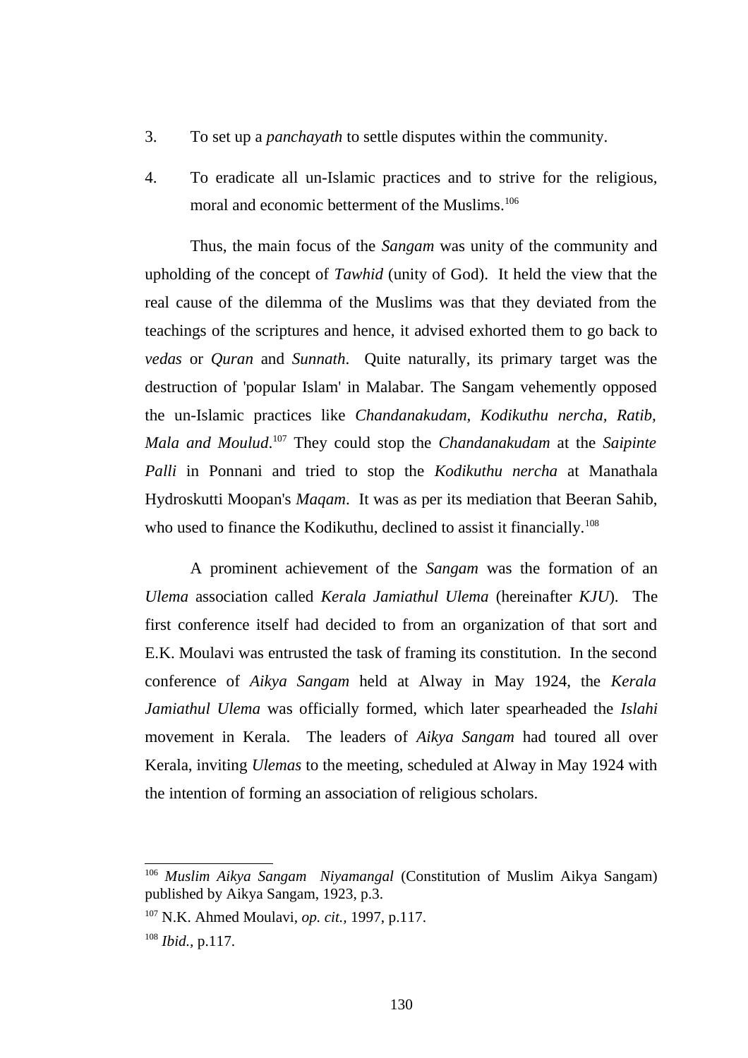3. To set up a *panchayath* to settle disputes within the community.

4. To eradicate all un-Islamic practices and to strive for the religious, moral and economic betterment of the Muslims.[106]

Thus, the main focus of the *Sangam* was unity of the community and upholding of the concept of *Tawhid* (unity of God). It held the view that the real cause of the dilemma of the Muslims was that they deviated from the teachings of the scriptures and hence, it advised exhorted them to go back to *vedas* or *Quran* and *Sunnath*. Quite naturally, its primary target was the destruction of 'popular Islam' in Malabar. The Sangam vehemently opposed the un-Islamic practices like *Chandanakudam, Kodikuthu nercha, Ratib, Mala and Moulud*.[107] They could stop the *Chandanakudam* at the *Saipinte Palli* in Ponnani and tried to stop the *Kodikuthu nercha* at Manathala Hydroskutti Moopan's *Maqam*. It was as per its mediation that Beeran Sahib, who used to finance the Kodikuthu, declined to assist it financially.[108]

A prominent achievement of the *Sangam* was the formation of an *Ulema* association called *Kerala Jamiathul Ulema* (hereinafter *KJU*). The first conference itself had decided to from an organization of that sort and E.K. Moulavi was entrusted the task of framing its constitution. In the second conference of *Aikya Sangam* held at Alway in May 1924, the *Kerala Jamiathul Ulema* was officially formed, which later spearheaded the *Islahi* movement in Kerala. The leaders of *Aikya Sangam* had toured all over Kerala, inviting *Ulemas* to the meeting, scheduled at Alway in May 1924 with the intention of forming an association of religious scholars.

---

[106] *Muslim Aikya Sangam Niyamangal* (Constitution of Muslim Aikya Sangam) published by Aikya Sangam, 1923, p.3.

[107] N.K. Ahmed Moulavi, *op. cit.*, 1997, p.117.

[108] *Ibid.*, p.117.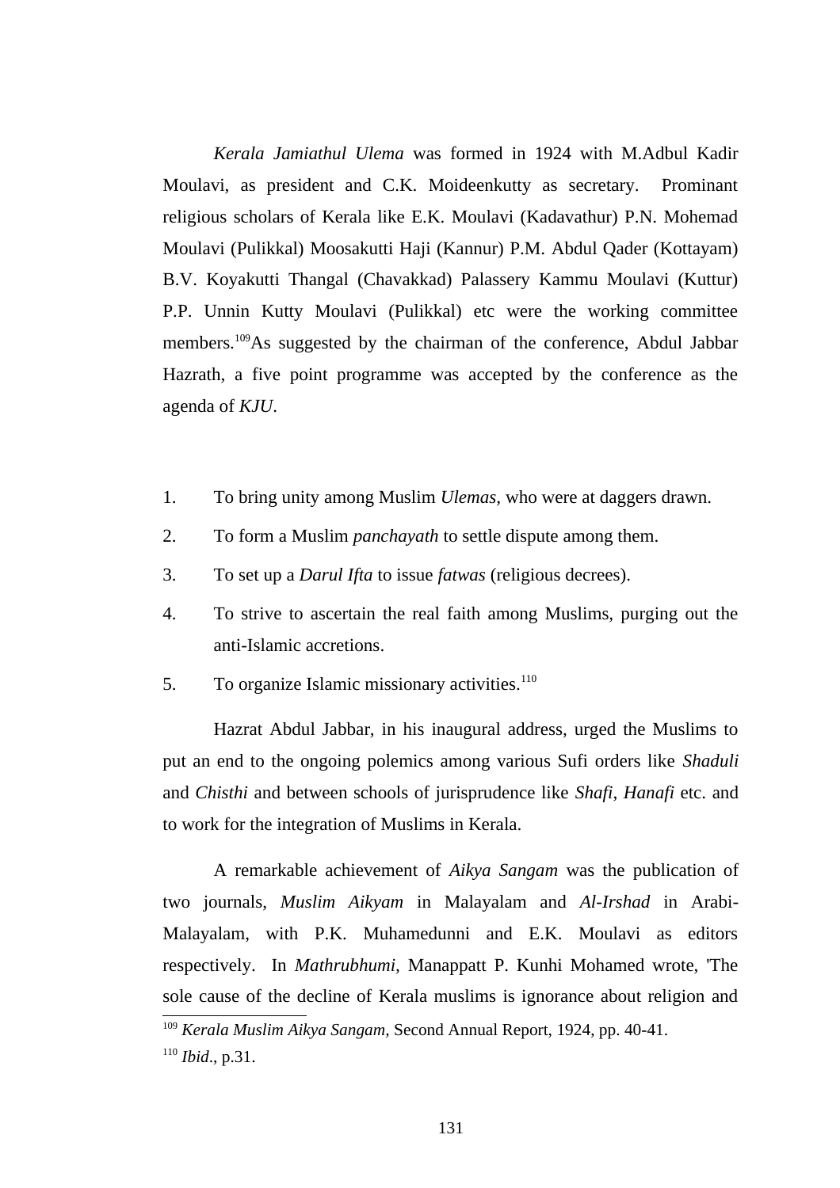*Kerala Jamiathul Ulema* was formed in 1924 with M.Adbul Kadir Moulavi, as president and C.K. Moideenkutty as secretary. Prominant religious scholars of Kerala like E.K. Moulavi (Kadavathur) P.N. Mohemad Moulavi (Pulikkal) Moosakutti Haji (Kannur) P.M. Abdul Qader (Kottayam) B.V. Koyakutti Thangal (Chavakkad) Palassery Kammu Moulavi (Kuttur) P.P. Unnin Kutty Moulavi (Pulikkal) etc were the working committee members.[109]As suggested by the chairman of the conference, Abdul Jabbar Hazrath, a five point programme was accepted by the conference as the agenda of *KJU*.

1. To bring unity among Muslim *Ulemas*, who were at daggers drawn.
2. To form a Muslim *panchayath* to settle dispute among them.
3. To set up a *Darul Ifta* to issue *fatwas* (religious decrees).
4. To strive to ascertain the real faith among Muslims, purging out the anti-Islamic accretions.
5. To organize Islamic missionary activities.[110]

Hazrat Abdul Jabbar, in his inaugural address, urged the Muslims to put an end to the ongoing polemics among various Sufi orders like *Shaduli* and *Chisthi* and between schools of jurisprudence like *Shafi*, *Hanafi* etc. and to work for the integration of Muslims in Kerala.

A remarkable achievement of *Aikya Sangam* was the publication of two journals, *Muslim Aikyam* in Malayalam and *Al-Irshad* in Arabi-Malayalam, with P.K. Muhamedunni and E.K. Moulavi as editors respectively. In *Mathrubhumi*, Manappatt P. Kunhi Mohamed wrote, 'The sole cause of the decline of Kerala muslims is ignorance about religion and

[109] *Kerala Muslim Aikya Sangam*, Second Annual Report, 1924, pp. 40-41.

[110] *Ibid*., p.31.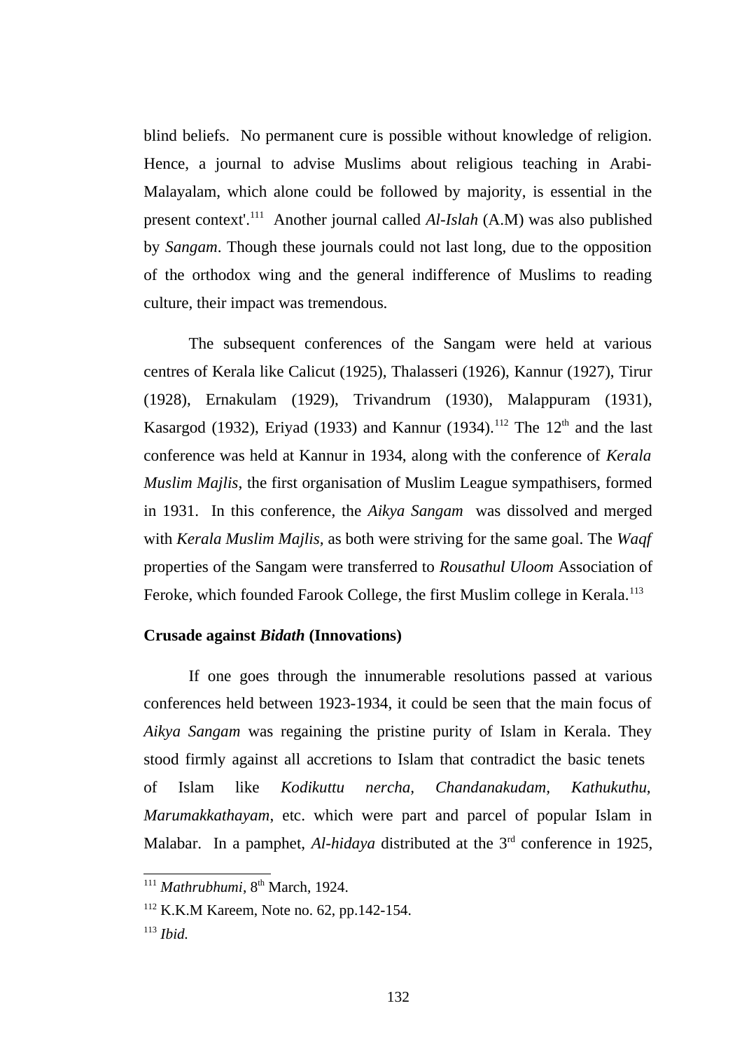blind beliefs. No permanent cure is possible without knowledge of religion. Hence, a journal to advise Muslims about religious teaching in Arabi-Malayalam, which alone could be followed by majority, is essential in the present context'.[111] Another journal called *Al-Islah* (A.M) was also published by *Sangam*. Though these journals could not last long, due to the opposition of the orthodox wing and the general indifference of Muslims to reading culture, their impact was tremendous.

The subsequent conferences of the Sangam were held at various centres of Kerala like Calicut (1925), Thalasseri (1926), Kannur (1927), Tirur (1928), Ernakulam (1929), Trivandrum (1930), Malappuram (1931), Kasargod (1932), Eriyad (1933) and Kannur (1934).[112] The 12th and the last conference was held at Kannur in 1934, along with the conference of *Kerala Muslim Majlis*, the first organisation of Muslim League sympathisers, formed in 1931. In this conference, the *Aikya Sangam* was dissolved and merged with *Kerala Muslim Majlis*, as both were striving for the same goal. The *Waqf* properties of the Sangam were transferred to *Rousathul Uloom* Association of Feroke, which founded Farook College, the first Muslim college in Kerala.[113]

### Crusade against *Bidath* (Innovations)

If one goes through the innumerable resolutions passed at various conferences held between 1923-1934, it could be seen that the main focus of *Aikya Sangam* was regaining the pristine purity of Islam in Kerala. They stood firmly against all accretions to Islam that contradict the basic tenets of Islam like *Kodikuttu nercha*, *Chandanakudam*, *Kathukuthu*, *Marumakkathayam*, etc. which were part and parcel of popular Islam in Malabar. In a pamphet, *Al-hidaya* distributed at the 3rd conference in 1925,

---

[111] *Mathrubhumi*, 8th March, 1924.

[112] K.K.M Kareem, Note no. 62, pp.142-154.

[113] *Ibid.*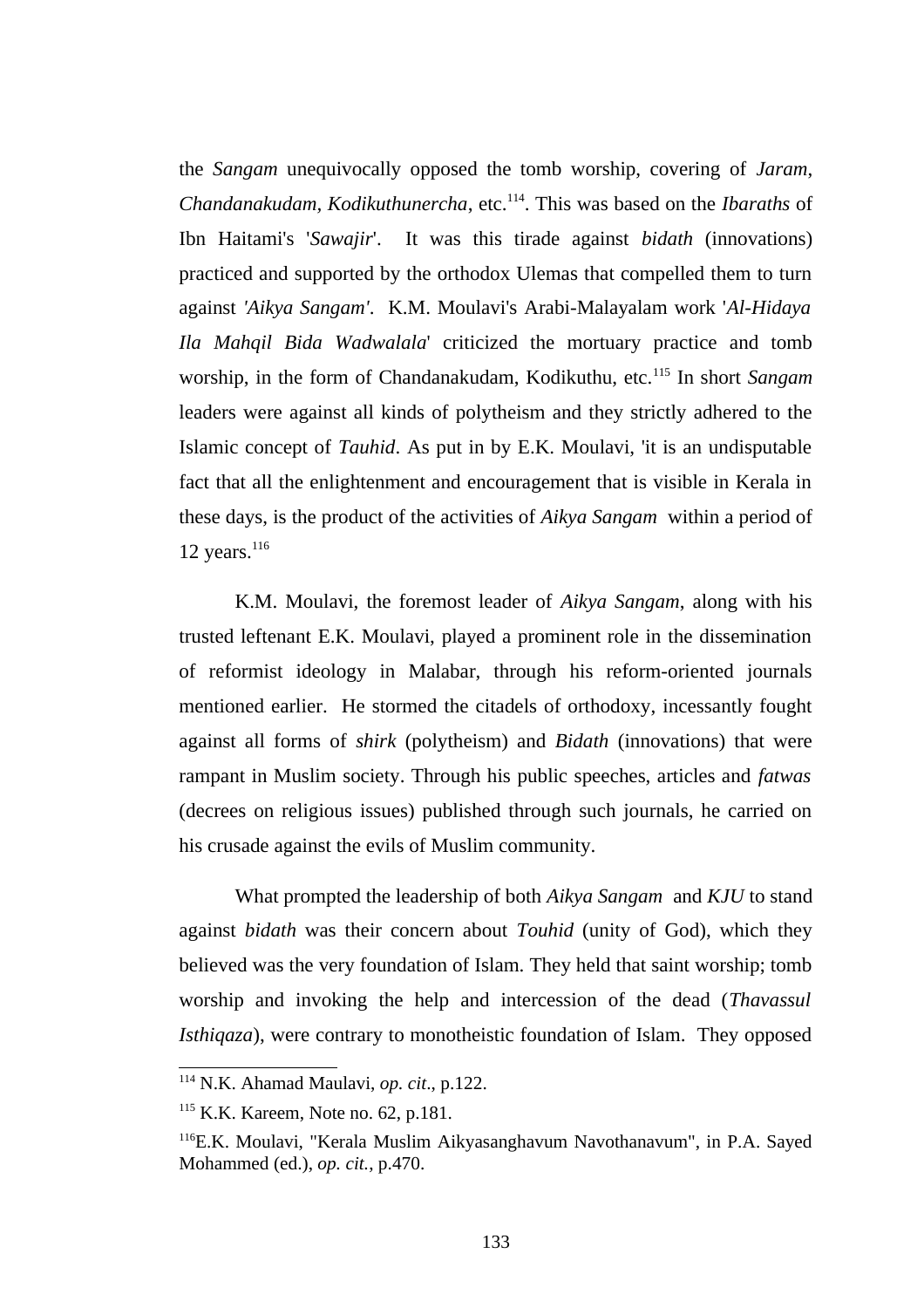the *Sangam* unequivocally opposed the tomb worship, covering of *Jaram*, *Chandanakudam*, *Kodikuthunercha*, etc.[114]. This was based on the *Ibaraths* of Ibn Haitami's '*Sawajir*'. It was this tirade against *bidath* (innovations) practiced and supported by the orthodox Ulemas that compelled them to turn against *'Aikya Sangam'*. K.M. Moulavi's Arabi-Malayalam work '*Al-Hidaya Ila Mahqil Bida Wadwalala*' criticized the mortuary practice and tomb worship, in the form of Chandanakudam, Kodikuthu, etc.[115] In short *Sangam* leaders were against all kinds of polytheism and they strictly adhered to the Islamic concept of *Tauhid*. As put in by E.K. Moulavi, 'it is an undisputable fact that all the enlightenment and encouragement that is visible in Kerala in these days, is the product of the activities of *Aikya Sangam* within a period of 12 years.[116]

K.M. Moulavi, the foremost leader of *Aikya Sangam*, along with his trusted leftenant E.K. Moulavi, played a prominent role in the dissemination of reformist ideology in Malabar, through his reform-oriented journals mentioned earlier. He stormed the citadels of orthodoxy, incessantly fought against all forms of *shirk* (polytheism) and *Bidath* (innovations) that were rampant in Muslim society. Through his public speeches, articles and *fatwas* (decrees on religious issues) published through such journals, he carried on his crusade against the evils of Muslim community.

What prompted the leadership of both *Aikya Sangam* and *KJU* to stand against *bidath* was their concern about *Touhid* (unity of God), which they believed was the very foundation of Islam. They held that saint worship; tomb worship and invoking the help and intercession of the dead (*Thavassul Isthiqaza*), were contrary to monotheistic foundation of Islam. They opposed

---

[114] N.K. Ahamad Maulavi, *op. cit*., p.122.

[115] K.K. Kareem, Note no. 62, p.181.

[116] E.K. Moulavi, "Kerala Muslim Aikyasanghavum Navothanavum", in P.A. Sayed Mohammed (ed.), *op. cit.*, p.470.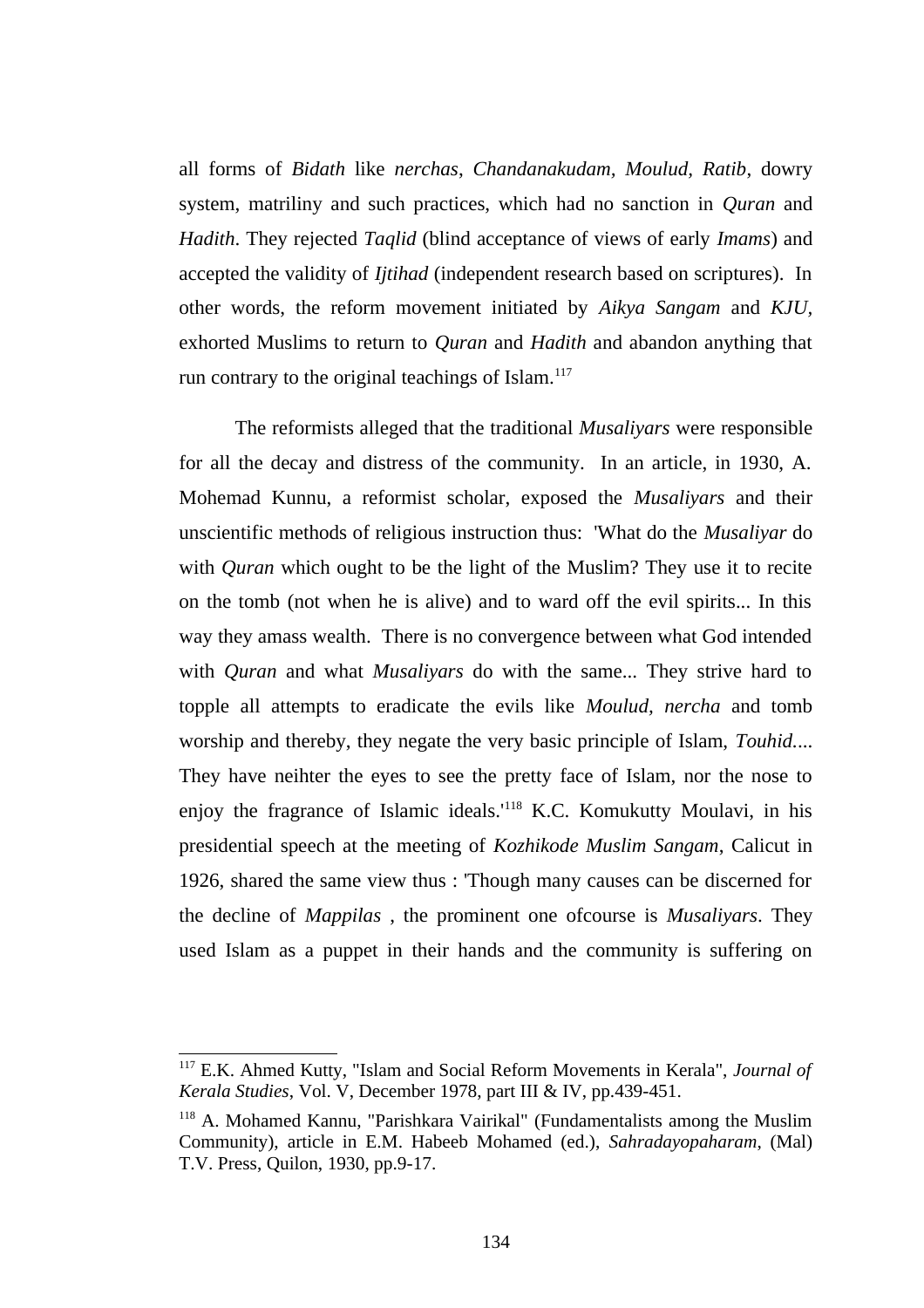all forms of *Bidath* like *nerchas*, *Chandanakudam, Moulud, Ratib*, dowry system, matriliny and such practices, which had no sanction in *Quran* and *Hadith*. They rejected *Taqlid* (blind acceptance of views of early *Imams*) and accepted the validity of *Ijtihad* (independent research based on scriptures). In other words, the reform movement initiated by *Aikya Sangam* and *KJU*, exhorted Muslims to return to *Quran* and *Hadith* and abandon anything that run contrary to the original teachings of Islam.[117]

The reformists alleged that the traditional *Musaliyars* were responsible for all the decay and distress of the community. In an article, in 1930, A. Mohemad Kunnu, a reformist scholar, exposed the *Musaliyars* and their unscientific methods of religious instruction thus: 'What do the *Musaliyar* do with *Quran* which ought to be the light of the Muslim? They use it to recite on the tomb (not when he is alive) and to ward off the evil spirits... In this way they amass wealth. There is no convergence between what God intended with *Quran* and what *Musaliyars* do with the same... They strive hard to topple all attempts to eradicate the evils like *Moulud, nercha* and tomb worship and thereby, they negate the very basic principle of Islam, *Touhid*.... They have neihter the eyes to see the pretty face of Islam, nor the nose to enjoy the fragrance of Islamic ideals.'[118] K.C. Komukutty Moulavi, in his presidential speech at the meeting of *Kozhikode Muslim Sangam*, Calicut in 1926, shared the same view thus : 'Though many causes can be discerned for the decline of *Mappilas* , the prominent one ofcourse is *Musaliyars*. They used Islam as a puppet in their hands and the community is suffering on

---

[117] E.K. Ahmed Kutty, "Islam and Social Reform Movements in Kerala", *Journal of Kerala Studies*, Vol. V, December 1978, part III & IV, pp.439-451.

[118] A. Mohamed Kannu, "Parishkara Vairikal" (Fundamentalists among the Muslim Community), article in E.M. Habeeb Mohamed (ed.), *Sahradayopaharam*, (Mal) T.V. Press, Quilon, 1930, pp.9-17.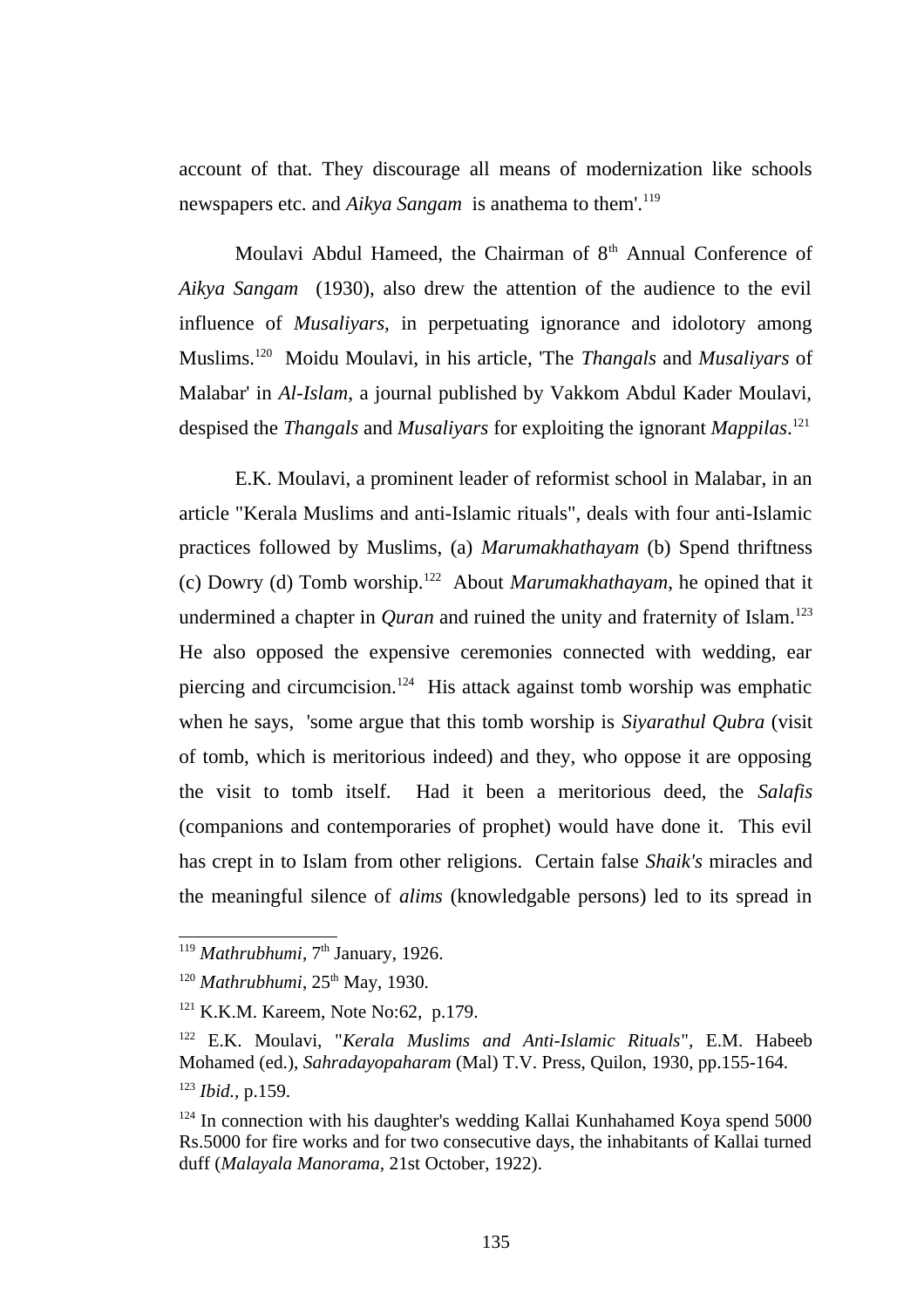account of that. They discourage all means of modernization like schools newspapers etc. and *Aikya Sangam* is anathema to them'.[119]

Moulavi Abdul Hameed, the Chairman of 8th Annual Conference of *Aikya Sangam* (1930), also drew the attention of the audience to the evil influence of *Musaliyars,* in perpetuating ignorance and idolotory among Muslims.[120] Moidu Moulavi, in his article, 'The *Thangals* and *Musaliyars* of Malabar' in *Al-Islam*, a journal published by Vakkom Abdul Kader Moulavi, despised the *Thangals* and *Musaliyars* for exploiting the ignorant *Mappilas*.[121]

E.K. Moulavi, a prominent leader of reformist school in Malabar, in an article "Kerala Muslims and anti-Islamic rituals", deals with four anti-Islamic practices followed by Muslims, (a) *Marumakhathayam* (b) Spend thriftness (c) Dowry (d) Tomb worship.[122] About *Marumakhathayam*, he opined that it undermined a chapter in *Quran* and ruined the unity and fraternity of Islam.[123] He also opposed the expensive ceremonies connected with wedding, ear piercing and circumcision.[124] His attack against tomb worship was emphatic when he says, 'some argue that this tomb worship is *Siyarathul Qubra* (visit of tomb, which is meritorious indeed) and they, who oppose it are opposing the visit to tomb itself. Had it been a meritorious deed, the *Salafis* (companions and contemporaries of prophet) would have done it. This evil has crept in to Islam from other religions. Certain false *Shaik's* miracles and the meaningful silence of *alims* (knowledgable persons) led to its spread in

---

[119] *Mathrubhumi*, 7th January, 1926.

[120] *Mathrubhumi*, 25th May, 1930.

[121] K.K.M. Kareem, Note No:62, p.179.

[122] E.K. Moulavi, "*Kerala Muslims and Anti-Islamic Rituals*", E.M. Habeeb Mohamed (ed.), *Sahradayopaharam* (Mal) T.V. Press, Quilon, 1930, pp.155-164.

[123] *Ibid.*, p.159.

[124] In connection with his daughter's wedding Kallai Kunhahamed Koya spend 5000 Rs.5000 for fire works and for two consecutive days, the inhabitants of Kallai turned duff (*Malayala Manorama*, 21st October, 1922).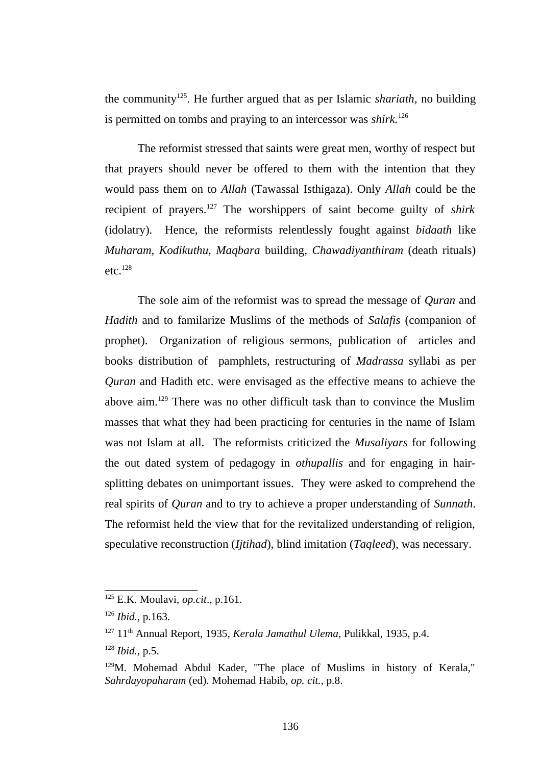the community[125]. He further argued that as per Islamic *shariath,* no building is permitted on tombs and praying to an intercessor was *shirk.*[126]

The reformist stressed that saints were great men, worthy of respect but that prayers should never be offered to them with the intention that they would pass them on to *Allah* (Tawassal Isthigaza). Only *Allah* could be the recipient of prayers.[127] The worshippers of saint become guilty of *shirk* (idolatry). Hence, the reformists relentlessly fought against *bidaath* like *Muharam, Kodikuthu, Maqbara* building, *Chawadiyanthiram* (death rituals) etc.[128]

The sole aim of the reformist was to spread the message of *Quran* and *Hadith* and to familarize Muslims of the methods of *Salafis* (companion of prophet). Organization of religious sermons, publication of articles and books distribution of pamphlets, restructuring of *Madrassa* syllabi as per *Quran* and Hadith etc. were envisaged as the effective means to achieve the above aim.[129] There was no other difficult task than to convince the Muslim masses that what they had been practicing for centuries in the name of Islam was not Islam at all. The reformists criticized the *Musaliyars* for following the out dated system of pedagogy in *othupallis* and for engaging in hair-splitting debates on unimportant issues. They were asked to comprehend the real spirits of *Quran* and to try to achieve a proper understanding of *Sunnath*. The reformist held the view that for the revitalized understanding of religion, speculative reconstruction (*Ijtihad*), blind imitation (*Taqleed*), was necessary.

---

[125] E.K. Moulavi, *op.cit*., p.161.

[126] *Ibid.,* p.163.

[127] 11th Annual Report, 1935, *Kerala Jamathul Ulema*, Pulikkal, 1935, p.4.

[128] *Ibid.*, p.5.

[129] M. Mohemad Abdul Kader, "The place of Muslims in history of Kerala," *Sahrdayopaharam* (ed). Mohemad Habib, *op. cit.,* p.8.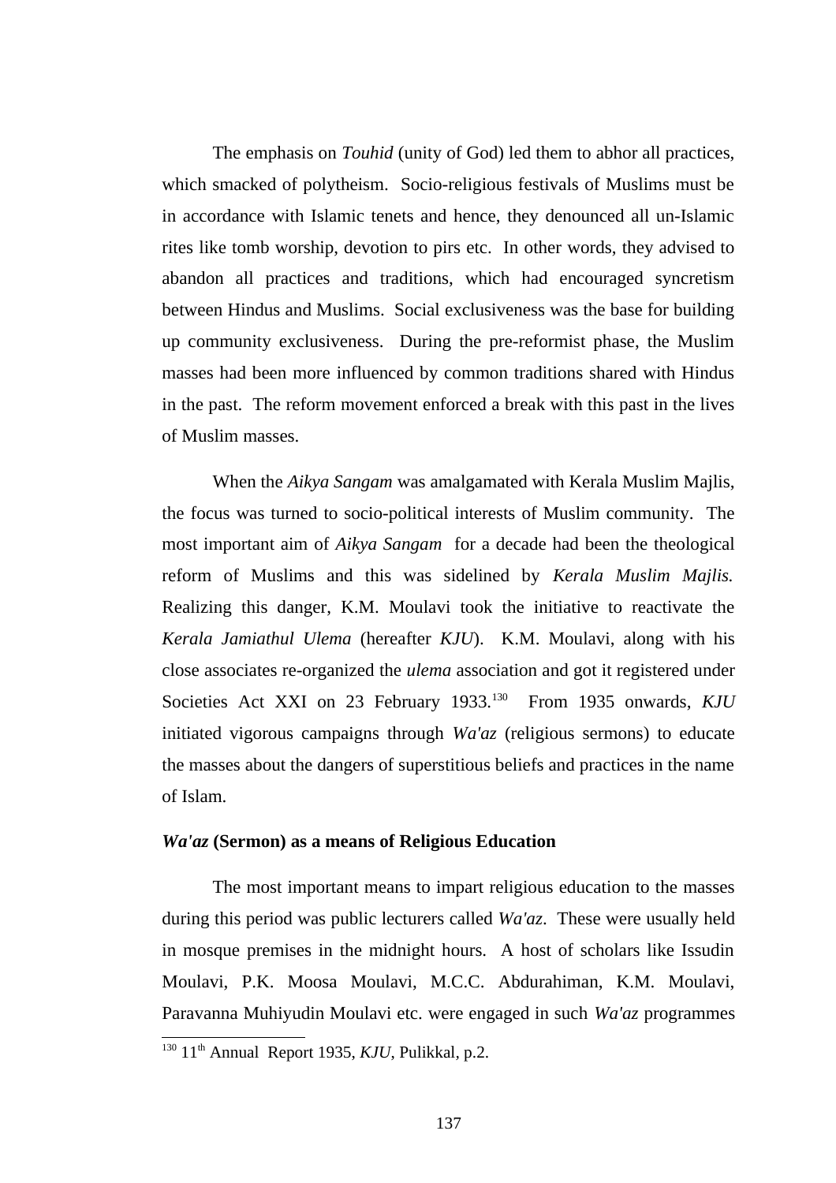The emphasis on *Touhid* (unity of God) led them to abhor all practices, which smacked of polytheism. Socio-religious festivals of Muslims must be in accordance with Islamic tenets and hence, they denounced all un-Islamic rites like tomb worship, devotion to pirs etc. In other words, they advised to abandon all practices and traditions, which had encouraged syncretism between Hindus and Muslims. Social exclusiveness was the base for building up community exclusiveness. During the pre-reformist phase, the Muslim masses had been more influenced by common traditions shared with Hindus in the past. The reform movement enforced a break with this past in the lives of Muslim masses.

When the *Aikya Sangam* was amalgamated with Kerala Muslim Majlis, the focus was turned to socio-political interests of Muslim community. The most important aim of *Aikya Sangam* for a decade had been the theological reform of Muslims and this was sidelined by *Kerala Muslim Majlis.* Realizing this danger, K.M. Moulavi took the initiative to reactivate the *Kerala Jamiathul Ulema* (hereafter *KJU*). K.M. Moulavi, along with his close associates re-organized the *ulema* association and got it registered under Societies Act XXI on 23 February 1933.[130] From 1935 onwards, *KJU* initiated vigorous campaigns through *Wa'az* (religious sermons) to educate the masses about the dangers of superstitious beliefs and practices in the name of Islam.

### *Wa'az* (Sermon) as a means of Religious Education

The most important means to impart religious education to the masses during this period was public lecturers called *Wa'az*. These were usually held in mosque premises in the midnight hours. A host of scholars like Issudin Moulavi, P.K. Moosa Moulavi, M.C.C. Abdurahiman, K.M. Moulavi, Paravanna Muhiyudin Moulavi etc. were engaged in such *Wa'az* programmes

---

[130] 11th Annual Report 1935, *KJU*, Pulikkal, p.2.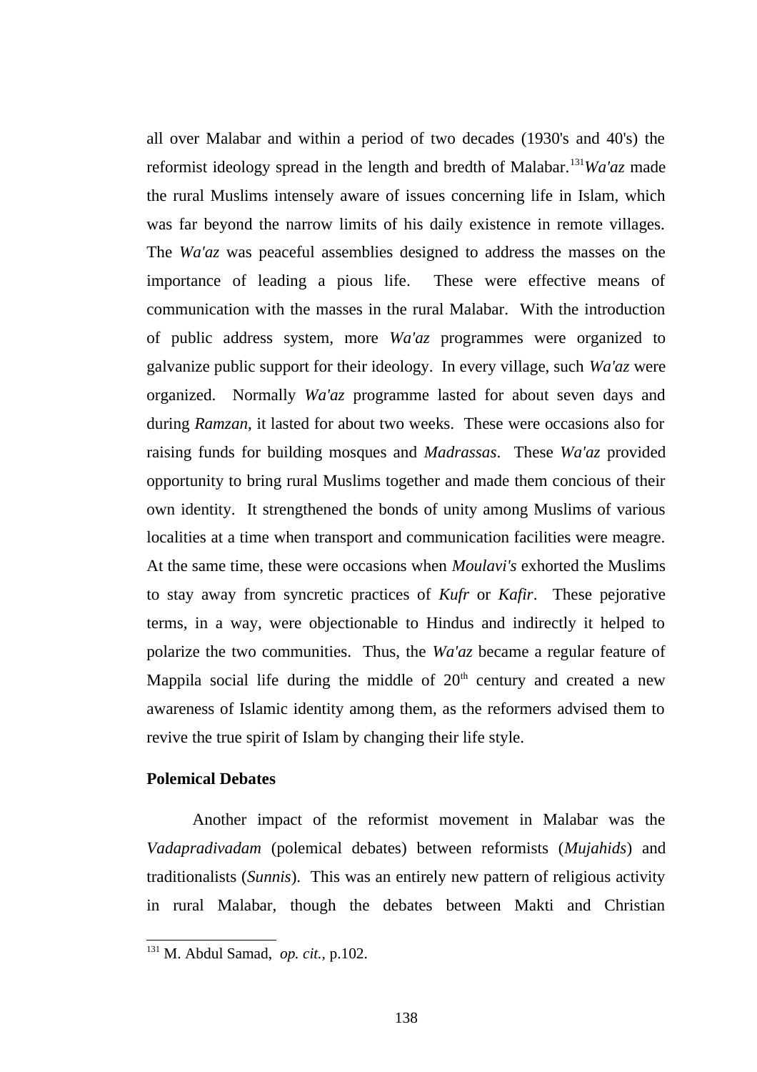all over Malabar and within a period of two decades (1930's and 40's) the reformist ideology spread in the length and bredth of Malabar.[131] *Wa'az* made the rural Muslims intensely aware of issues concerning life in Islam, which was far beyond the narrow limits of his daily existence in remote villages. The *Wa'az* was peaceful assemblies designed to address the masses on the importance of leading a pious life. These were effective means of communication with the masses in the rural Malabar. With the introduction of public address system, more *Wa'az* programmes were organized to galvanize public support for their ideology. In every village, such *Wa'az* were organized. Normally *Wa'az* programme lasted for about seven days and during *Ramzan*, it lasted for about two weeks. These were occasions also for raising funds for building mosques and *Madrassas*. These *Wa'az* provided opportunity to bring rural Muslims together and made them concious of their own identity. It strengthened the bonds of unity among Muslims of various localities at a time when transport and communication facilities were meagre. At the same time, these were occasions when *Moulavi's* exhorted the Muslims to stay away from syncretic practices of *Kufr* or *Kafir*. These pejorative terms, in a way, were objectionable to Hindus and indirectly it helped to polarize the two communities. Thus, the *Wa'az* became a regular feature of Mappila social life during the middle of 20th century and created a new awareness of Islamic identity among them, as the reformers advised them to revive the true spirit of Islam by changing their life style.

**Polemical Debates**

Another impact of the reformist movement in Malabar was the *Vadapradivadam* (polemical debates) between reformists (*Mujahids*) and traditionalists (*Sunnis*). This was an entirely new pattern of religious activity in rural Malabar, though the debates between Makti and Christian

[131] M. Abdul Samad, *op. cit.*, p.102.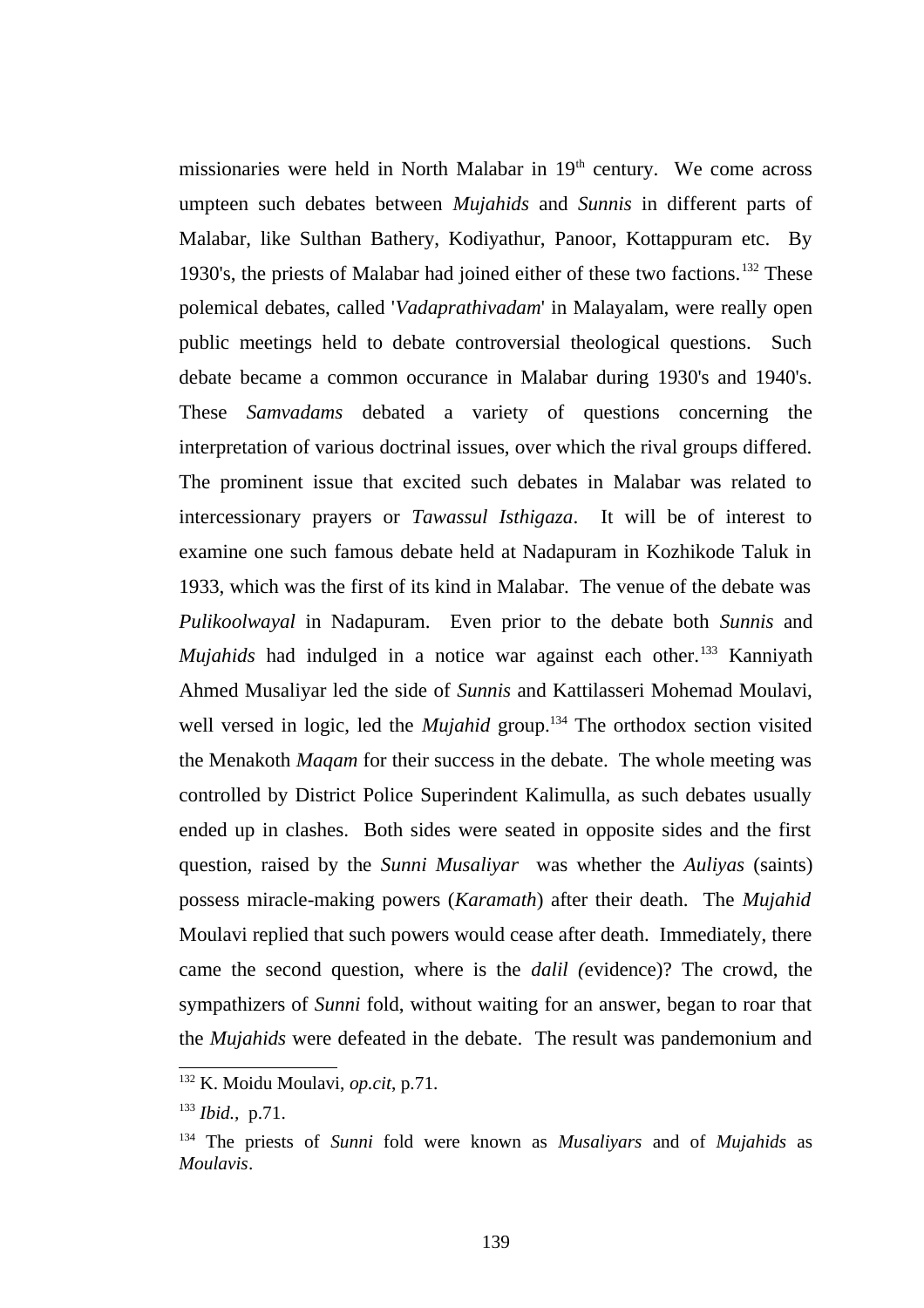missionaries were held in North Malabar in 19th century. We come across umpteen such debates between *Mujahids* and *Sunnis* in different parts of Malabar, like Sulthan Bathery, Kodiyathur, Panoor, Kottappuram etc. By 1930's, the priests of Malabar had joined either of these two factions.[132] These polemical debates, called '*Vadaprathivadam*' in Malayalam, were really open public meetings held to debate controversial theological questions. Such debate became a common occurance in Malabar during 1930's and 1940's. These *Samvadams* debated a variety of questions concerning the interpretation of various doctrinal issues, over which the rival groups differed. The prominent issue that excited such debates in Malabar was related to intercessionary prayers or *Tawassul Isthigaza*. It will be of interest to examine one such famous debate held at Nadapuram in Kozhikode Taluk in 1933, which was the first of its kind in Malabar. The venue of the debate was *Pulikoolwayal* in Nadapuram. Even prior to the debate both *Sunnis* and *Mujahids* had indulged in a notice war against each other.[133] Kanniyath Ahmed Musaliyar led the side of *Sunnis* and Kattilasseri Mohemad Moulavi, well versed in logic, led the *Mujahid* group.[134] The orthodox section visited the Menakoth *Maqam* for their success in the debate. The whole meeting was controlled by District Police Superindent Kalimulla, as such debates usually ended up in clashes. Both sides were seated in opposite sides and the first question, raised by the *Sunni Musaliyar* was whether the *Auliyas* (saints) possess miracle-making powers (*Karamath*) after their death. The *Mujahid* Moulavi replied that such powers would cease after death. Immediately, there came the second question, where is the *dalil (*evidence)? The crowd, the sympathizers of *Sunni* fold, without waiting for an answer, began to roar that the *Mujahids* were defeated in the debate. The result was pandemonium and

---

[132] K. Moidu Moulavi, *op.cit*, p.71.

[133] *Ibid.*, p.71.

[134] The priests of *Sunni* fold were known as *Musaliyars* and of *Mujahids* as *Moulavis*.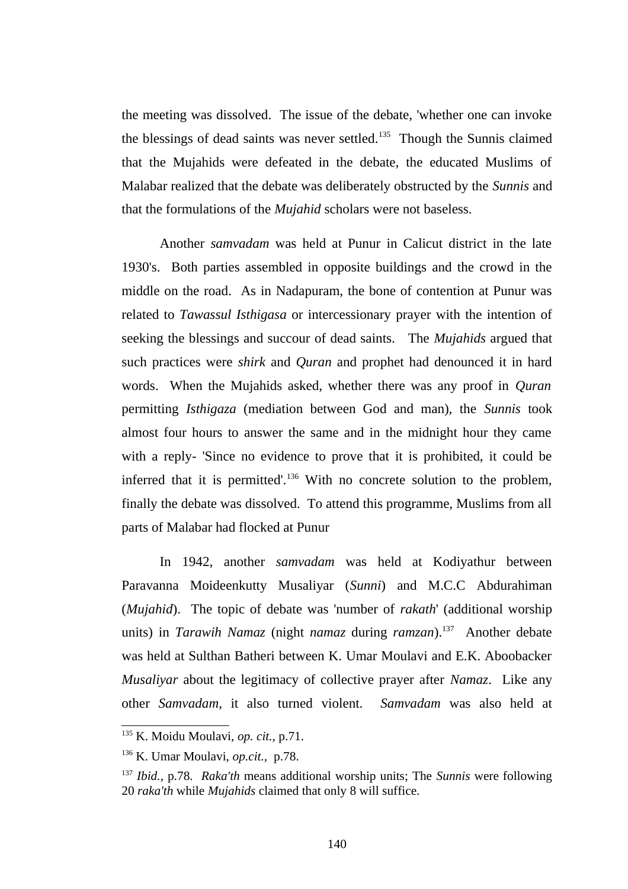the meeting was dissolved. The issue of the debate, 'whether one can invoke the blessings of dead saints was never settled.[135] Though the Sunnis claimed that the Mujahids were defeated in the debate, the educated Muslims of Malabar realized that the debate was deliberately obstructed by the *Sunnis* and that the formulations of the *Mujahid* scholars were not baseless.

Another *samvadam* was held at Punur in Calicut district in the late 1930's. Both parties assembled in opposite buildings and the crowd in the middle on the road. As in Nadapuram, the bone of contention at Punur was related to *Tawassul Isthigasa* or intercessionary prayer with the intention of seeking the blessings and succour of dead saints. The *Mujahids* argued that such practices were *shirk* and *Quran* and prophet had denounced it in hard words. When the Mujahids asked, whether there was any proof in *Quran* permitting *Isthigaza* (mediation between God and man), the *Sunnis* took almost four hours to answer the same and in the midnight hour they came with a reply- 'Since no evidence to prove that it is prohibited, it could be inferred that it is permitted'.[136] With no concrete solution to the problem, finally the debate was dissolved. To attend this programme, Muslims from all parts of Malabar had flocked at Punur

In 1942, another *samvadam* was held at Kodiyathur between Paravanna Moideenkutty Musaliyar (*Sunni*) and M.C.C Abdurahiman (*Mujahid*). The topic of debate was 'number of *rakath*' (additional worship units) in *Tarawih Namaz* (night *namaz* during *ramzan*).[137] Another debate was held at Sulthan Batheri between K. Umar Moulavi and E.K. Aboobacker *Musaliyar* about the legitimacy of collective prayer after *Namaz*. Like any other *Samvadam*, it also turned violent. *Samvadam* was also held at

---

[135] K. Moidu Moulavi, *op. cit.*, p.71.

[136] K. Umar Moulavi, *op.cit.*, p.78.

[137] *Ibid.*, p.78. *Raka'th* means additional worship units; The *Sunnis* were following 20 *raka'th* while *Mujahids* claimed that only 8 will suffice.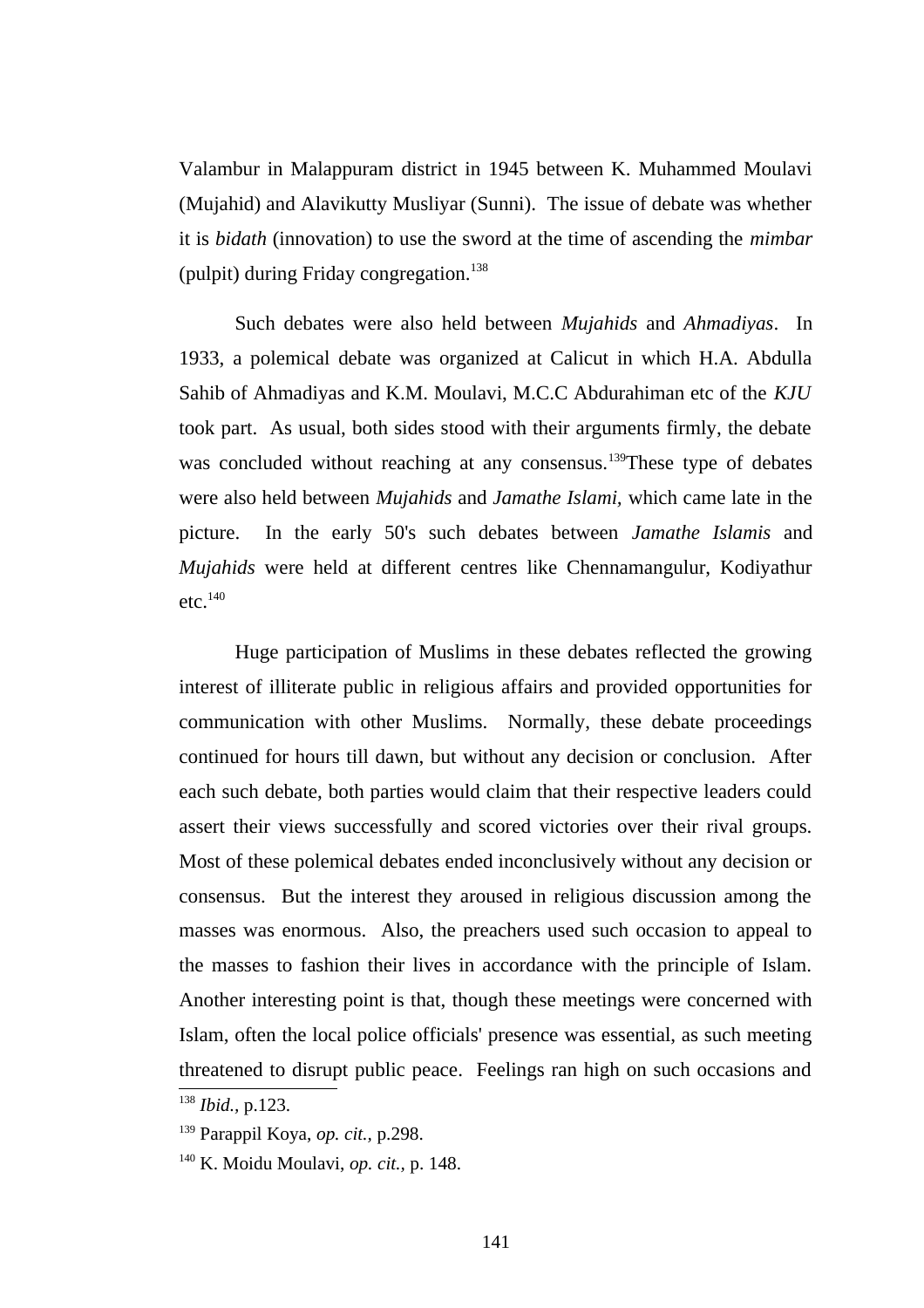Valambur in Malappuram district in 1945 between K. Muhammed Moulavi (Mujahid) and Alavikutty Musliyar (Sunni). The issue of debate was whether it is *bidath* (innovation) to use the sword at the time of ascending the *mimbar* (pulpit) during Friday congregation.[138]

Such debates were also held between *Mujahids* and *Ahmadiyas*. In 1933, a polemical debate was organized at Calicut in which H.A. Abdulla Sahib of Ahmadiyas and K.M. Moulavi, M.C.C Abdurahiman etc of the *KJU* took part. As usual, both sides stood with their arguments firmly, the debate was concluded without reaching at any consensus.[139]These type of debates were also held between *Mujahids* and *Jamathe Islami,* which came late in the picture. In the early 50's such debates between *Jamathe Islamis* and *Mujahids* were held at different centres like Chennamangulur, Kodiyathur etc.[140]

Huge participation of Muslims in these debates reflected the growing interest of illiterate public in religious affairs and provided opportunities for communication with other Muslims. Normally, these debate proceedings continued for hours till dawn, but without any decision or conclusion. After each such debate, both parties would claim that their respective leaders could assert their views successfully and scored victories over their rival groups. Most of these polemical debates ended inconclusively without any decision or consensus. But the interest they aroused in religious discussion among the masses was enormous. Also, the preachers used such occasion to appeal to the masses to fashion their lives in accordance with the principle of Islam. Another interesting point is that, though these meetings were concerned with Islam, often the local police officials' presence was essential, as such meeting threatened to disrupt public peace. Feelings ran high on such occasions and

---

[138] *Ibid.,* p.123.

[139] Parappil Koya, *op. cit.,* p.298.

[140] K. Moidu Moulavi, *op. cit.,* p. 148.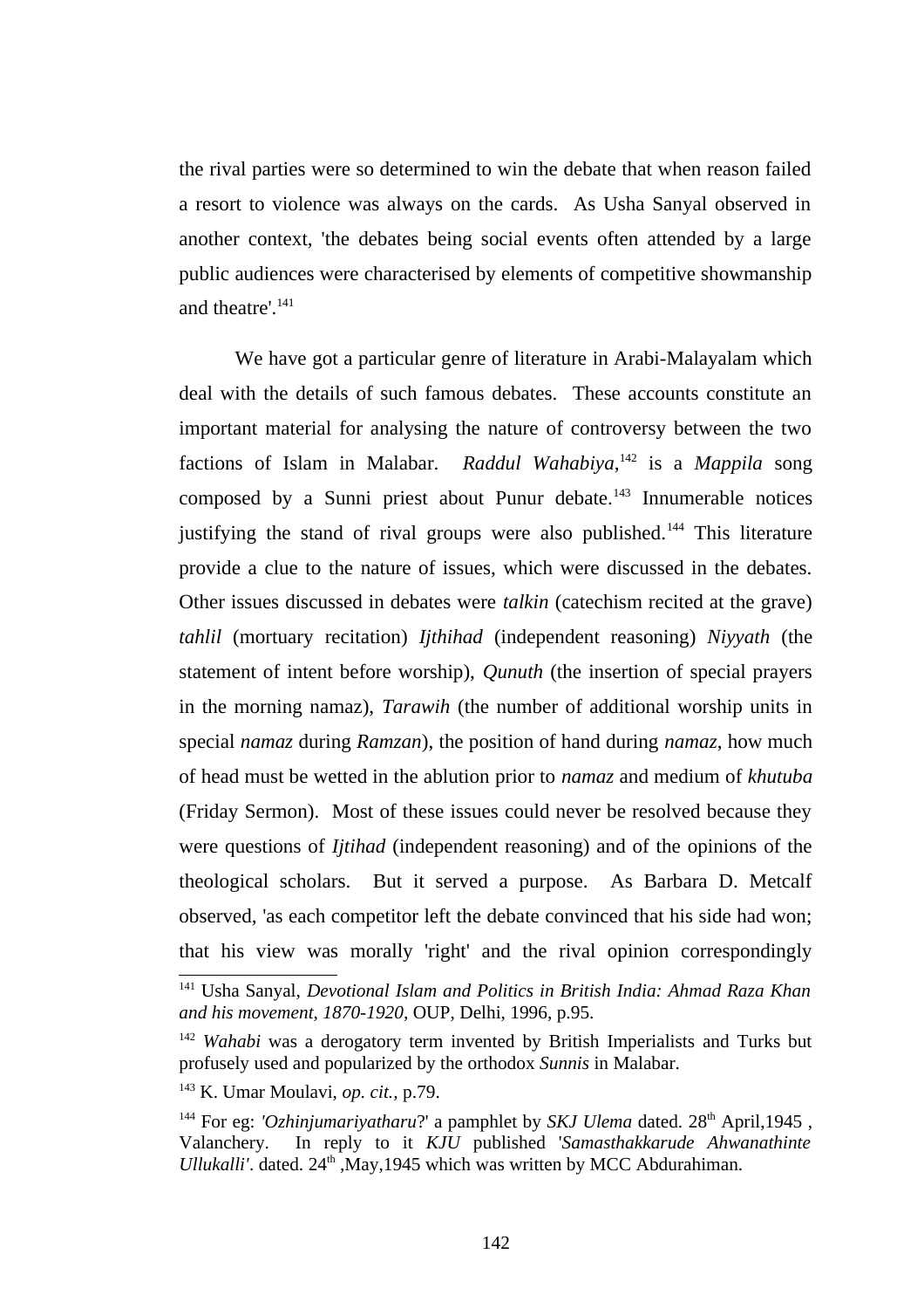the rival parties were so determined to win the debate that when reason failed a resort to violence was always on the cards. As Usha Sanyal observed in another context, 'the debates being social events often attended by a large public audiences were characterised by elements of competitive showmanship and theatre'.[141]

We have got a particular genre of literature in Arabi-Malayalam which deal with the details of such famous debates. These accounts constitute an important material for analysing the nature of controversy between the two factions of Islam in Malabar. *Raddul Wahabiya*,[142] is a *Mappila* song composed by a Sunni priest about Punur debate.[143] Innumerable notices justifying the stand of rival groups were also published.[144] This literature provide a clue to the nature of issues, which were discussed in the debates. Other issues discussed in debates were *talkin* (catechism recited at the grave) *tahlil* (mortuary recitation) *Ijthihad* (independent reasoning) *Niyyath* (the statement of intent before worship), *Qunuth* (the insertion of special prayers in the morning namaz), *Tarawih* (the number of additional worship units in special *namaz* during *Ramzan*), the position of hand during *namaz*, how much of head must be wetted in the ablution prior to *namaz* and medium of *khutuba* (Friday Sermon). Most of these issues could never be resolved because they were questions of *Ijtihad* (independent reasoning) and of the opinions of the theological scholars. But it served a purpose. As Barbara D. Metcalf observed, 'as each competitor left the debate convinced that his side had won; that his view was morally 'right' and the rival opinion correspondingly

---

[141] Usha Sanyal, *Devotional Islam and Politics in British India: Ahmad Raza Khan and his movement, 1870-1920*, OUP, Delhi, 1996, p.95.

[142] *Wahabi* was a derogatory term invented by British Imperialists and Turks but profusely used and popularized by the orthodox *Sunnis* in Malabar.

[143] K. Umar Moulavi, *op. cit.,* p.79.

[144] For eg: *'Ozhinjumariyatharu*?' a pamphlet by *SKJ Ulema* dated. 28th April,1945 , Valanchery. In reply to it *KJU* published *'Samasthakkarude Ahwanathinte Ullukalli'*. dated. 24th ,May,1945 which was written by MCC Abdurahiman.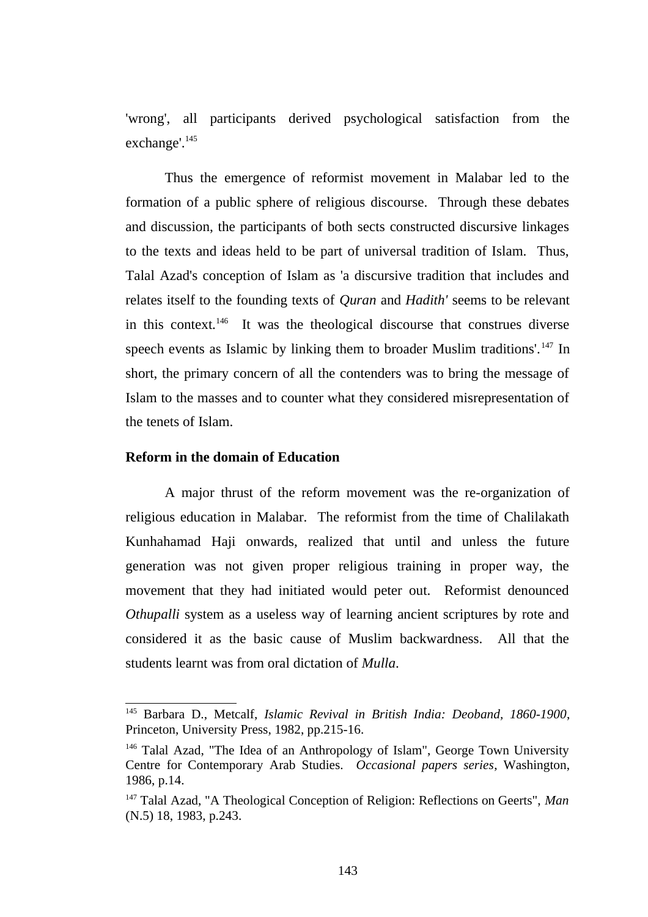'wrong', all participants derived psychological satisfaction from the exchange'.[145]

Thus the emergence of reformist movement in Malabar led to the formation of a public sphere of religious discourse. Through these debates and discussion, the participants of both sects constructed discursive linkages to the texts and ideas held to be part of universal tradition of Islam. Thus, Talal Azad's conception of Islam as 'a discursive tradition that includes and relates itself to the founding texts of *Quran* and *Hadith'* seems to be relevant in this context.[146] It was the theological discourse that construes diverse speech events as Islamic by linking them to broader Muslim traditions'.[147] In short, the primary concern of all the contenders was to bring the message of Islam to the masses and to counter what they considered misrepresentation of the tenets of Islam.

**Reform in the domain of Education**

A major thrust of the reform movement was the re-organization of religious education in Malabar. The reformist from the time of Chalilakath Kunhahamad Haji onwards, realized that until and unless the future generation was not given proper religious training in proper way, the movement that they had initiated would peter out. Reformist denounced *Othupalli* system as a useless way of learning ancient scriptures by rote and considered it as the basic cause of Muslim backwardness. All that the students learnt was from oral dictation of *Mulla*.

---

[145] Barbara D., Metcalf, *Islamic Revival in British India: Deoband, 1860-1900*, Princeton, University Press, 1982, pp.215-16.

[146] Talal Azad, "The Idea of an Anthropology of Islam", George Town University Centre for Contemporary Arab Studies. *Occasional papers series*, Washington, 1986, p.14.

[147] Talal Azad, "A Theological Conception of Religion: Reflections on Geerts", *Man* (N.5) 18, 1983, p.243.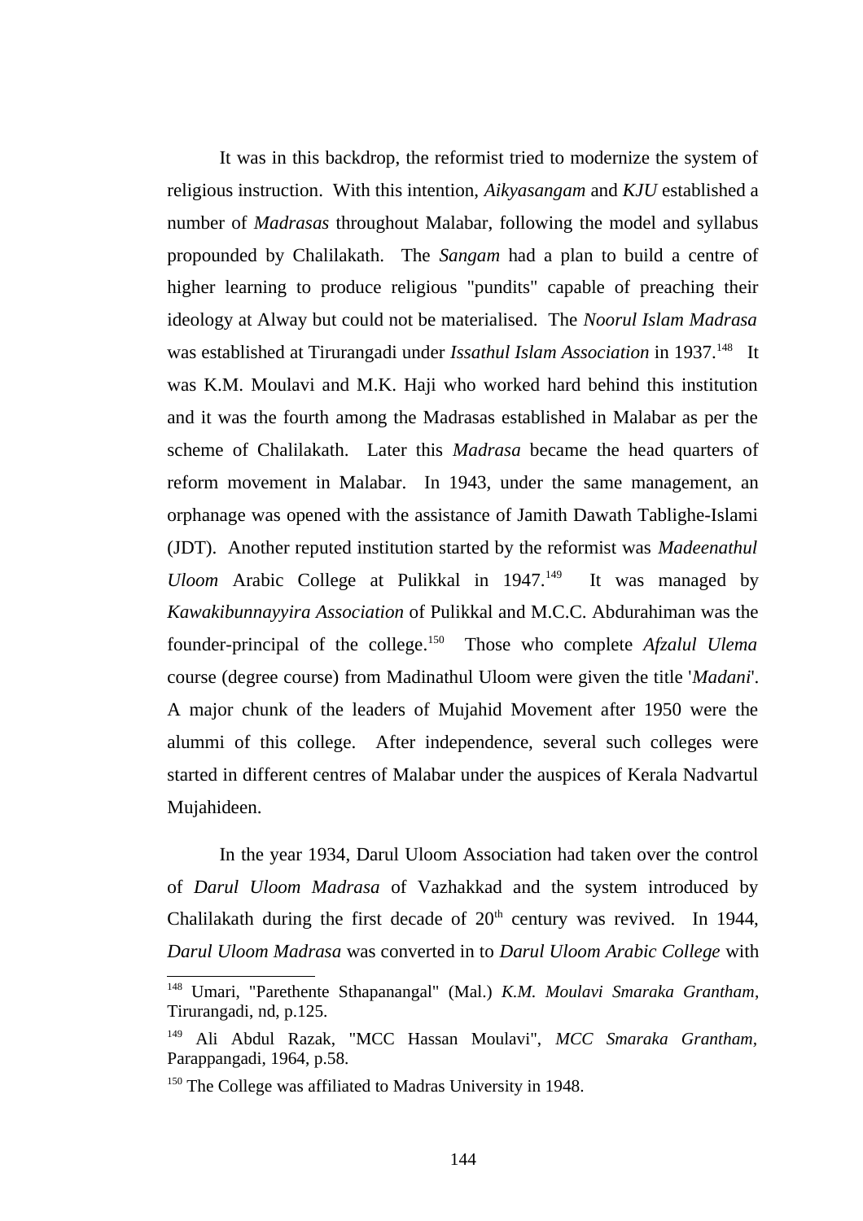It was in this backdrop, the reformist tried to modernize the system of religious instruction. With this intention, *Aikyasangam* and *KJU* established a number of *Madrasas* throughout Malabar, following the model and syllabus propounded by Chalilakath. The *Sangam* had a plan to build a centre of higher learning to produce religious "pundits" capable of preaching their ideology at Alway but could not be materialised. The *Noorul Islam Madrasa* was established at Tirurangadi under *Issathul Islam Association* in 1937.[148] It was K.M. Moulavi and M.K. Haji who worked hard behind this institution and it was the fourth among the Madrasas established in Malabar as per the scheme of Chalilakath. Later this *Madrasa* became the head quarters of reform movement in Malabar. In 1943, under the same management, an orphanage was opened with the assistance of Jamith Dawath Tablighe-Islami (JDT). Another reputed institution started by the reformist was *Madeenathul Uloom* Arabic College at Pulikkal in 1947.[149] It was managed by *Kawakibunnayyira Association* of Pulikkal and M.C.C. Abdurahiman was the founder-principal of the college.[150] Those who complete *Afzalul Ulema* course (degree course) from Madinathul Uloom were given the title '*Madani*'. A major chunk of the leaders of Mujahid Movement after 1950 were the alummi of this college. After independence, several such colleges were started in different centres of Malabar under the auspices of Kerala Nadvartul Mujahideen.

In the year 1934, Darul Uloom Association had taken over the control of *Darul Uloom Madrasa* of Vazhakkad and the system introduced by Chalilakath during the first decade of 20th century was revived. In 1944, *Darul Uloom Madrasa* was converted in to *Darul Uloom Arabic College* with

---

[148] Umari, "Parethente Sthapanangal" (Mal.) *K.M. Moulavi Smaraka Grantham*, Tirurangadi, nd, p.125.

[149] Ali Abdul Razak, "MCC Hassan Moulavi", *MCC Smaraka Grantham*, Parappangadi, 1964, p.58.

[150] The College was affiliated to Madras University in 1948.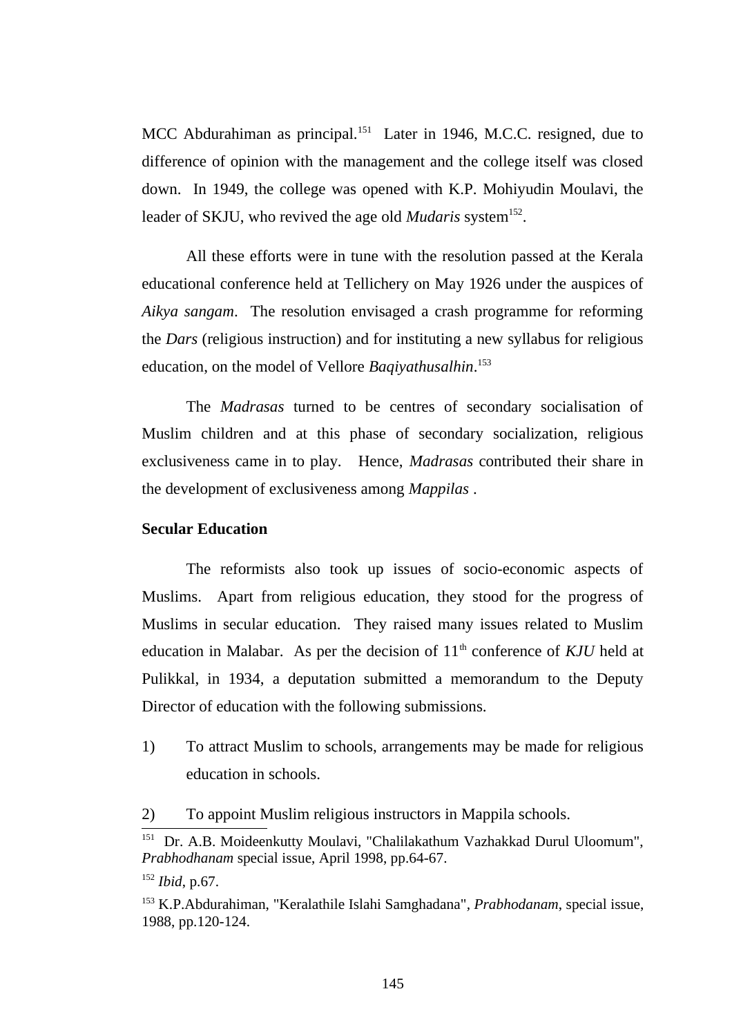MCC Abdurahiman as principal.[151] Later in 1946, M.C.C. resigned, due to difference of opinion with the management and the college itself was closed down. In 1949, the college was opened with K.P. Mohiyudin Moulavi, the leader of SKJU, who revived the age old *Mudaris* system[152].

All these efforts were in tune with the resolution passed at the Kerala educational conference held at Tellichery on May 1926 under the auspices of *Aikya sangam*. The resolution envisaged a crash programme for reforming the *Dars* (religious instruction) and for instituting a new syllabus for religious education, on the model of Vellore *Baqiyathusalhin*.[153]

The *Madrasas* turned to be centres of secondary socialisation of Muslim children and at this phase of secondary socialization, religious exclusiveness came in to play. Hence, *Madrasas* contributed their share in the development of exclusiveness among *Mappilas* .

**Secular Education**

The reformists also took up issues of socio-economic aspects of Muslims. Apart from religious education, they stood for the progress of Muslims in secular education. They raised many issues related to Muslim education in Malabar. As per the decision of 11th conference of *KJU* held at Pulikkal, in 1934, a deputation submitted a memorandum to the Deputy Director of education with the following submissions.

1) To attract Muslim to schools, arrangements may be made for religious education in schools.

2) To appoint Muslim religious instructors in Mappila schools.

---

[151] Dr. A.B. Moideenkutty Moulavi, "Chalilakathum Vazhakkad Durul Uloomum", *Prabhodhanam* special issue, April 1998, pp.64-67.

[152] *Ibid*, p.67.

[153] K.P.Abdurahiman, "Keralathile Islahi Samghadana", *Prabhodanam*, special issue, 1988, pp.120-124.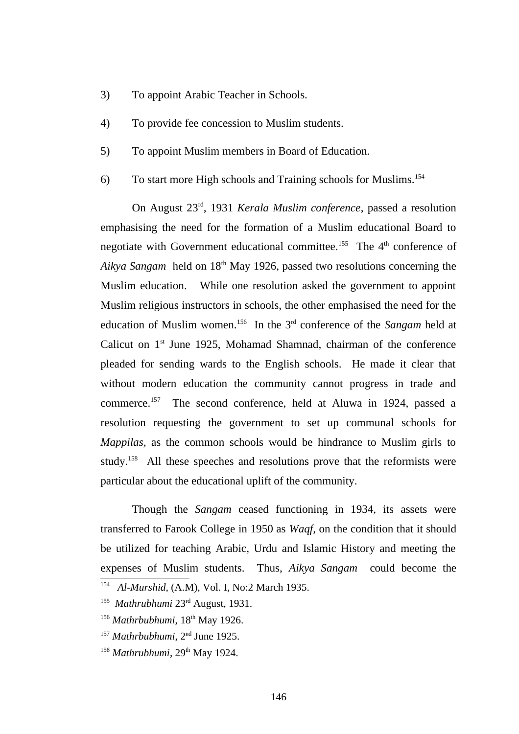3) To appoint Arabic Teacher in Schools.

4) To provide fee concession to Muslim students.

5) To appoint Muslim members in Board of Education.

6) To start more High schools and Training schools for Muslims.[154]

On August 23rd, 1931 *Kerala Muslim conference*, passed a resolution emphasising the need for the formation of a Muslim educational Board to negotiate with Government educational committee.[155] The 4th conference of *Aikya Sangam* held on 18th May 1926, passed two resolutions concerning the Muslim education. While one resolution asked the government to appoint Muslim religious instructors in schools, the other emphasised the need for the education of Muslim women.[156] In the 3rd conference of the *Sangam* held at Calicut on 1st June 1925, Mohamad Shamnad, chairman of the conference pleaded for sending wards to the English schools. He made it clear that without modern education the community cannot progress in trade and commerce.[157] The second conference, held at Aluwa in 1924, passed a resolution requesting the government to set up communal schools for *Mappilas*, as the common schools would be hindrance to Muslim girls to study.[158] All these speeches and resolutions prove that the reformists were particular about the educational uplift of the community.

Though the *Sangam* ceased functioning in 1934, its assets were transferred to Farook College in 1950 as *Waqf*, on the condition that it should be utilized for teaching Arabic, Urdu and Islamic History and meeting the expenses of Muslim students. Thus, *Aikya Sangam* could become the

---

[154] *Al-Murshid*, (A.M), Vol. I, No:2 March 1935.

[155] *Mathrubhumi* 23rd August, 1931.

[156] *Mathrbubhumi*, 18th May 1926.

[157] *Mathrbubhumi*, 2nd June 1925.

[158] *Mathrubhumi*, 29th May 1924.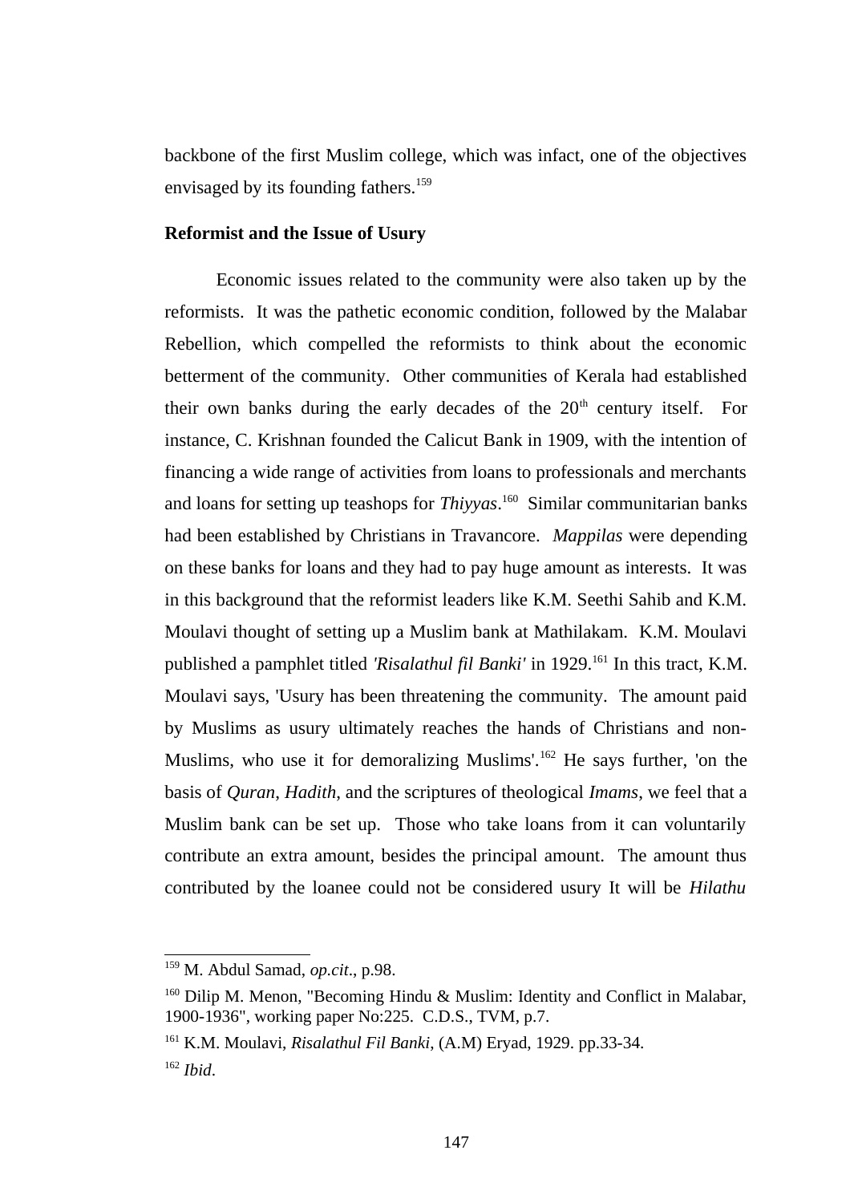backbone of the first Muslim college, which was infact, one of the objectives envisaged by its founding fathers.[159]

### Reformist and the Issue of Usury

Economic issues related to the community were also taken up by the reformists. It was the pathetic economic condition, followed by the Malabar Rebellion, which compelled the reformists to think about the economic betterment of the community. Other communities of Kerala had established their own banks during the early decades of the 20th century itself. For instance, C. Krishnan founded the Calicut Bank in 1909, with the intention of financing a wide range of activities from loans to professionals and merchants and loans for setting up teashops for *Thiyyas*.[160] Similar communitarian banks had been established by Christians in Travancore. *Mappilas* were depending on these banks for loans and they had to pay huge amount as interests. It was in this background that the reformist leaders like K.M. Seethi Sahib and K.M. Moulavi thought of setting up a Muslim bank at Mathilakam. K.M. Moulavi published a pamphlet titled *'Risalathul fil Banki'* in 1929.[161] In this tract, K.M. Moulavi says, 'Usury has been threatening the community. The amount paid by Muslims as usury ultimately reaches the hands of Christians and non-Muslims, who use it for demoralizing Muslims'.[162] He says further, 'on the basis of *Quran*, *Hadith*, and the scriptures of theological *Imams*, we feel that a Muslim bank can be set up. Those who take loans from it can voluntarily contribute an extra amount, besides the principal amount. The amount thus contributed by the loanee could not be considered usury It will be *Hilathu*

---

[159] M. Abdul Samad, *op.cit*., p.98.

[160] Dilip M. Menon, "Becoming Hindu & Muslim: Identity and Conflict in Malabar, 1900-1936", working paper No:225. C.D.S., TVM, p.7.

[161] K.M. Moulavi, *Risalathul Fil Banki*, (A.M) Eryad, 1929. pp.33-34.

[162] *Ibid*.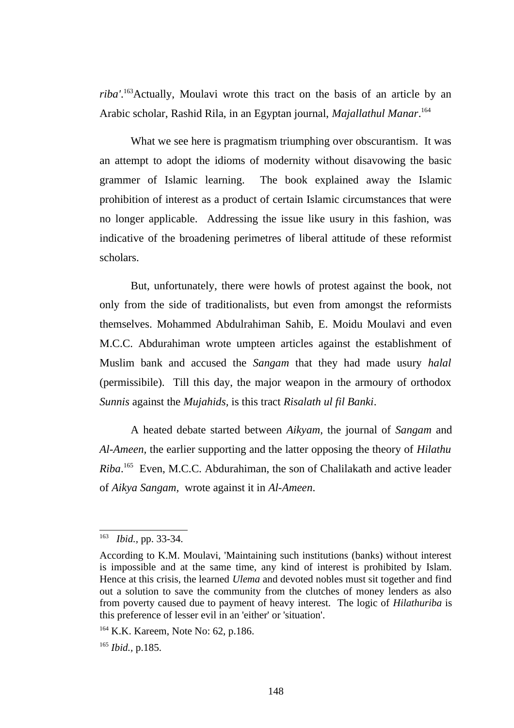*riba'*.[163] Actually, Moulavi wrote this tract on the basis of an article by an Arabic scholar, Rashid Rila, in an Egyptan journal, *Majallathul Manar*.[164]

What we see here is pragmatism triumphing over obscurantism. It was an attempt to adopt the idioms of modernity without disavowing the basic grammer of Islamic learning. The book explained away the Islamic prohibition of interest as a product of certain Islamic circumstances that were no longer applicable. Addressing the issue like usury in this fashion, was indicative of the broadening perimetres of liberal attitude of these reformist scholars.

But, unfortunately, there were howls of protest against the book, not only from the side of traditionalists, but even from amongst the reformists themselves. Mohammed Abdulrahiman Sahib, E. Moidu Moulavi and even M.C.C. Abdurahiman wrote umpteen articles against the establishment of Muslim bank and accused the *Sangam* that they had made usury *halal* (permissibile). Till this day, the major weapon in the armoury of orthodox *Sunnis* against the *Mujahids*, is this tract *Risalath ul fil Banki*.

A heated debate started between *Aikyam*, the journal of *Sangam* and *Al-Ameen*, the earlier supporting and the latter opposing the theory of *Hilathu Riba*.[165] Even, M.C.C. Abdurahiman, the son of Chalilakath and active leader of *Aikya Sangam*, wrote against it in *Al-Ameen*.

---

[163] *Ibid.*, pp. 33-34.

According to K.M. Moulavi, 'Maintaining such institutions (banks) without interest is impossible and at the same time, any kind of interest is prohibited by Islam. Hence at this crisis, the learned *Ulema* and devoted nobles must sit together and find out a solution to save the community from the clutches of money lenders as also from poverty caused due to payment of heavy interest. The logic of *Hilathuriba* is this preference of lesser evil in an 'either' or 'situation'.

[164] K.K. Kareem, Note No: 62, p.186.

[165] *Ibid.*, p.185.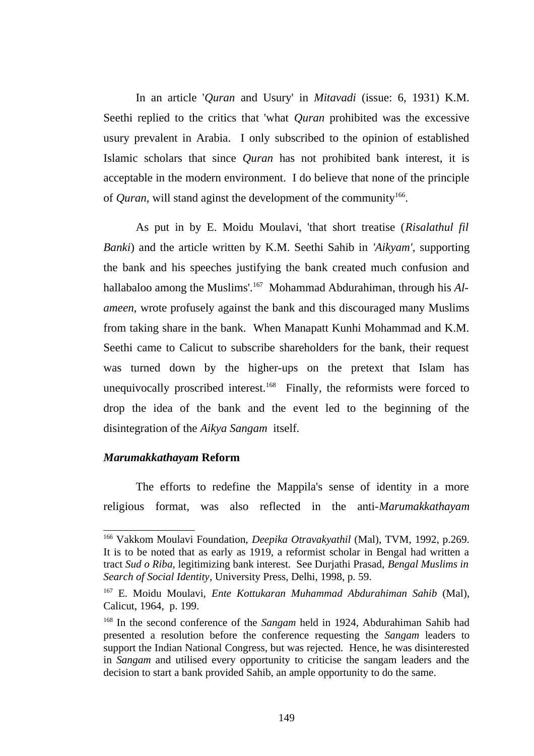In an article '*Quran* and Usury' in *Mitavadi* (issue: 6, 1931) K.M. Seethi replied to the critics that 'what *Quran* prohibited was the excessive usury prevalent in Arabia. I only subscribed to the opinion of established Islamic scholars that since *Quran* has not prohibited bank interest, it is acceptable in the modern environment. I do believe that none of the principle of *Quran*, will stand aginst the development of the community[166].

As put in by E. Moidu Moulavi, 'that short treatise (*Risalathul fil Banki*) and the article written by K.M. Seethi Sahib in *'Aikyam'*, supporting the bank and his speeches justifying the bank created much confusion and hallabaloo among the Muslims'.[167] Mohammad Abdurahiman, through his *Al-ameen*, wrote profusely against the bank and this discouraged many Muslims from taking share in the bank. When Manapatt Kunhi Mohammad and K.M. Seethi came to Calicut to subscribe shareholders for the bank, their request was turned down by the higher-ups on the pretext that Islam has unequivocally proscribed interest.[168] Finally, the reformists were forced to drop the idea of the bank and the event led to the beginning of the disintegration of the *Aikya Sangam* itself.

### *Marumakkathayam* Reform

The efforts to redefine the Mappila's sense of identity in a more religious format, was also reflected in the anti-*Marumakkathayam*

---

[166] Vakkom Moulavi Foundation, *Deepika Otravakyathil* (Mal), TVM, 1992, p.269. It is to be noted that as early as 1919, a reformist scholar in Bengal had written a tract *Sud o Riba*, legitimizing bank interest. See Durjathi Prasad, *Bengal Muslims in Search of Social Identity*, University Press, Delhi, 1998, p. 59.

[167] E. Moidu Moulavi, *Ente Kottukaran Muhammad Abdurahiman Sahib* (Mal), Calicut, 1964, p. 199.

[168] In the second conference of the *Sangam* held in 1924, Abdurahiman Sahib had presented a resolution before the conference requesting the *Sangam* leaders to support the Indian National Congress, but was rejected. Hence, he was disinterested in *Sangam* and utilised every opportunity to criticise the sangam leaders and the decision to start a bank provided Sahib, an ample opportunity to do the same.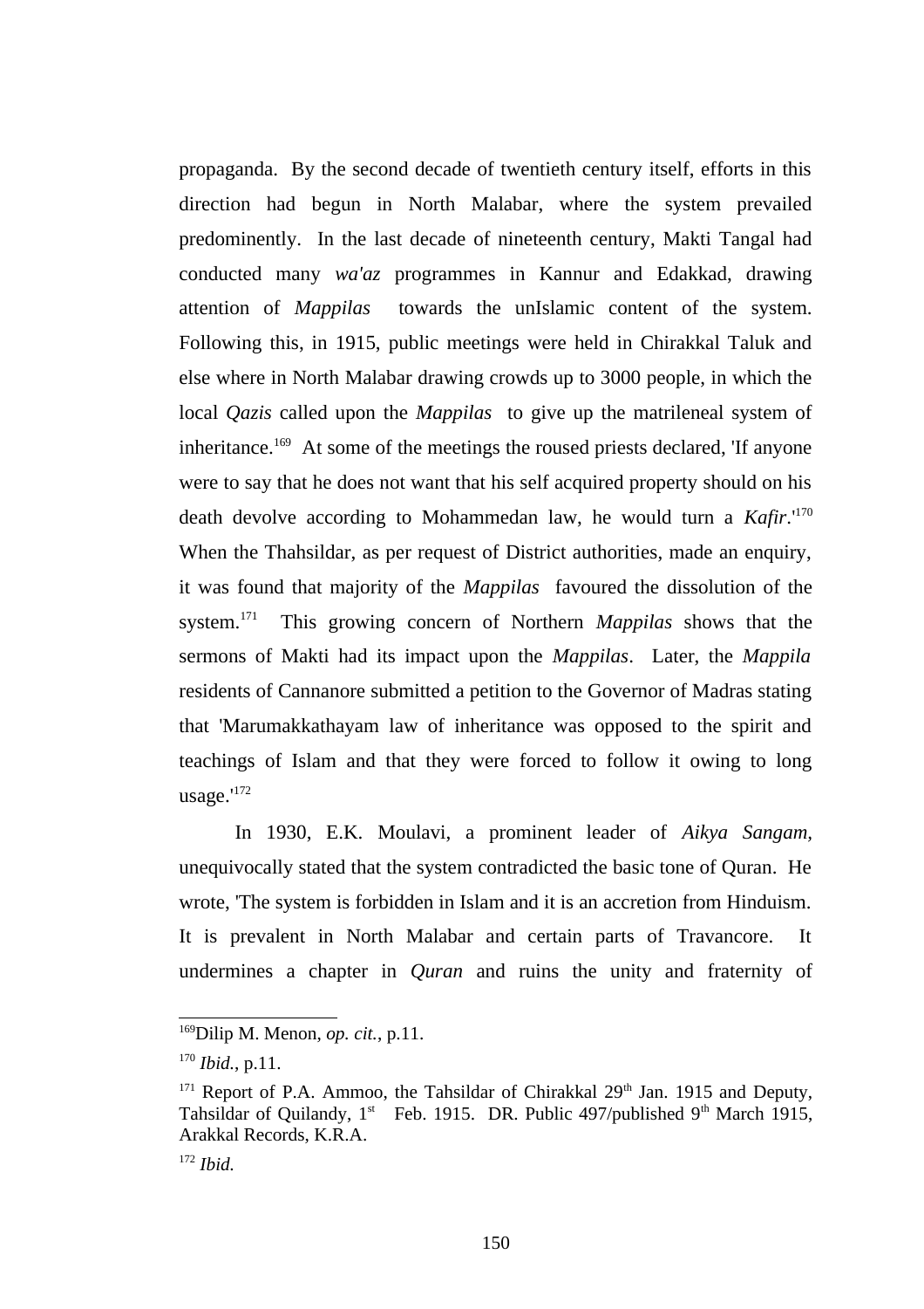propaganda. By the second decade of twentieth century itself, efforts in this direction had begun in North Malabar, where the system prevailed predominently. In the last decade of nineteenth century, Makti Tangal had conducted many *wa'az* programmes in Kannur and Edakkad, drawing attention of *Mappilas* towards the unIslamic content of the system. Following this, in 1915, public meetings were held in Chirakkal Taluk and else where in North Malabar drawing crowds up to 3000 people, in which the local *Qazis* called upon the *Mappilas* to give up the matrileneal system of inheritance.[169] At some of the meetings the roused priests declared, 'If anyone were to say that he does not want that his self acquired property should on his death devolve according to Mohammedan law, he would turn a *Kafir*.'[170] When the Thahsildar, as per request of District authorities, made an enquiry, it was found that majority of the *Mappilas* favoured the dissolution of the system.[171] This growing concern of Northern *Mappilas* shows that the sermons of Makti had its impact upon the *Mappilas*. Later, the *Mappila* residents of Cannanore submitted a petition to the Governor of Madras stating that 'Marumakkathayam law of inheritance was opposed to the spirit and teachings of Islam and that they were forced to follow it owing to long usage.'[172]

In 1930, E.K. Moulavi, a prominent leader of *Aikya Sangam*, unequivocally stated that the system contradicted the basic tone of Quran. He wrote, 'The system is forbidden in Islam and it is an accretion from Hinduism. It is prevalent in North Malabar and certain parts of Travancore. It undermines a chapter in *Quran* and ruins the unity and fraternity of

---

[169] Dilip M. Menon, *op. cit.*, p.11.

[170] *Ibid.*, p.11.

[171] Report of P.A. Ammoo, the Tahsildar of Chirakkal 29th Jan. 1915 and Deputy, Tahsildar of Quilandy, 1st Feb. 1915. DR. Public 497/published 9th March 1915, Arakkal Records, K.R.A.

[172] *Ibid.*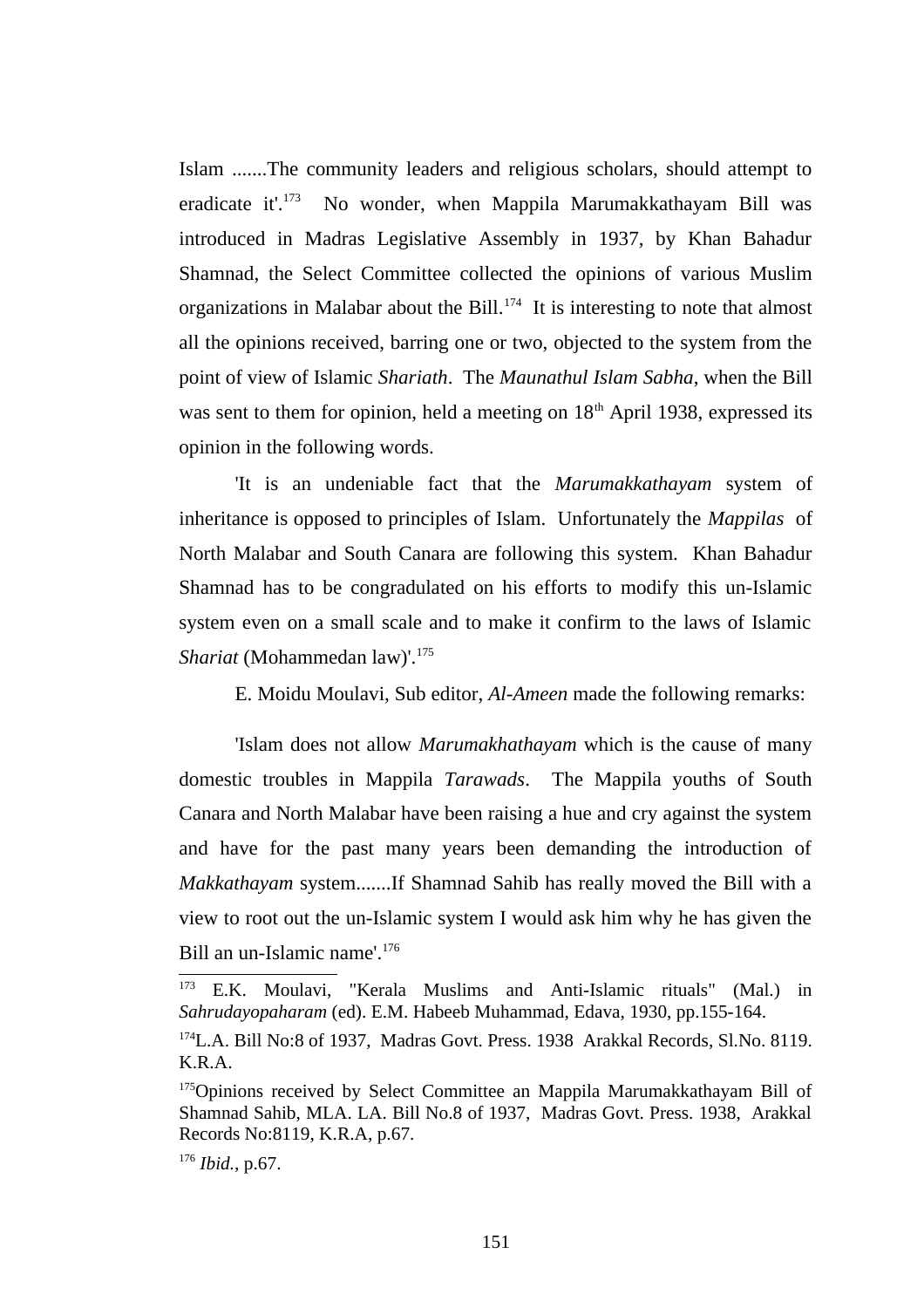Islam .......The community leaders and religious scholars, should attempt to eradicate it'.[173] No wonder, when Mappila Marumakkathayam Bill was introduced in Madras Legislative Assembly in 1937, by Khan Bahadur Shamnad, the Select Committee collected the opinions of various Muslim organizations in Malabar about the Bill.[174] It is interesting to note that almost all the opinions received, barring one or two, objected to the system from the point of view of Islamic *Shariath*. The *Maunathul Islam Sabha*, when the Bill was sent to them for opinion, held a meeting on 18th April 1938, expressed its opinion in the following words.

'It is an undeniable fact that the *Marumakkathayam* system of inheritance is opposed to principles of Islam. Unfortunately the *Mappilas* of North Malabar and South Canara are following this system. Khan Bahadur Shamnad has to be congradulated on his efforts to modify this un-Islamic system even on a small scale and to make it confirm to the laws of Islamic *Shariat* (Mohammedan law)'.[175]

E. Moidu Moulavi, Sub editor, *Al-Ameen* made the following remarks:

'Islam does not allow *Marumakhathayam* which is the cause of many domestic troubles in Mappila *Tarawads*. The Mappila youths of South Canara and North Malabar have been raising a hue and cry against the system and have for the past many years been demanding the introduction of *Makkathayam* system.......If Shamnad Sahib has really moved the Bill with a view to root out the un-Islamic system I would ask him why he has given the Bill an un-Islamic name'.[176]

---

[173] E.K. Moulavi, "Kerala Muslims and Anti-Islamic rituals" (Mal.) in *Sahrudayopaharam* (ed). E.M. Habeeb Muhammad, Edava, 1930, pp.155-164.

[174] L.A. Bill No:8 of 1937, Madras Govt. Press. 1938 Arakkal Records, Sl.No. 8119. K.R.A.

[175] Opinions received by Select Committee an Mappila Marumakkathayam Bill of Shamnad Sahib, MLA. LA. Bill No.8 of 1937, Madras Govt. Press. 1938, Arakkal Records No:8119, K.R.A, p.67.

[176] *Ibid.*, p.67.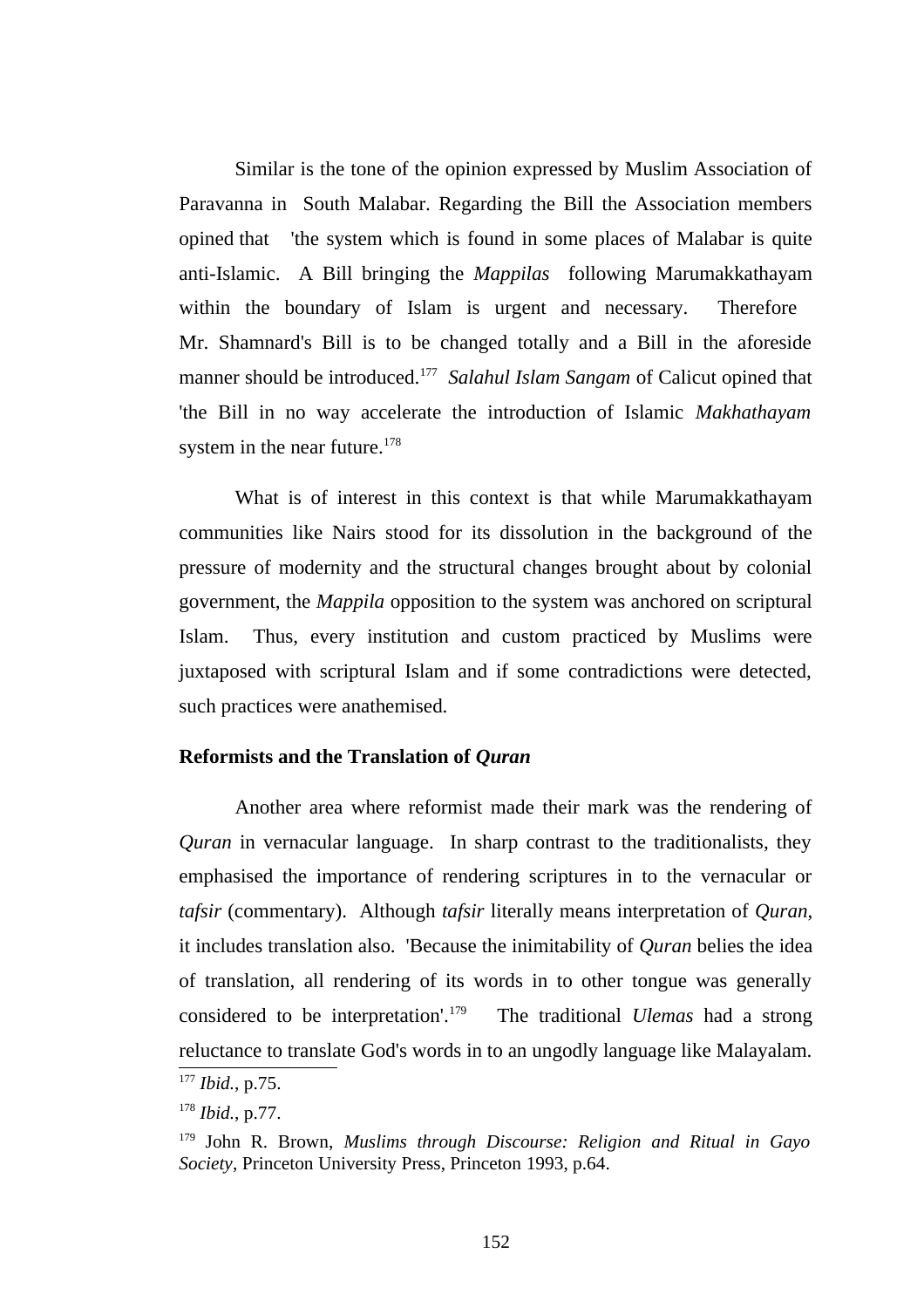Similar is the tone of the opinion expressed by Muslim Association of Paravanna in South Malabar. Regarding the Bill the Association members opined that 'the system which is found in some places of Malabar is quite anti-Islamic. A Bill bringing the *Mappilas* following Marumakkathayam within the boundary of Islam is urgent and necessary. Therefore Mr. Shamnard's Bill is to be changed totally and a Bill in the aforeside manner should be introduced.[177] *Salahul Islam Sangam* of Calicut opined that 'the Bill in no way accelerate the introduction of Islamic *Makhathayam* system in the near future.[178]

What is of interest in this context is that while Marumakkathayam communities like Nairs stood for its dissolution in the background of the pressure of modernity and the structural changes brought about by colonial government, the *Mappila* opposition to the system was anchored on scriptural Islam. Thus, every institution and custom practiced by Muslims were juxtaposed with scriptural Islam and if some contradictions were detected, such practices were anathemised.

### Reformists and the Translation of *Quran*

Another area where reformist made their mark was the rendering of *Quran* in vernacular language. In sharp contrast to the traditionalists, they emphasised the importance of rendering scriptures in to the vernacular or *tafsir* (commentary). Although *tafsir* literally means interpretation of *Quran*, it includes translation also. 'Because the inimitability of *Quran* belies the idea of translation, all rendering of its words in to other tongue was generally considered to be interpretation'.[179] The traditional *Ulemas* had a strong reluctance to translate God's words in to an ungodly language like Malayalam.

---

[177] *Ibid.*, p.75.

[178] *Ibid.*, p.77.

[179] John R. Brown, *Muslims through Discourse: Religion and Ritual in Gayo Society*, Princeton University Press, Princeton 1993, p.64.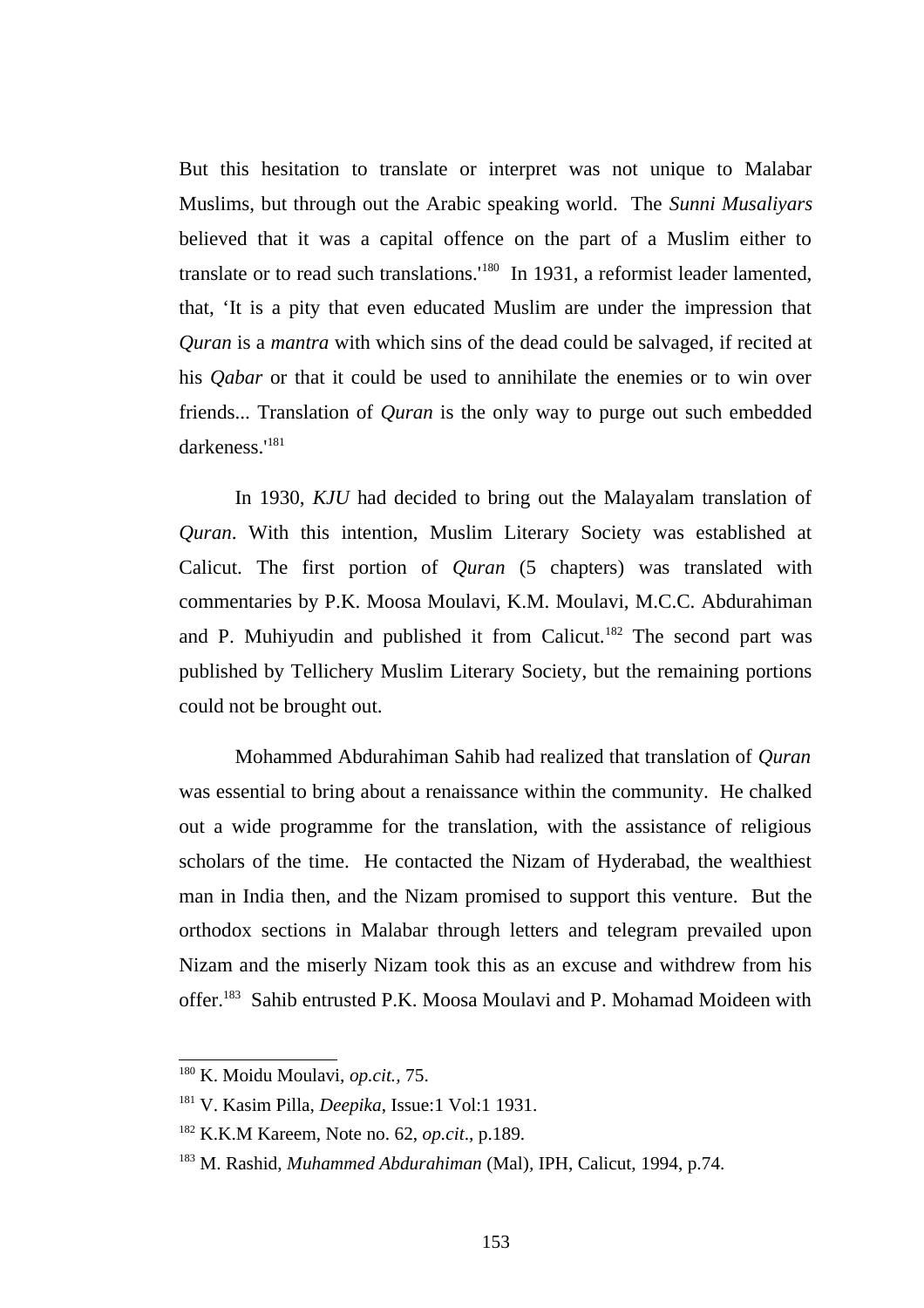But this hesitation to translate or interpret was not unique to Malabar Muslims, but through out the Arabic speaking world. The *Sunni Musaliyars* believed that it was a capital offence on the part of a Muslim either to translate or to read such translations.'[180] In 1931, a reformist leader lamented, that, 'It is a pity that even educated Muslim are under the impression that *Quran* is a *mantra* with which sins of the dead could be salvaged, if recited at his *Qabar* or that it could be used to annihilate the enemies or to win over friends... Translation of *Quran* is the only way to purge out such embedded darkeness.'[181]

In 1930, *KJU* had decided to bring out the Malayalam translation of *Quran*. With this intention, Muslim Literary Society was established at Calicut. The first portion of *Quran* (5 chapters) was translated with commentaries by P.K. Moosa Moulavi, K.M. Moulavi, M.C.C. Abdurahiman and P. Muhiyudin and published it from Calicut.[182] The second part was published by Tellichery Muslim Literary Society, but the remaining portions could not be brought out.

Mohammed Abdurahiman Sahib had realized that translation of *Quran* was essential to bring about a renaissance within the community. He chalked out a wide programme for the translation, with the assistance of religious scholars of the time. He contacted the Nizam of Hyderabad, the wealthiest man in India then, and the Nizam promised to support this venture. But the orthodox sections in Malabar through letters and telegram prevailed upon Nizam and the miserly Nizam took this as an excuse and withdrew from his offer.[183] Sahib entrusted P.K. Moosa Moulavi and P. Mohamad Moideen with

---

[180] K. Moidu Moulavi, *op.cit.,* 75.

[181] V. Kasim Pilla, *Deepika*, Issue:1 Vol:1 1931.

[182] K.K.M Kareem, Note no. 62, *op.cit*., p.189.

[183] M. Rashid, *Muhammed Abdurahiman* (Mal), IPH, Calicut, 1994, p.74.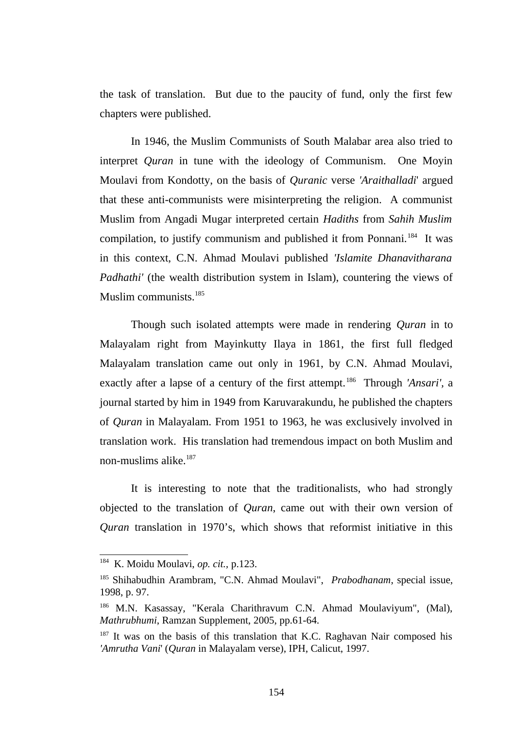the task of translation. But due to the paucity of fund, only the first few chapters were published.

In 1946, the Muslim Communists of South Malabar area also tried to interpret *Quran* in tune with the ideology of Communism. One Moyin Moulavi from Kondotty, on the basis of *Quranic* verse *'Araithalladi*' argued that these anti-communists were misinterpreting the religion. A communist Muslim from Angadi Mugar interpreted certain *Hadiths* from *Sahih Muslim* compilation, to justify communism and published it from Ponnani.[184] It was in this context, C.N. Ahmad Moulavi published *'Islamite Dhanavitharana Padhathi'* (the wealth distribution system in Islam), countering the views of Muslim communists.[185]

Though such isolated attempts were made in rendering *Quran* in to Malayalam right from Mayinkutty Ilaya in 1861, the first full fledged Malayalam translation came out only in 1961, by C.N. Ahmad Moulavi, exactly after a lapse of a century of the first attempt.[186] Through *'Ansari'*, a journal started by him in 1949 from Karuvarakundu, he published the chapters of *Quran* in Malayalam. From 1951 to 1963, he was exclusively involved in translation work. His translation had tremendous impact on both Muslim and non-muslims alike.[187]

It is interesting to note that the traditionalists, who had strongly objected to the translation of *Quran*, came out with their own version of *Quran* translation in 1970's, which shows that reformist initiative in this

---

[184] K. Moidu Moulavi, *op. cit.,* p.123.

[185] Shihabudhin Arambram, "C.N. Ahmad Moulavi", *Prabodhanam*, special issue, 1998, p. 97.

[186] M.N. Kasassay, "Kerala Charithravum C.N. Ahmad Moulaviyum", (Mal), *Mathrubhumi*, Ramzan Supplement, 2005, pp.61-64.

[187] It was on the basis of this translation that K.C. Raghavan Nair composed his *'Amrutha Vani*' (*Quran* in Malayalam verse), IPH, Calicut, 1997.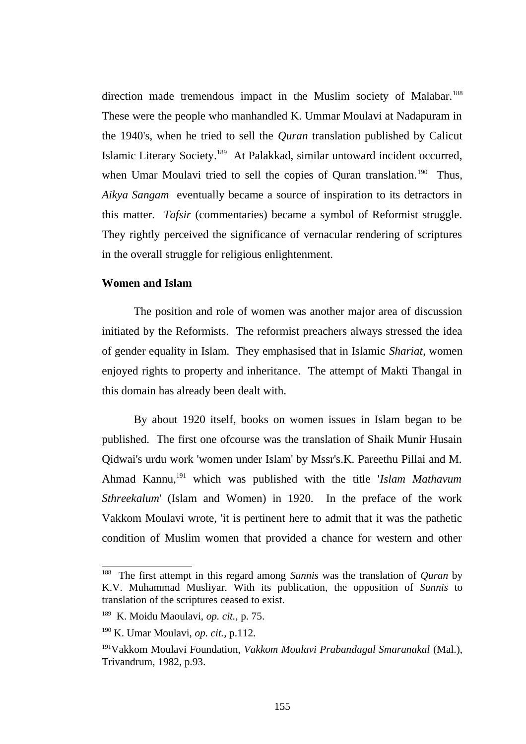direction made tremendous impact in the Muslim society of Malabar.[188] These were the people who manhandled K. Ummar Moulavi at Nadapuram in the 1940's, when he tried to sell the *Quran* translation published by Calicut Islamic Literary Society.[189] At Palakkad, similar untoward incident occurred, when Umar Moulavi tried to sell the copies of Quran translation.[190] Thus, *Aikya Sangam* eventually became a source of inspiration to its detractors in this matter. *Tafsir* (commentaries) became a symbol of Reformist struggle. They rightly perceived the significance of vernacular rendering of scriptures in the overall struggle for religious enlightenment.

**Women and Islam**

The position and role of women was another major area of discussion initiated by the Reformists. The reformist preachers always stressed the idea of gender equality in Islam. They emphasised that in Islamic *Shariat*, women enjoyed rights to property and inheritance. The attempt of Makti Thangal in this domain has already been dealt with.

By about 1920 itself, books on women issues in Islam began to be published. The first one ofcourse was the translation of Shaik Munir Husain Qidwai's urdu work 'women under Islam' by Mssr's.K. Pareethu Pillai and M. Ahmad Kannu,[191] which was published with the title '*Islam Mathavum Sthreekalum*' (Islam and Women) in 1920. In the preface of the work Vakkom Moulavi wrote, 'it is pertinent here to admit that it was the pathetic condition of Muslim women that provided a chance for western and other

---

[188] The first attempt in this regard among *Sunnis* was the translation of *Quran* by K.V. Muhammad Musliyar. With its publication, the opposition of *Sunnis* to translation of the scriptures ceased to exist.

[189] K. Moidu Maoulavi, *op. cit.,* p. 75.

[190] K. Umar Moulavi, *op. cit.,* p.112.

[191] Vakkom Moulavi Foundation, *Vakkom Moulavi Prabandagal Smaranakal* (Mal.), Trivandrum, 1982, p.93.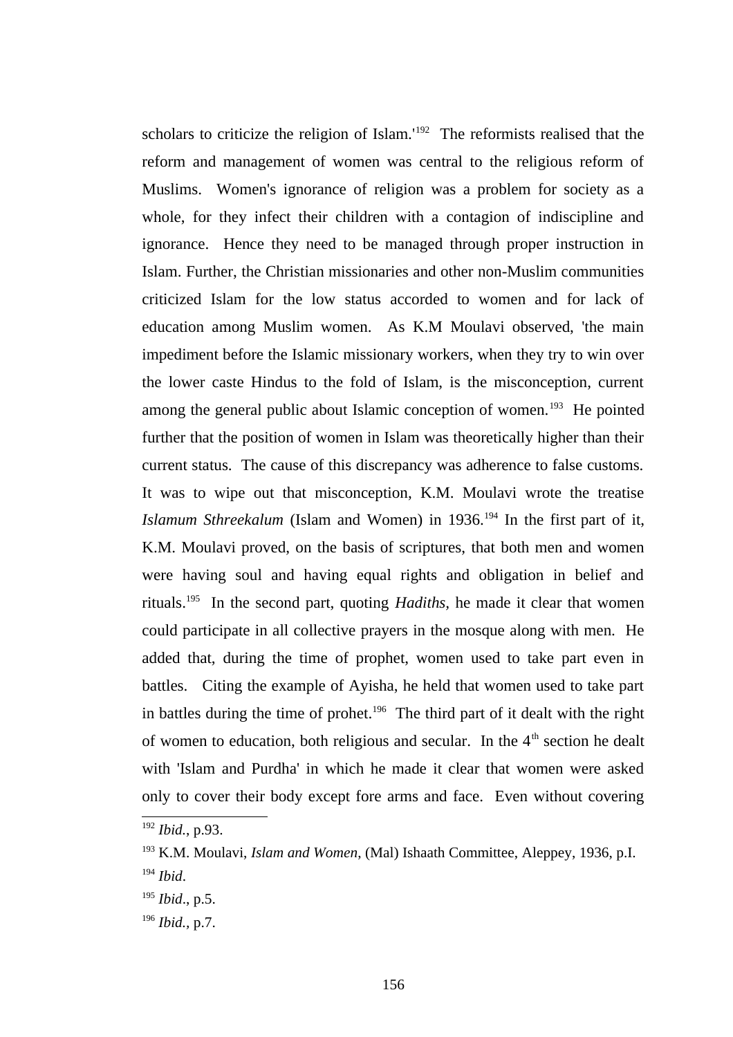scholars to criticize the religion of Islam.'[192] The reformists realised that the reform and management of women was central to the religious reform of Muslims. Women's ignorance of religion was a problem for society as a whole, for they infect their children with a contagion of indiscipline and ignorance. Hence they need to be managed through proper instruction in Islam. Further, the Christian missionaries and other non-Muslim communities criticized Islam for the low status accorded to women and for lack of education among Muslim women. As K.M Moulavi observed, 'the main impediment before the Islamic missionary workers, when they try to win over the lower caste Hindus to the fold of Islam, is the misconception, current among the general public about Islamic conception of women.[193] He pointed further that the position of women in Islam was theoretically higher than their current status. The cause of this discrepancy was adherence to false customs. It was to wipe out that misconception, K.M. Moulavi wrote the treatise *Islamum Sthreekalum* (Islam and Women) in 1936.[194] In the first part of it, K.M. Moulavi proved, on the basis of scriptures, that both men and women were having soul and having equal rights and obligation in belief and rituals.[195] In the second part, quoting *Hadiths*, he made it clear that women could participate in all collective prayers in the mosque along with men. He added that, during the time of prophet, women used to take part even in battles. Citing the example of Ayisha, he held that women used to take part in battles during the time of prohet.[196] The third part of it dealt with the right of women to education, both religious and secular. In the 4th section he dealt with 'Islam and Purdha' in which he made it clear that women were asked only to cover their body except fore arms and face. Even without covering

---

[192] *Ibid.*, p.93.

[193] K.M. Moulavi, *Islam and Women*, (Mal) Ishaath Committee, Aleppey, 1936, p.I.

[194] *Ibid*.

[195] *Ibid*., p.5.

[196] *Ibid.*, p.7.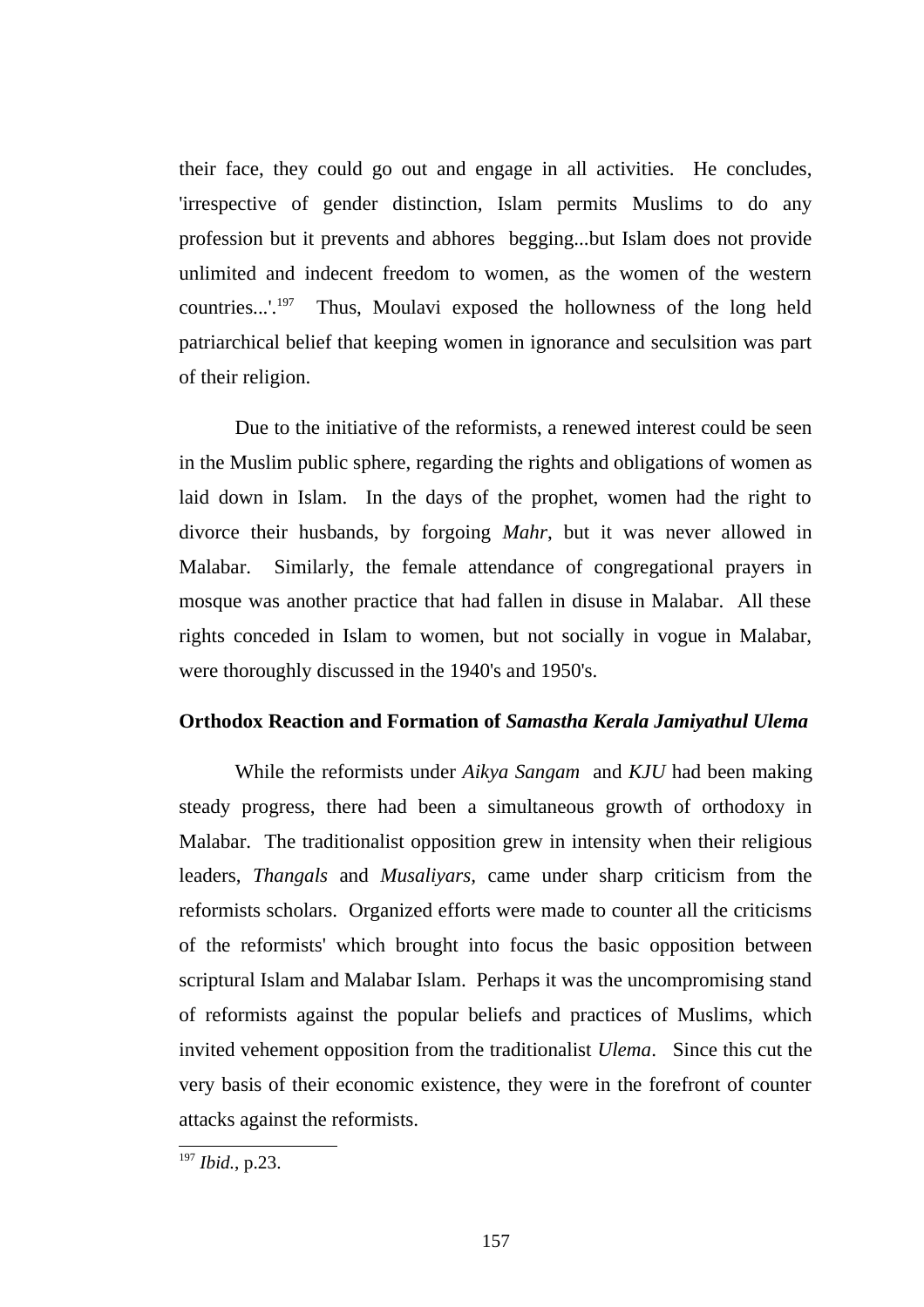their face, they could go out and engage in all activities. He concludes, 'irrespective of gender distinction, Islam permits Muslims to do any profession but it prevents and abhores begging...but Islam does not provide unlimited and indecent freedom to women, as the women of the western countries...'.[197] Thus, Moulavi exposed the hollowness of the long held patriarchical belief that keeping women in ignorance and seculsition was part of their religion.

Due to the initiative of the reformists, a renewed interest could be seen in the Muslim public sphere, regarding the rights and obligations of women as laid down in Islam. In the days of the prophet, women had the right to divorce their husbands, by forgoing *Mahr*, but it was never allowed in Malabar. Similarly, the female attendance of congregational prayers in mosque was another practice that had fallen in disuse in Malabar. All these rights conceded in Islam to women, but not socially in vogue in Malabar, were thoroughly discussed in the 1940's and 1950's.

### Orthodox Reaction and Formation of *Samastha Kerala Jamiyathul Ulema*

While the reformists under *Aikya Sangam* and *KJU* had been making steady progress, there had been a simultaneous growth of orthodoxy in Malabar. The traditionalist opposition grew in intensity when their religious leaders, *Thangals* and *Musaliyars,* came under sharp criticism from the reformists scholars. Organized efforts were made to counter all the criticisms of the reformists' which brought into focus the basic opposition between scriptural Islam and Malabar Islam. Perhaps it was the uncompromising stand of reformists against the popular beliefs and practices of Muslims, which invited vehement opposition from the traditionalist *Ulema*. Since this cut the very basis of their economic existence, they were in the forefront of counter attacks against the reformists.

---

[197] *Ibid.*, p.23.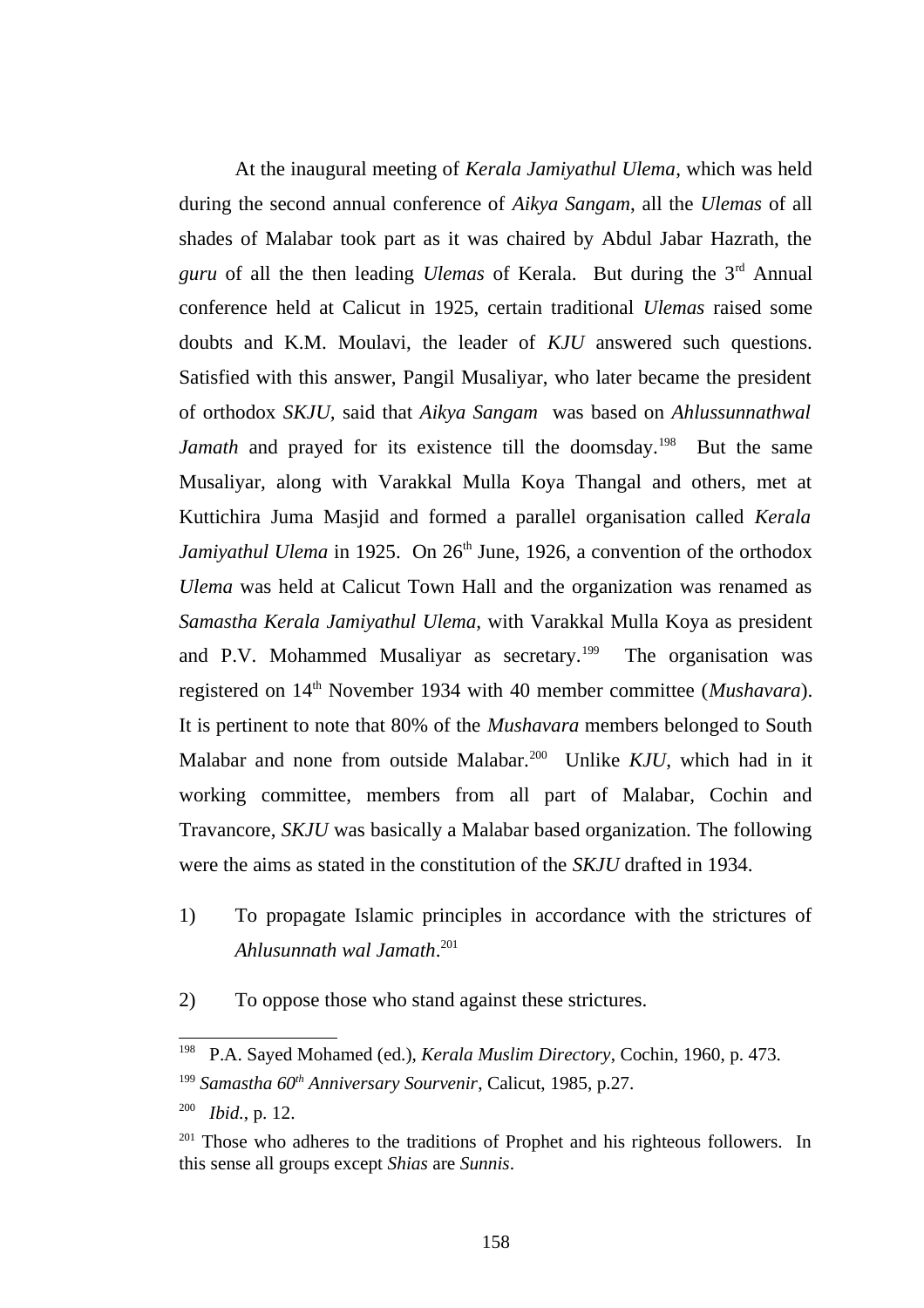At the inaugural meeting of *Kerala Jamiyathul Ulema*, which was held during the second annual conference of *Aikya Sangam*, all the *Ulemas* of all shades of Malabar took part as it was chaired by Abdul Jabar Hazrath, the *guru* of all the then leading *Ulemas* of Kerala. But during the 3rd Annual conference held at Calicut in 1925, certain traditional *Ulemas* raised some doubts and K.M. Moulavi, the leader of *KJU* answered such questions. Satisfied with this answer, Pangil Musaliyar, who later became the president of orthodox *SKJU*, said that *Aikya Sangam* was based on *Ahlussunnathwal Jamath* and prayed for its existence till the doomsday.[198] But the same Musaliyar, along with Varakkal Mulla Koya Thangal and others, met at Kuttichira Juma Masjid and formed a parallel organisation called *Kerala Jamiyathul Ulema* in 1925. On 26th June, 1926, a convention of the orthodox *Ulema* was held at Calicut Town Hall and the organization was renamed as *Samastha Kerala Jamiyathul Ulema,* with Varakkal Mulla Koya as president and P.V. Mohammed Musaliyar as secretary.[199] The organisation was registered on 14th November 1934 with 40 member committee (*Mushavara*). It is pertinent to note that 80% of the *Mushavara* members belonged to South Malabar and none from outside Malabar.[200] Unlike *KJU*, which had in it working committee, members from all part of Malabar, Cochin and Travancore, *SKJU* was basically a Malabar based organization. The following were the aims as stated in the constitution of the *SKJU* drafted in 1934.

1) To propagate Islamic principles in accordance with the strictures of *Ahlusunnath wal Jamath*.[201]

2) To oppose those who stand against these strictures.

---

[198] P.A. Sayed Mohamed (ed.), *Kerala Muslim Directory*, Cochin, 1960, p. 473.

[199] *Samastha 60th Anniversary Sourvenir*, Calicut, 1985, p.27.

[200] *Ibid.*, p. 12.

[201] Those who adheres to the traditions of Prophet and his righteous followers. In this sense all groups except *Shias* are *Sunnis*.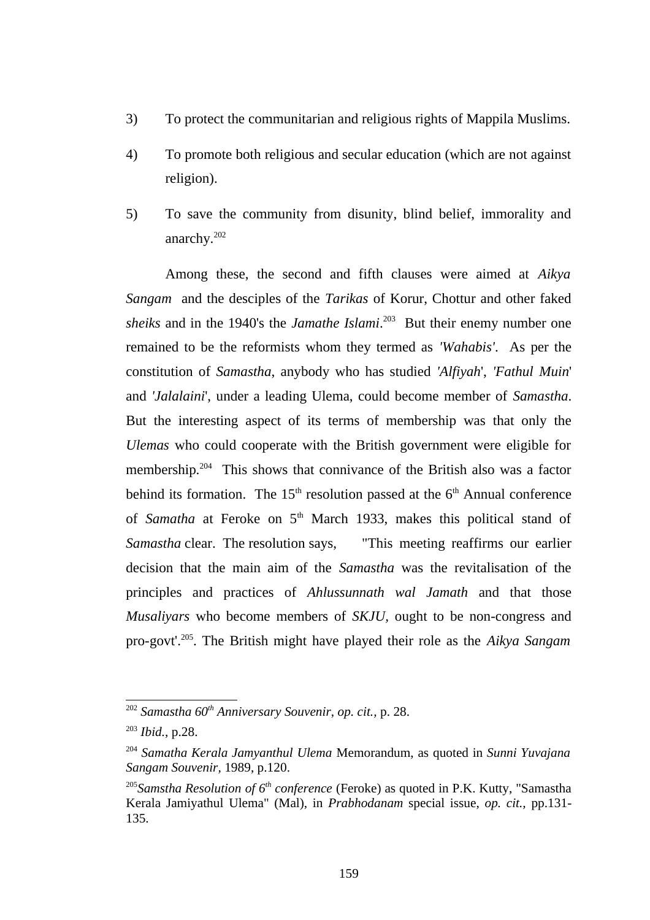3) To protect the communitarian and religious rights of Mappila Muslims.

4) To promote both religious and secular education (which are not against religion).

5) To save the community from disunity, blind belief, immorality and anarchy.[202]

Among these, the second and fifth clauses were aimed at *Aikya Sangam* and the desciples of the *Tarikas* of Korur, Chottur and other faked *sheiks* and in the 1940's the *Jamathe Islami*.[203] But their enemy number one remained to be the reformists whom they termed as *'Wahabis'*. As per the constitution of *Samastha*, anybody who has studied *'Alfiyah*', *'Fathul Muin*' and *'Jalalaini*', under a leading Ulema, could become member of *Samastha*. But the interesting aspect of its terms of membership was that only the *Ulemas* who could cooperate with the British government were eligible for membership.[204] This shows that connivance of the British also was a factor behind its formation. The 15th resolution passed at the 6th Annual conference of *Samatha* at Feroke on 5th March 1933, makes this political stand of *Samastha* clear. The resolution says, "This meeting reaffirms our earlier decision that the main aim of the *Samastha* was the revitalisation of the principles and practices of *Ahlussunnath wal Jamath* and that those *Musaliyars* who become members of *SKJU*, ought to be non-congress and pro-govt'.[205]. The British might have played their role as the *Aikya Sangam*

---

[202] *Samastha 60th Anniversary Souvenir*, *op. cit.*, p. 28.

[203] *Ibid.*, p.28.

[204] *Samatha Kerala Jamyanthul Ulema* Memorandum, as quoted in *Sunni Yuvajana Sangam Souvenir*, 1989, p.120.

[205] *Samstha Resolution of 6th conference* (Feroke) as quoted in P.K. Kutty, "Samastha Kerala Jamiyathul Ulema" (Mal), in *Prabhodanam* special issue, *op. cit.*, pp.131-135.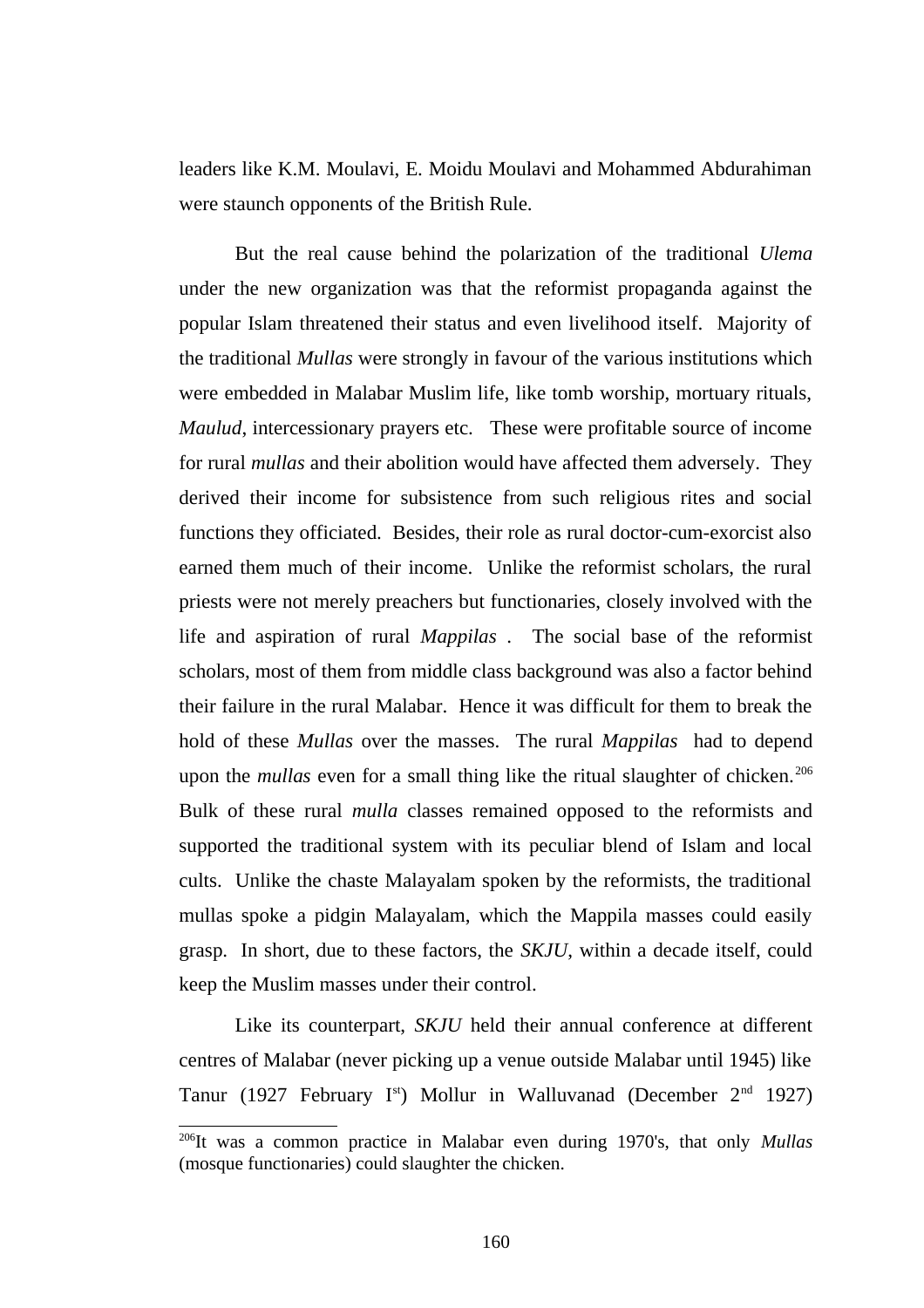leaders like K.M. Moulavi, E. Moidu Moulavi and Mohammed Abdurahiman were staunch opponents of the British Rule.

But the real cause behind the polarization of the traditional *Ulema* under the new organization was that the reformist propaganda against the popular Islam threatened their status and even livelihood itself. Majority of the traditional *Mullas* were strongly in favour of the various institutions which were embedded in Malabar Muslim life, like tomb worship, mortuary rituals, *Maulud*, intercessionary prayers etc. These were profitable source of income for rural *mullas* and their abolition would have affected them adversely. They derived their income for subsistence from such religious rites and social functions they officiated. Besides, their role as rural doctor-cum-exorcist also earned them much of their income. Unlike the reformist scholars, the rural priests were not merely preachers but functionaries, closely involved with the life and aspiration of rural *Mappilas* . The social base of the reformist scholars, most of them from middle class background was also a factor behind their failure in the rural Malabar. Hence it was difficult for them to break the hold of these *Mullas* over the masses. The rural *Mappilas* had to depend upon the *mullas* even for a small thing like the ritual slaughter of chicken.[206] Bulk of these rural *mulla* classes remained opposed to the reformists and supported the traditional system with its peculiar blend of Islam and local cults. Unlike the chaste Malayalam spoken by the reformists, the traditional mullas spoke a pidgin Malayalam, which the Mappila masses could easily grasp. In short, due to these factors, the *SKJU*, within a decade itself, could keep the Muslim masses under their control.

Like its counterpart, *SKJU* held their annual conference at different centres of Malabar (never picking up a venue outside Malabar until 1945) like Tanur (1927 February I[st]) Mollur in Walluvanad (December 2[nd] 1927)

---

[206]It was a common practice in Malabar even during 1970's, that only *Mullas* (mosque functionaries) could slaughter the chicken.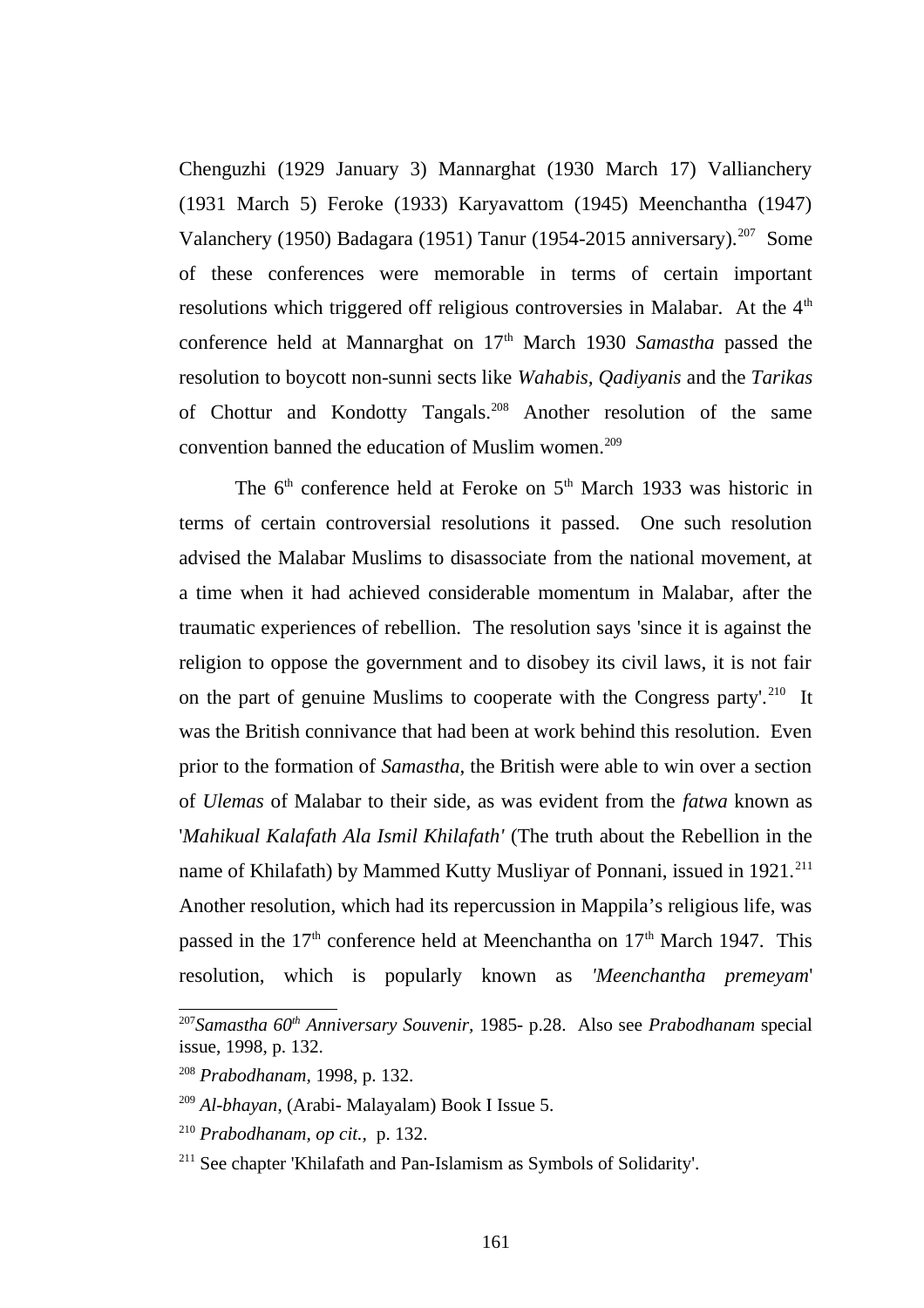Chenguzhi (1929 January 3) Mannarghat (1930 March 17) Vallianchery (1931 March 5) Feroke (1933) Karyavattom (1945) Meenchantha (1947) Valanchery (1950) Badagara (1951) Tanur (1954-2015 anniversary).[207] Some of these conferences were memorable in terms of certain important resolutions which triggered off religious controversies in Malabar. At the 4th conference held at Mannarghat on 17th March 1930 *Samastha* passed the resolution to boycott non-sunni sects like *Wahabis*, *Qadiyanis* and the *Tarikas* of Chottur and Kondotty Tangals.[208] Another resolution of the same convention banned the education of Muslim women.[209]

The 6th conference held at Feroke on 5th March 1933 was historic in terms of certain controversial resolutions it passed. One such resolution advised the Malabar Muslims to disassociate from the national movement, at a time when it had achieved considerable momentum in Malabar, after the traumatic experiences of rebellion. The resolution says 'since it is against the religion to oppose the government and to disobey its civil laws, it is not fair on the part of genuine Muslims to cooperate with the Congress party'.[210] It was the British connivance that had been at work behind this resolution. Even prior to the formation of *Samastha*, the British were able to win over a section of *Ulemas* of Malabar to their side, as was evident from the *fatwa* known as '*Mahikual Kalafath Ala Ismil Khilafath'* (The truth about the Rebellion in the name of Khilafath) by Mammed Kutty Musliyar of Ponnani, issued in 1921.[211] Another resolution, which had its repercussion in Mappila's religious life, was passed in the 17th conference held at Meenchantha on 17th March 1947. This resolution, which is popularly known as *'Meenchantha premeyam*'

---

[207] *Samastha 60th Anniversary Souvenir*, 1985- p.28. Also see *Prabodhanam* special issue, 1998, p. 132.

[208] *Prabodhanam*, 1998, p. 132.

[209] *Al-bhayan*, (Arabi- Malayalam) Book I Issue 5.

[210] *Prabodhanam*, *op cit.*, p. 132.

[211] See chapter 'Khilafath and Pan-Islamism as Symbols of Solidarity'.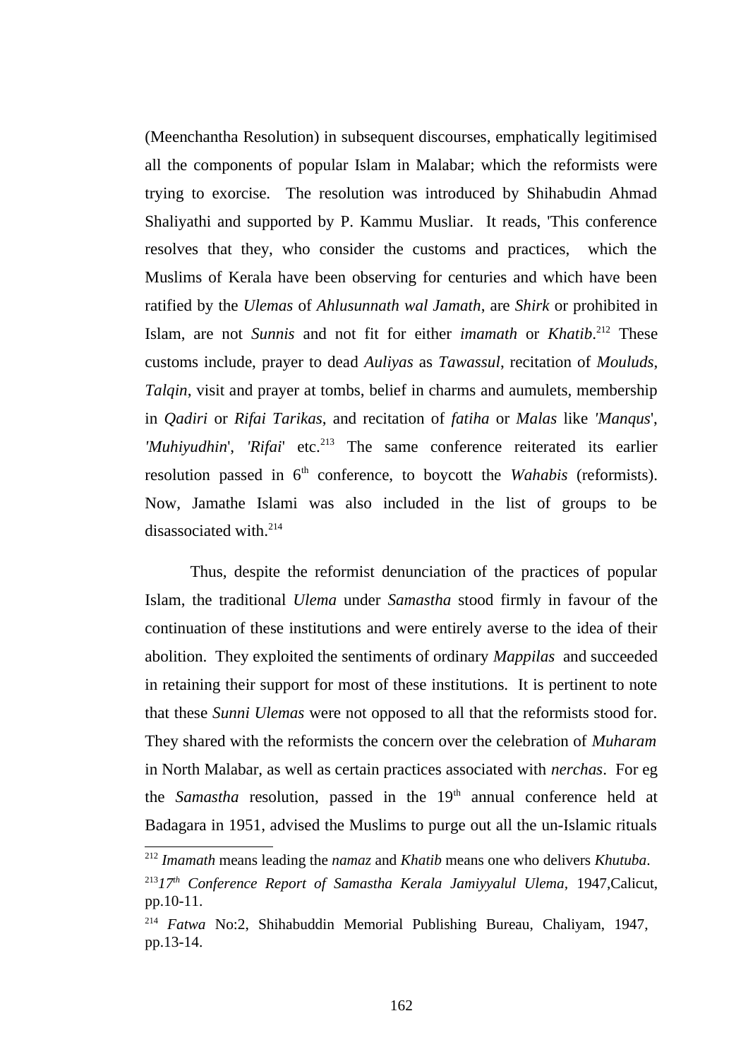(Meenchantha Resolution) in subsequent discourses, emphatically legitimised all the components of popular Islam in Malabar; which the reformists were trying to exorcise. The resolution was introduced by Shihabudin Ahmad Shaliyathi and supported by P. Kammu Musliar. It reads, 'This conference resolves that they, who consider the customs and practices, which the Muslims of Kerala have been observing for centuries and which have been ratified by the *Ulemas* of *Ahlusunnath wal Jamath*, are *Shirk* or prohibited in Islam, are not *Sunnis* and not fit for either *imamath* or *Khatib*.[212] These customs include, prayer to dead *Auliyas* as *Tawassul*, recitation of *Mouluds*, *Talqin*, visit and prayer at tombs, belief in charms and aumulets, membership in *Qadiri* or *Rifai Tarikas*, and recitation of *fatiha* or *Malas* like *'Manqus*', *'Muhiyudhin*', *'Rifai*' etc.[213] The same conference reiterated its earlier resolution passed in 6th conference, to boycott the *Wahabis* (reformists). Now, Jamathe Islami was also included in the list of groups to be disassociated with.[214]

Thus, despite the reformist denunciation of the practices of popular Islam, the traditional *Ulema* under *Samastha* stood firmly in favour of the continuation of these institutions and were entirely averse to the idea of their abolition. They exploited the sentiments of ordinary *Mappilas* and succeeded in retaining their support for most of these institutions. It is pertinent to note that these *Sunni Ulemas* were not opposed to all that the reformists stood for. They shared with the reformists the concern over the celebration of *Muharam* in North Malabar, as well as certain practices associated with *nerchas*. For eg the *Samastha* resolution, passed in the 19th annual conference held at Badagara in 1951, advised the Muslims to purge out all the un-Islamic rituals

---

[212] *Imamath* means leading the *namaz* and *Khatib* means one who delivers *Khutuba*.

[213] *17th Conference Report of Samastha Kerala Jamiyyalul Ulema*, 1947,Calicut, pp.10-11.

[214] *Fatwa* No:2, Shihabuddin Memorial Publishing Bureau, Chaliyam, 1947, pp.13-14.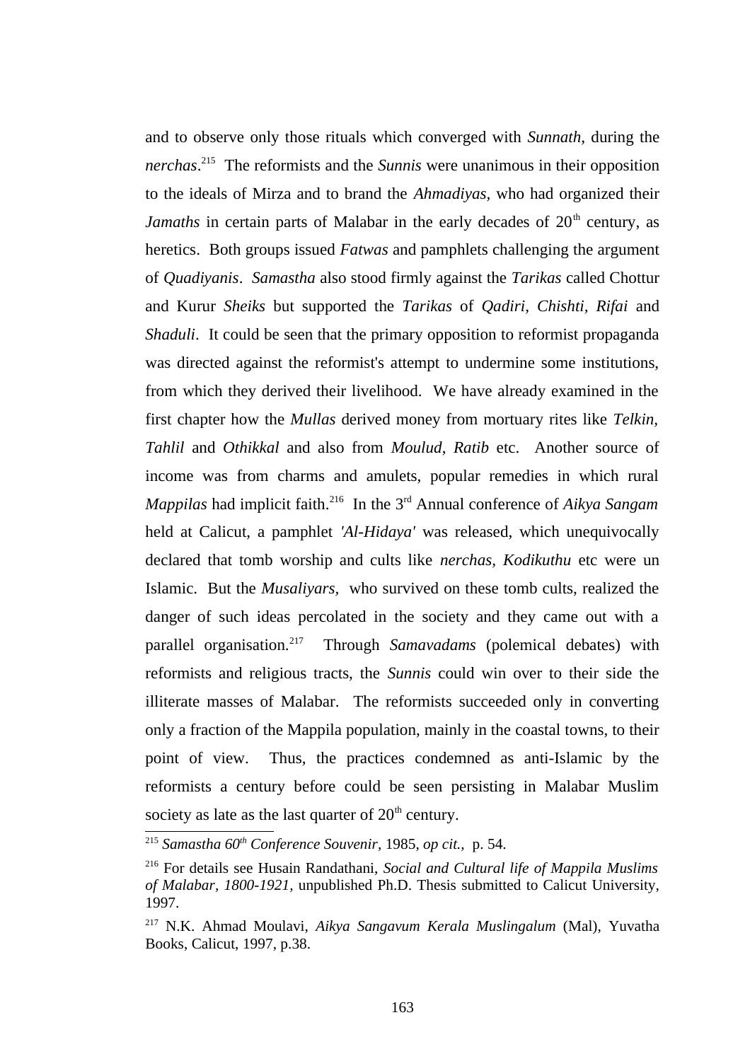and to observe only those rituals which converged with *Sunnath*, during the *nerchas*.[215] The reformists and the *Sunnis* were unanimous in their opposition to the ideals of Mirza and to brand the *Ahmadiyas*, who had organized their *Jamaths* in certain parts of Malabar in the early decades of 20th century, as heretics. Both groups issued *Fatwas* and pamphlets challenging the argument of *Quadiyanis*. *Samastha* also stood firmly against the *Tarikas* called Chottur and Kurur *Sheiks* but supported the *Tarikas* of *Qadiri*, *Chishti*, *Rifai* and *Shaduli*. It could be seen that the primary opposition to reformist propaganda was directed against the reformist's attempt to undermine some institutions, from which they derived their livelihood. We have already examined in the first chapter how the *Mullas* derived money from mortuary rites like *Telkin*, *Tahlil* and *Othikkal* and also from *Moulud*, *Ratib* etc. Another source of income was from charms and amulets, popular remedies in which rural *Mappilas* had implicit faith.[216] In the 3rd Annual conference of *Aikya Sangam* held at Calicut, a pamphlet *'Al-Hidaya'* was released, which unequivocally declared that tomb worship and cults like *nerchas*, *Kodikuthu* etc were un Islamic. But the *Musaliyars*, who survived on these tomb cults, realized the danger of such ideas percolated in the society and they came out with a parallel organisation.[217] Through *Samavadams* (polemical debates) with reformists and religious tracts, the *Sunnis* could win over to their side the illiterate masses of Malabar. The reformists succeeded only in converting only a fraction of the Mappila population, mainly in the coastal towns, to their point of view. Thus, the practices condemned as anti-Islamic by the reformists a century before could be seen persisting in Malabar Muslim society as late as the last quarter of 20th century.

---

[215] *Samastha 60th Conference Souvenir*, 1985, *op cit.,* p. 54.

[216] For details see Husain Randathani, *Social and Cultural life of Mappila Muslims of Malabar, 1800-1921,* unpublished Ph.D. Thesis submitted to Calicut University, 1997.

[217] N.K. Ahmad Moulavi, *Aikya Sangavum Kerala Muslingalum* (Mal), Yuvatha Books, Calicut, 1997, p.38.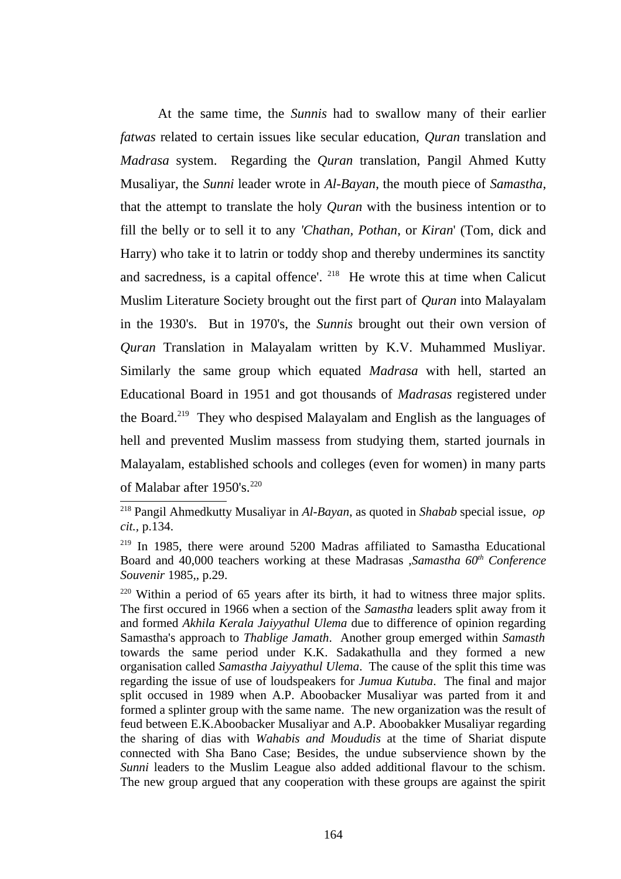At the same time, the *Sunnis* had to swallow many of their earlier *fatwas* related to certain issues like secular education, *Quran* translation and *Madrasa* system. Regarding the *Quran* translation, Pangil Ahmed Kutty Musaliyar, the *Sunni* leader wrote in *Al-Bayan*, the mouth piece of *Samastha*, that the attempt to translate the holy *Quran* with the business intention or to fill the belly or to sell it to any *'Chathan*, *Pothan*, or *Kiran*' (Tom, dick and Harry) who take it to latrin or toddy shop and thereby undermines its sanctity and sacredness, is a capital offence'. [218] He wrote this at time when Calicut Muslim Literature Society brought out the first part of *Quran* into Malayalam in the 1930's. But in 1970's, the *Sunnis* brought out their own version of *Quran* Translation in Malayalam written by K.V. Muhammed Musliyar. Similarly the same group which equated *Madrasa* with hell, started an Educational Board in 1951 and got thousands of *Madrasas* registered under the Board.[219] They who despised Malayalam and English as the languages of hell and prevented Muslim massess from studying them, started journals in Malayalam, established schools and colleges (even for women) in many parts of Malabar after 1950's.[220]

---

[218] Pangil Ahmedkutty Musaliyar in *Al-Bayan*, as quoted in *Shabab* special issue, *op cit.*, p.134.

[219] In 1985, there were around 5200 Madras affiliated to Samastha Educational Board and 40,000 teachers working at these Madrasas ,*Samastha 60th Conference Souvenir* 1985,, p.29.

[220] Within a period of 65 years after its birth, it had to witness three major splits. The first occured in 1966 when a section of the *Samastha* leaders split away from it and formed *Akhila Kerala Jaiyyathul Ulema* due to difference of opinion regarding Samastha's approach to *Thablige Jamath*. Another group emerged within *Samasth* towards the same period under K.K. Sadakathulla and they formed a new organisation called *Samastha Jaiyyathul Ulema*. The cause of the split this time was regarding the issue of use of loudspeakers for *Jumua Kutuba*. The final and major split occused in 1989 when A.P. Aboobacker Musaliyar was parted from it and formed a splinter group with the same name. The new organization was the result of feud between E.K.Aboobacker Musaliyar and A.P. Aboobakker Musaliyar regarding the sharing of dias with *Wahabis and Moududis* at the time of Shariat dispute connected with Sha Bano Case; Besides, the undue subservience shown by the *Sunni* leaders to the Muslim League also added additional flavour to the schism. The new group argued that any cooperation with these groups are against the spirit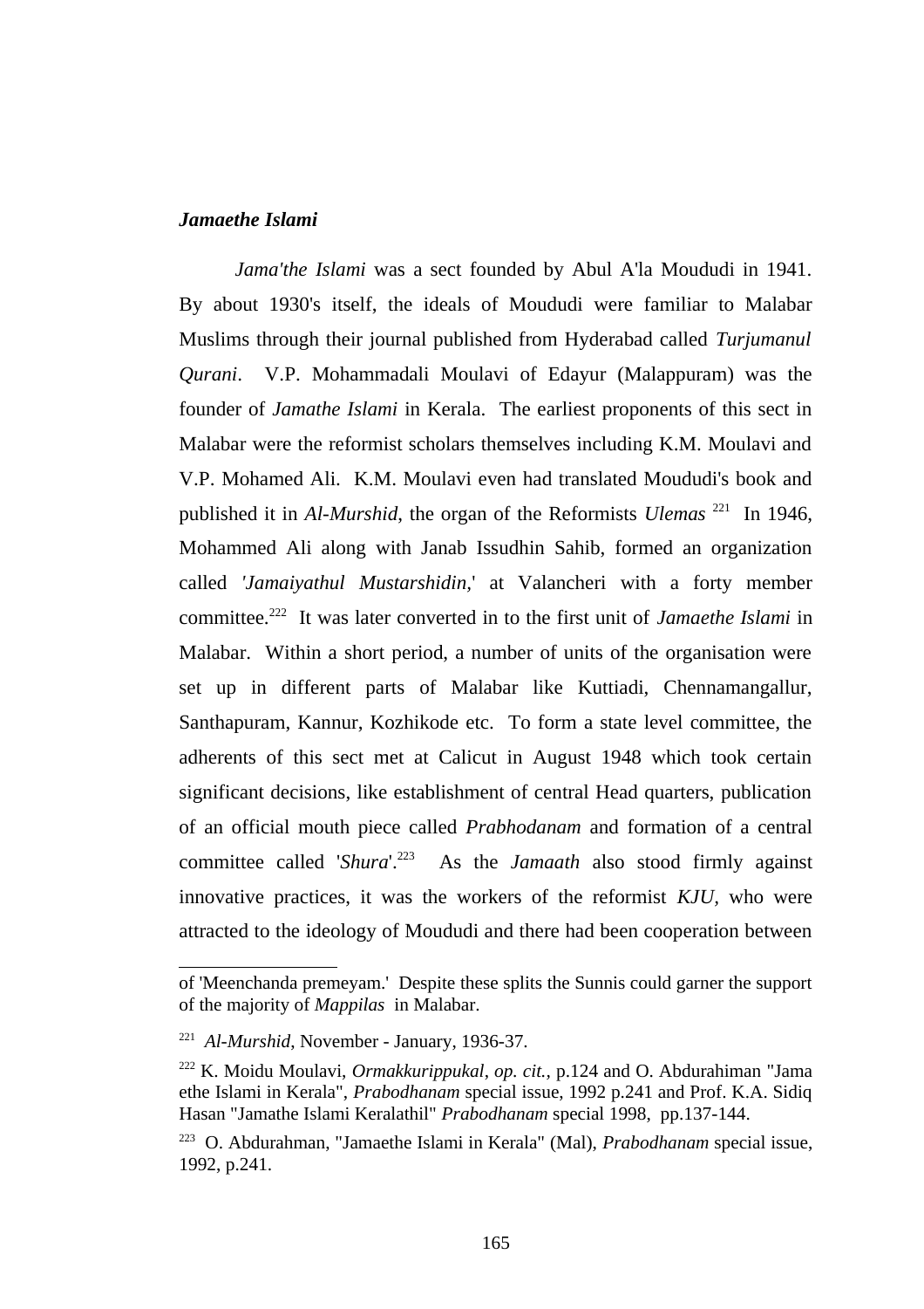***Jamaethe Islami***

*Jama'the Islami* was a sect founded by Abul A'la Moududi in 1941. By about 1930's itself, the ideals of Moududi were familiar to Malabar Muslims through their journal published from Hyderabad called *Turjumanul Qurani*. V.P. Mohammadali Moulavi of Edayur (Malappuram) was the founder of *Jamathe Islami* in Kerala. The earliest proponents of this sect in Malabar were the reformist scholars themselves including K.M. Moulavi and V.P. Mohamed Ali. K.M. Moulavi even had translated Moududi's book and published it in *Al-Murshid*, the organ of the Reformists *Ulemas* [221] In 1946, Mohammed Ali along with Janab Issudhin Sahib, formed an organization called '*Jamaiyathul Mustarshidin,*' at Valancheri with a forty member committee.[222] It was later converted in to the first unit of *Jamaethe Islami* in Malabar. Within a short period, a number of units of the organisation were set up in different parts of Malabar like Kuttiadi, Chennamangallur, Santhapuram, Kannur, Kozhikode etc. To form a state level committee, the adherents of this sect met at Calicut in August 1948 which took certain significant decisions, like establishment of central Head quarters, publication of an official mouth piece called *Prabhodanam* and formation of a central committee called '*Shura*'.[223] As the *Jamaath* also stood firmly against innovative practices, it was the workers of the reformist *KJU*, who were attracted to the ideology of Moududi and there had been cooperation between

---

of 'Meenchanda premeyam.' Despite these splits the Sunnis could garner the support of the majority of *Mappilas* in Malabar.

[221] *Al-Murshid*, November - January, 1936-37.

[222] K. Moidu Moulavi, *Ormakkurippukal*, *op. cit.*, p.124 and O. Abdurahiman "Jama ethe Islami in Kerala", *Prabodhanam* special issue, 1992 p.241 and Prof. K.A. Sidiq Hasan "Jamathe Islami Keralathil" *Prabodhanam* special 1998, pp.137-144.

[223] O. Abdurahman, "Jamaethe Islami in Kerala" (Mal), *Prabodhanam* special issue, 1992, p.241.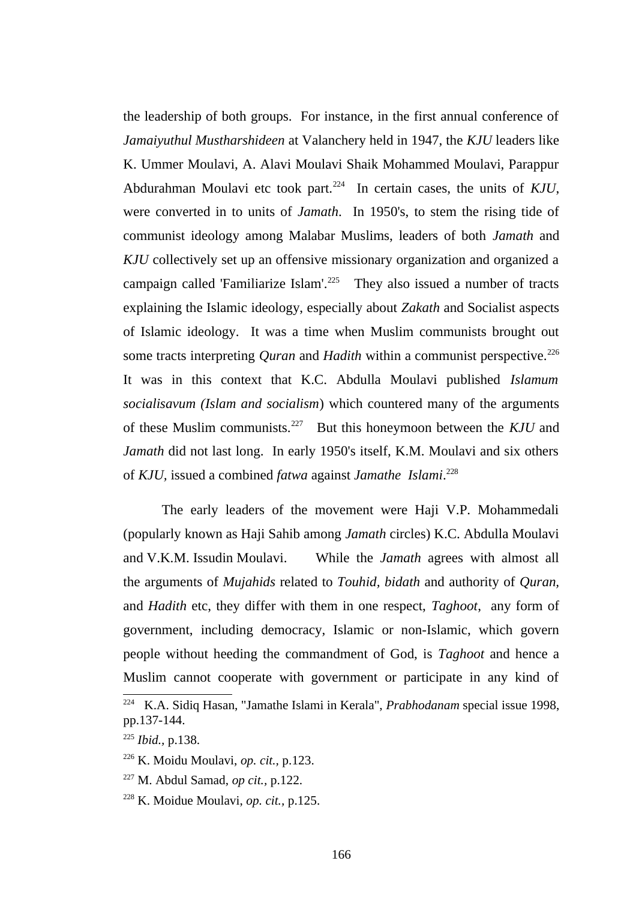the leadership of both groups. For instance, in the first annual conference of *Jamaiyuthul Mustharshideen* at Valanchery held in 1947, the *KJU* leaders like K. Ummer Moulavi, A. Alavi Moulavi Shaik Mohammed Moulavi, Parappur Abdurahman Moulavi etc took part.[224] In certain cases, the units of *KJU*, were converted in to units of *Jamath*. In 1950's, to stem the rising tide of communist ideology among Malabar Muslims, leaders of both *Jamath* and *KJU* collectively set up an offensive missionary organization and organized a campaign called 'Familiarize Islam'.[225] They also issued a number of tracts explaining the Islamic ideology, especially about *Zakath* and Socialist aspects of Islamic ideology. It was a time when Muslim communists brought out some tracts interpreting *Quran* and *Hadith* within a communist perspective.[226] It was in this context that K.C. Abdulla Moulavi published *Islamum socialisavum (Islam and socialism*) which countered many of the arguments of these Muslim communists.[227] But this honeymoon between the *KJU* and *Jamath* did not last long. In early 1950's itself, K.M. Moulavi and six others of *KJU*, issued a combined *fatwa* against *Jamathe Islami*.[228]

The early leaders of the movement were Haji V.P. Mohammedali (popularly known as Haji Sahib among *Jamath* circles) K.C. Abdulla Moulavi and V.K.M. Issudin Moulavi. While the *Jamath* agrees with almost all the arguments of *Mujahids* related to *Touhid, bidath* and authority of *Quran*, and *Hadith* etc, they differ with them in one respect, *Taghoot*, any form of government, including democracy, Islamic or non-Islamic, which govern people without heeding the commandment of God, is *Taghoot* and hence a Muslim cannot cooperate with government or participate in any kind of

---

[224] K.A. Sidiq Hasan, "Jamathe Islami in Kerala", *Prabhodanam* special issue 1998, pp.137-144.

[225] *Ibid.,* p.138.

[226] K. Moidu Moulavi, *op. cit.,* p.123.

[227] M. Abdul Samad, *op cit.,* p.122.

[228] K. Moidue Moulavi, *op. cit.,* p.125.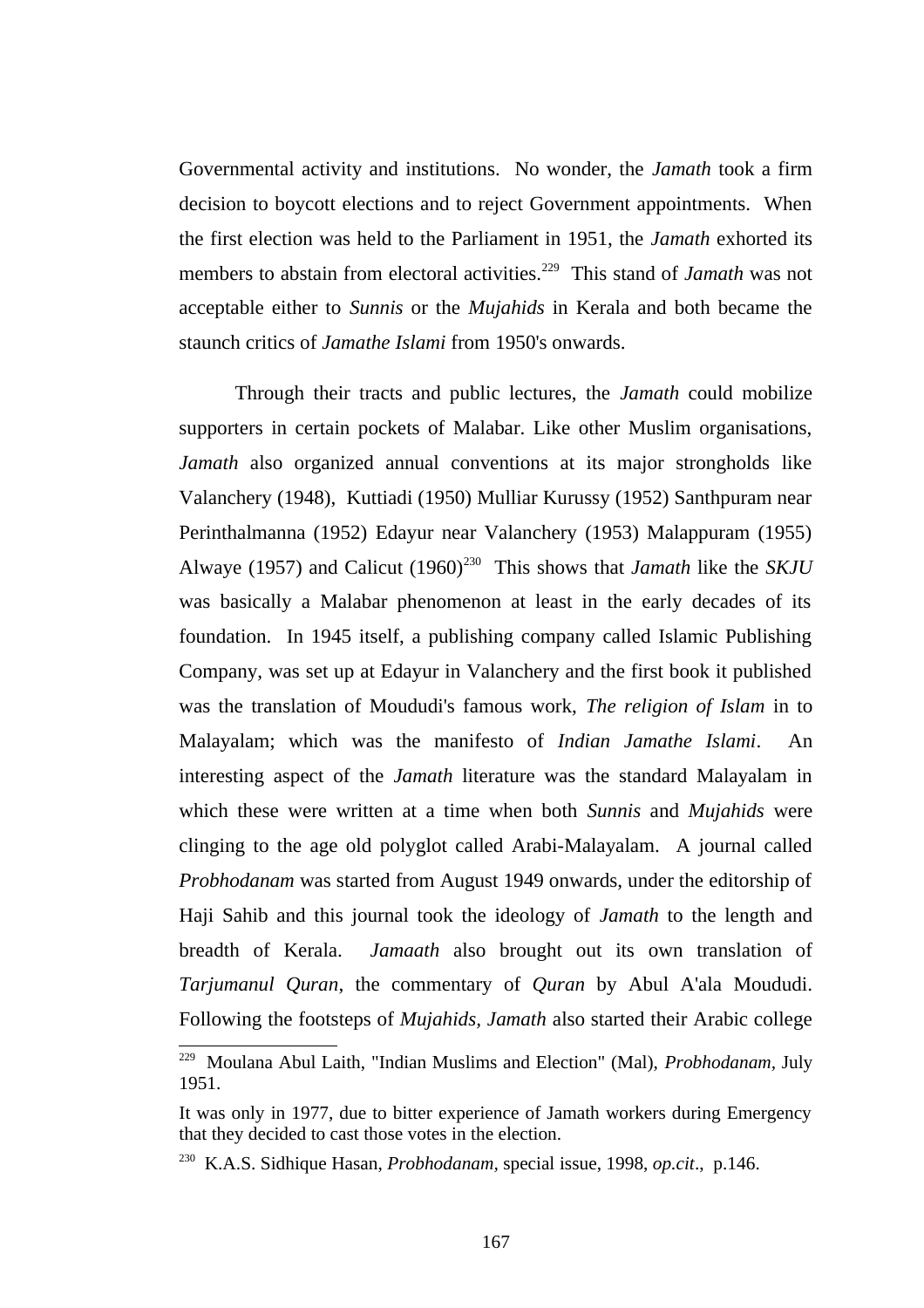Governmental activity and institutions. No wonder, the *Jamath* took a firm decision to boycott elections and to reject Government appointments. When the first election was held to the Parliament in 1951, the *Jamath* exhorted its members to abstain from electoral activities.[229] This stand of *Jamath* was not acceptable either to *Sunnis* or the *Mujahids* in Kerala and both became the staunch critics of *Jamathe Islami* from 1950's onwards.

Through their tracts and public lectures, the *Jamath* could mobilize supporters in certain pockets of Malabar. Like other Muslim organisations, *Jamath* also organized annual conventions at its major strongholds like Valanchery (1948), Kuttiadi (1950) Mulliar Kurussy (1952) Santhpuram near Perinthalmanna (1952) Edayur near Valanchery (1953) Malappuram (1955) Alwaye (1957) and Calicut (1960)[230] This shows that *Jamath* like the ***SKJU*** was basically a Malabar phenomenon at least in the early decades of its foundation. In 1945 itself, a publishing company called Islamic Publishing Company, was set up at Edayur in Valanchery and the first book it published was the translation of Moududi's famous work, *The religion of Islam* in to Malayalam; which was the manifesto of *Indian Jamathe Islami*. An interesting aspect of the *Jamath* literature was the standard Malayalam in which these were written at a time when both *Sunnis* and *Mujahids* were clinging to the age old polyglot called Arabi-Malayalam. A journal called *Probhodanam* was started from August 1949 onwards, under the editorship of Haji Sahib and this journal took the ideology of *Jamath* to the length and breadth of Kerala. *Jamaath* also brought out its own translation of *Tarjumanul Quran*, the commentary of *Quran* by Abul A'ala Moududi. Following the footsteps of *Mujahids, Jamath* also started their Arabic college

---

[229] Moulana Abul Laith, "Indian Muslims and Election" (Mal), *Probhodanam,* July 1951.

It was only in 1977, due to bitter experience of Jamath workers during Emergency that they decided to cast those votes in the election.

[230] K.A.S. Sidhique Hasan, *Probhodanam,* special issue, 1998, *op.cit*., p.146.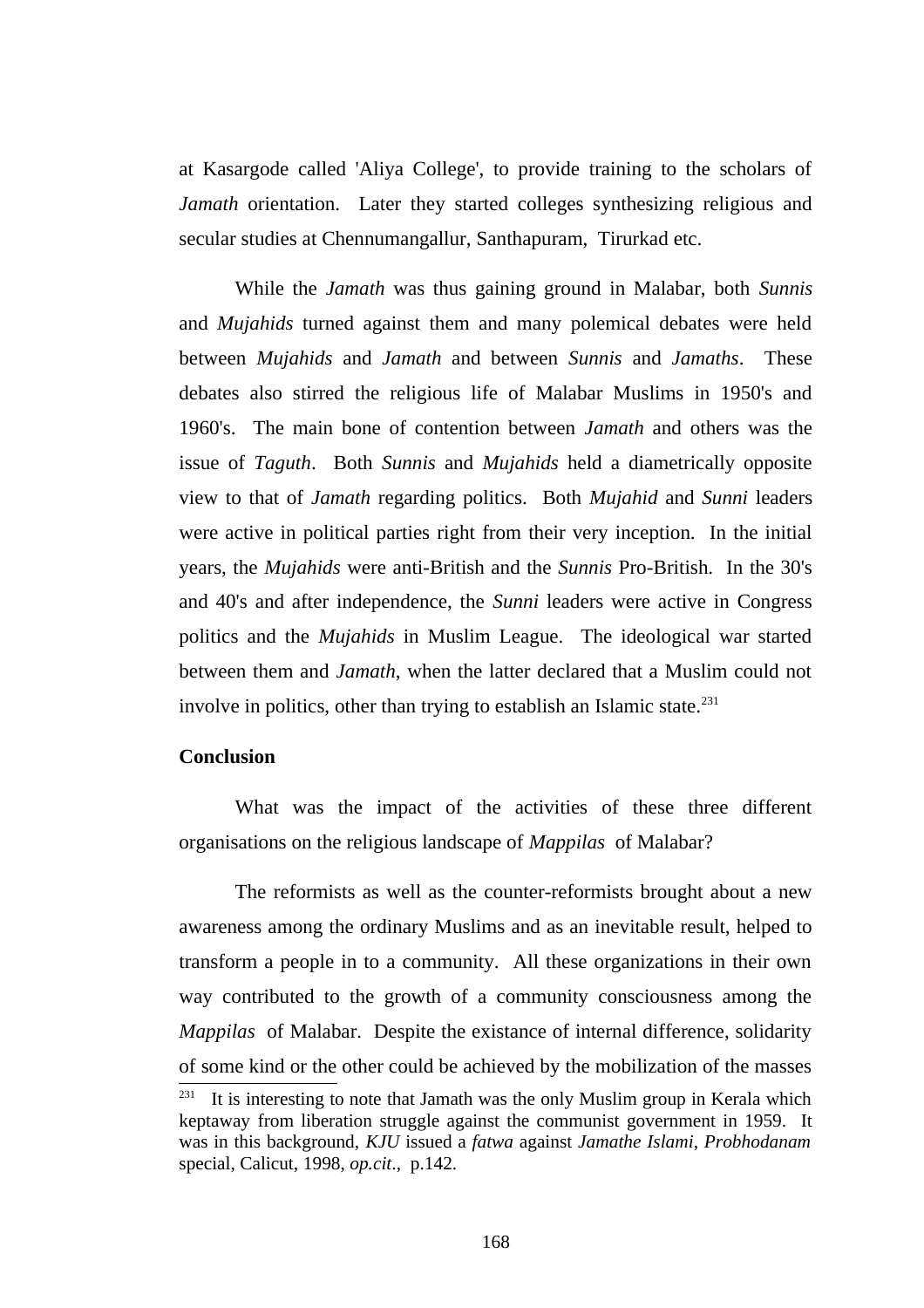at Kasargode called 'Aliya College', to provide training to the scholars of *Jamath* orientation. Later they started colleges synthesizing religious and secular studies at Chennumangallur, Santhapuram, Tirurkad etc.

While the *Jamath* was thus gaining ground in Malabar, both *Sunnis* and *Mujahids* turned against them and many polemical debates were held between *Mujahids* and *Jamath* and between *Sunnis* and *Jamaths*. These debates also stirred the religious life of Malabar Muslims in 1950's and 1960's. The main bone of contention between *Jamath* and others was the issue of *Taguth*. Both *Sunnis* and *Mujahids* held a diametrically opposite view to that of *Jamath* regarding politics. Both *Mujahid* and *Sunni* leaders were active in political parties right from their very inception. In the initial years, the *Mujahids* were anti-British and the *Sunnis* Pro-British. In the 30's and 40's and after independence, the *Sunni* leaders were active in Congress politics and the *Mujahids* in Muslim League. The ideological war started between them and *Jamath*, when the latter declared that a Muslim could not involve in politics, other than trying to establish an Islamic state.[231]

**Conclusion**

What was the impact of the activities of these three different organisations on the religious landscape of *Mappilas* of Malabar?

The reformists as well as the counter-reformists brought about a new awareness among the ordinary Muslims and as an inevitable result, helped to transform a people in to a community. All these organizations in their own way contributed to the growth of a community consciousness among the *Mappilas* of Malabar. Despite the existance of internal difference, solidarity of some kind or the other could be achieved by the mobilization of the masses

[231] It is interesting to note that Jamath was the only Muslim group in Kerala which keptaway from liberation struggle against the communist government in 1959. It was in this background, *KJU* issued a *fatwa* against *Jamathe Islami*, *Probhodanam* special, Calicut, 1998, *op.cit*., p.142.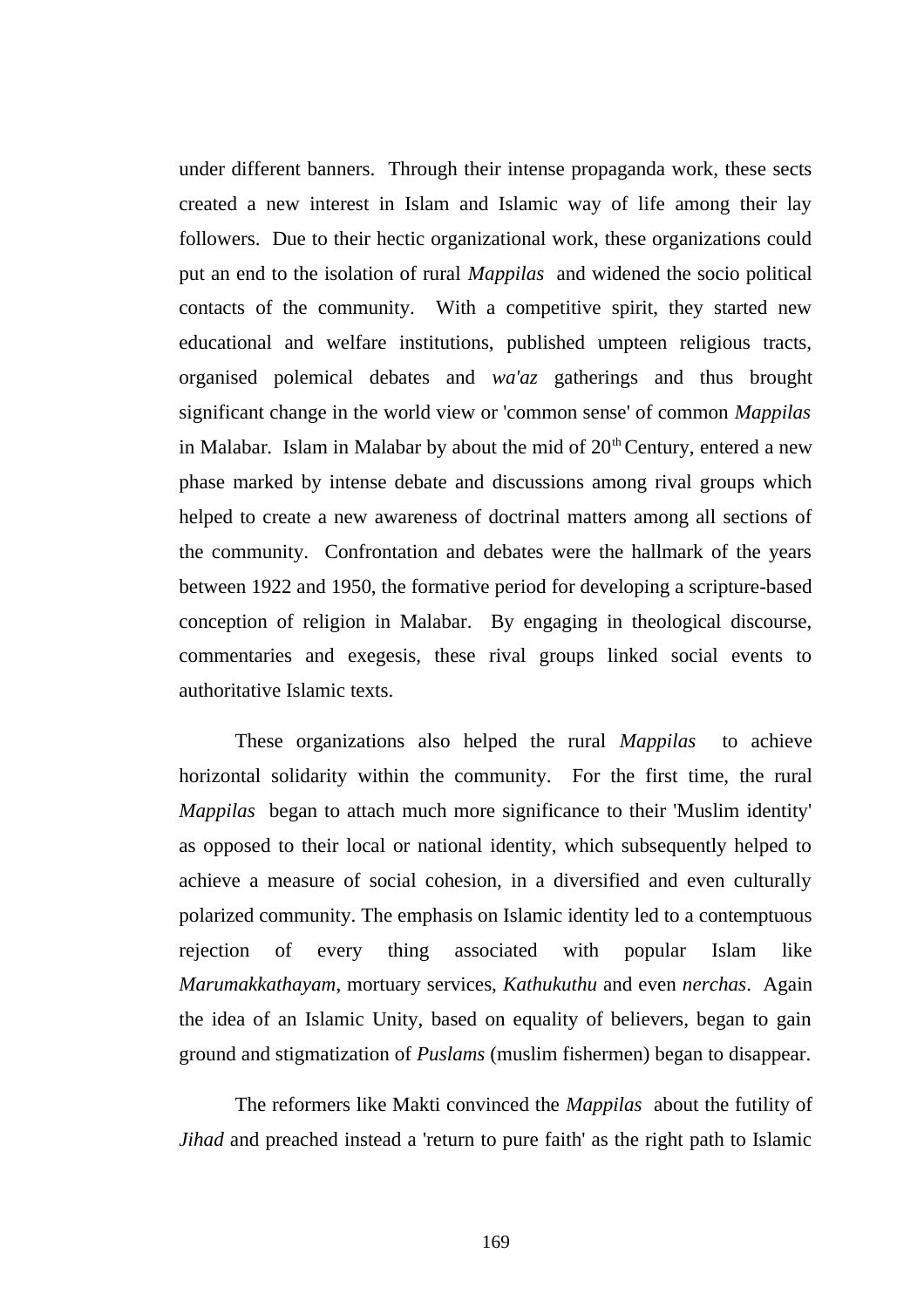under different banners. Through their intense propaganda work, these sects created a new interest in Islam and Islamic way of life among their lay followers. Due to their hectic organizational work, these organizations could put an end to the isolation of rural *Mappilas* and widened the socio political contacts of the community. With a competitive spirit, they started new educational and welfare institutions, published umpteen religious tracts, organised polemical debates and *wa'az* gatherings and thus brought significant change in the world view or 'common sense' of common *Mappilas* in Malabar. Islam in Malabar by about the mid of 20th Century, entered a new phase marked by intense debate and discussions among rival groups which helped to create a new awareness of doctrinal matters among all sections of the community. Confrontation and debates were the hallmark of the years between 1922 and 1950, the formative period for developing a scripture-based conception of religion in Malabar. By engaging in theological discourse, commentaries and exegesis, these rival groups linked social events to authoritative Islamic texts.

These organizations also helped the rural *Mappilas* to achieve horizontal solidarity within the community. For the first time, the rural *Mappilas* began to attach much more significance to their 'Muslim identity' as opposed to their local or national identity, which subsequently helped to achieve a measure of social cohesion, in a diversified and even culturally polarized community. The emphasis on Islamic identity led to a contemptuous rejection of every thing associated with popular Islam like *Marumakkathayam*, mortuary services, *Kathukuthu* and even *nerchas*. Again the idea of an Islamic Unity, based on equality of believers, began to gain ground and stigmatization of *Puslams* (muslim fishermen) began to disappear.

The reformers like Makti convinced the *Mappilas* about the futility of *Jihad* and preached instead a 'return to pure faith' as the right path to Islamic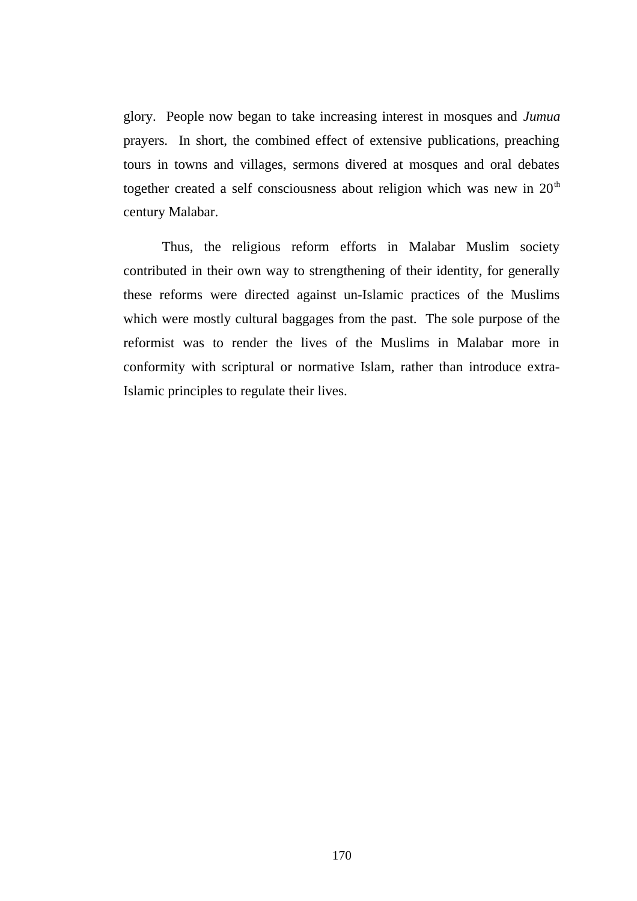glory. People now began to take increasing interest in mosques and *Jumua* prayers. In short, the combined effect of extensive publications, preaching tours in towns and villages, sermons divered at mosques and oral debates together created a self consciousness about religion which was new in $20^{th}$ century Malabar.

Thus, the religious reform efforts in Malabar Muslim society contributed in their own way to strengthening of their identity, for generally these reforms were directed against un-Islamic practices of the Muslims which were mostly cultural baggages from the past. The sole purpose of the reformist was to render the lives of the Muslims in Malabar more in conformity with scriptural or normative Islam, rather than introduce extra-Islamic principles to regulate their lives.